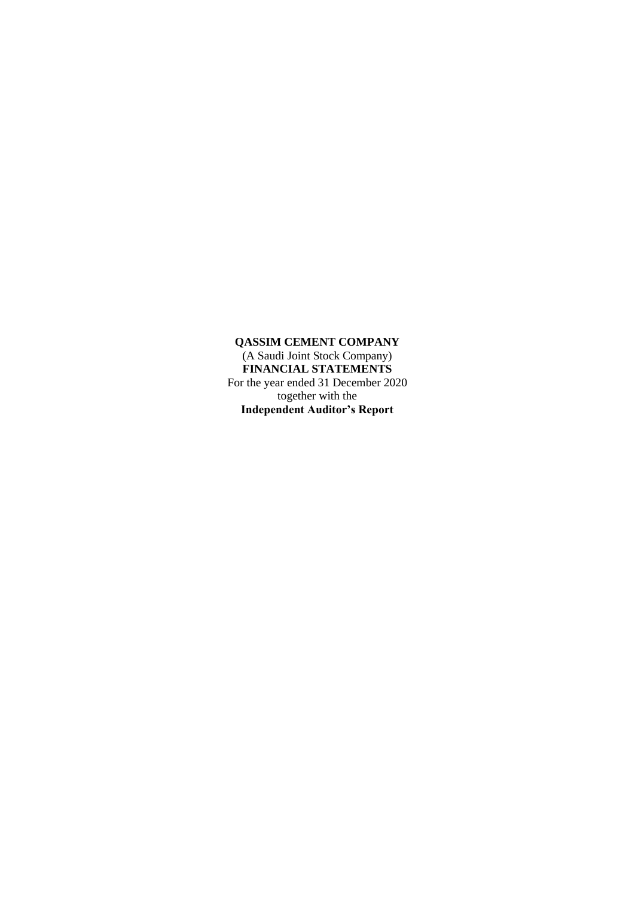**QASSIM CEMENT COMPANY**
(A Saudi Joint Stock Company)
**FINANCIAL STATEMENTS**
For the year ended 31 December 2020
together with the
**Independent Auditor's Report**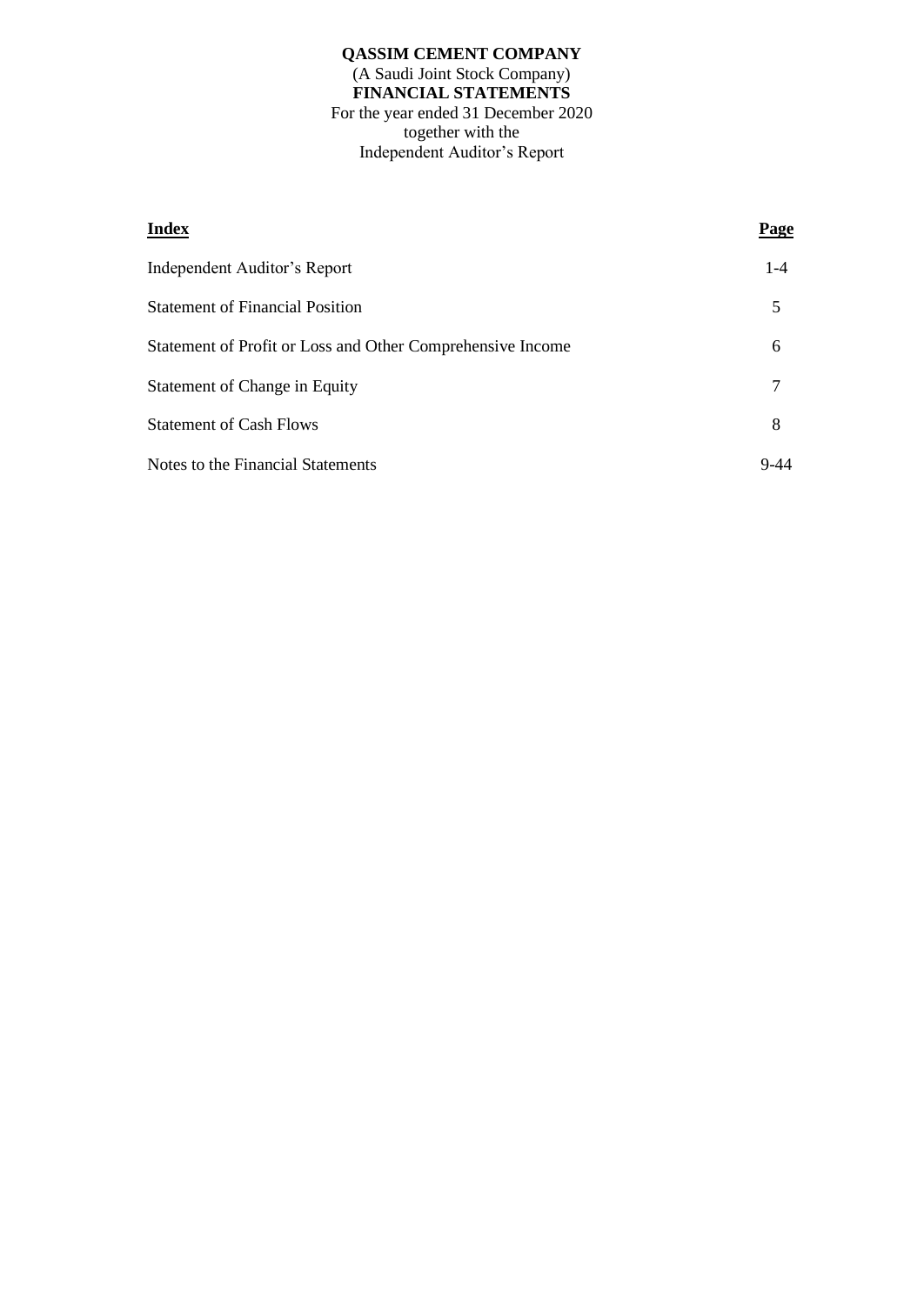**QASSIM CEMENT COMPANY**
(A Saudi Joint Stock Company)
**FINANCIAL STATEMENTS**
For the year ended 31 December 2020
together with the
Independent Auditor's Report

| **Index** | **Page** |
|---|---|
| Independent Auditor's Report | 1-4 |
| Statement of Financial Position | 5 |
| Statement of Profit or Loss and Other Comprehensive Income | 6 |
| Statement of Change in Equity | 7 |
| Statement of Cash Flows | 8 |
| Notes to the Financial Statements | 9-44 |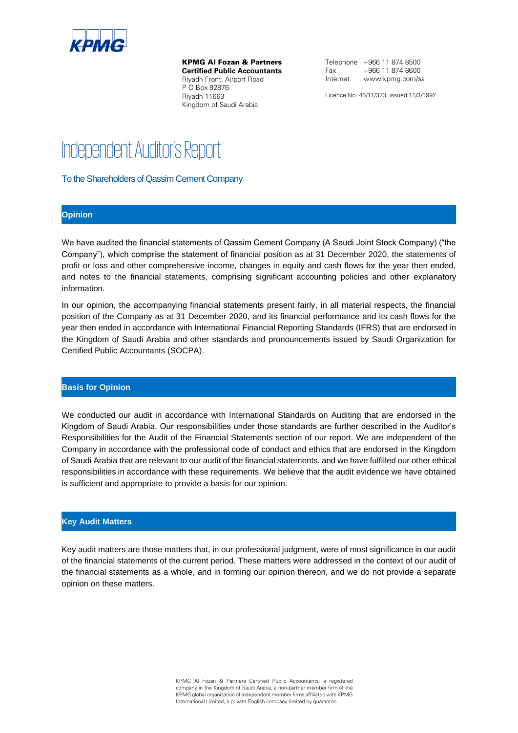**KPMG Al Fozan & Partners**
**Certified Public Accountants**
Riyadh Front, Airport Road
P O Box 92876
Riyadh 11663
Kingdom of Saudi Arabia

Telephone +966 11 874 8500
Fax +966 11 874 8600
Internet www.kpmg.com/sa

Licence No. 46/11/323 issued 11/3/1992

# Independent Auditor's Report

To the Shareholders of Qassim Cement Company

## Opinion

We have audited the financial statements of Qassim Cement Company (A Saudi Joint Stock Company) ("the Company"), which comprise the statement of financial position as at 31 December 2020, the statements of profit or loss and other comprehensive income, changes in equity and cash flows for the year then ended, and notes to the financial statements, comprising significant accounting policies and other explanatory information.

In our opinion, the accompanying financial statements present fairly, in all material respects, the financial position of the Company as at 31 December 2020, and its financial performance and its cash flows for the year then ended in accordance with International Financial Reporting Standards (IFRS) that are endorsed in the Kingdom of Saudi Arabia and other standards and pronouncements issued by Saudi Organization for Certified Public Accountants (SOCPA).

## Basis for Opinion

We conducted our audit in accordance with International Standards on Auditing that are endorsed in the Kingdom of Saudi Arabia. Our responsibilities under those standards are further described in the Auditor's Responsibilities for the Audit of the Financial Statements section of our report. We are independent of the Company in accordance with the professional code of conduct and ethics that are endorsed in the Kingdom of Saudi Arabia that are relevant to our audit of the financial statements, and we have fulfilled our other ethical responsibilities in accordance with these requirements. We believe that the audit evidence we have obtained is sufficient and appropriate to provide a basis for our opinion.

## Key Audit Matters

Key audit matters are those matters that, in our professional judgment, were of most significance in our audit of the financial statements of the current period. These matters were addressed in the context of our audit of the financial statements as a whole, and in forming our opinion thereon, and we do not provide a separate opinion on these matters.

KPMG Al Fozan & Partners Certified Public Accountants, a registered company in the Kingdom of Saudi Arabia, a non-partner member firm of the KPMG global organization of independent member firms affiliated with KPMG International Limited, a private English company limited by guarantee.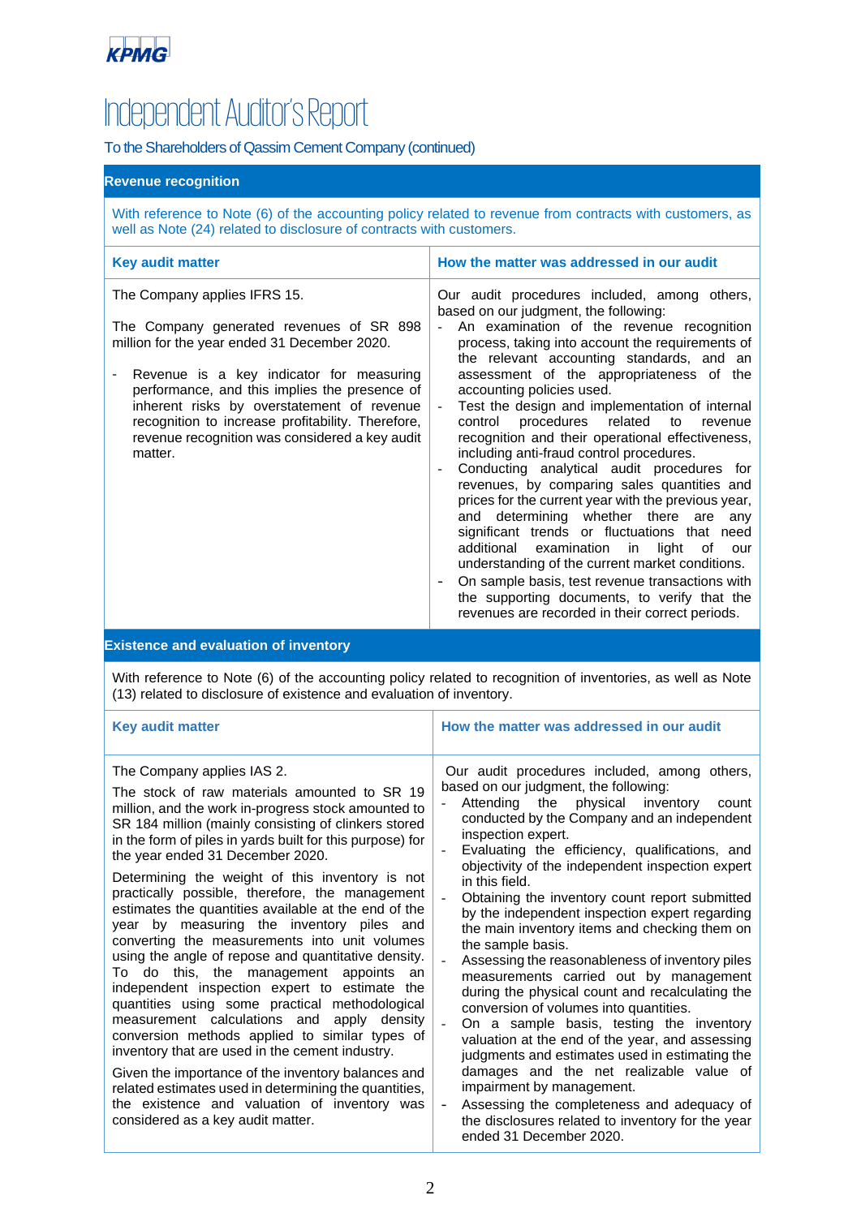KPMG

# Independent Auditor's Report

To the Shareholders of Qassim Cement Company (continued)

## Revenue recognition

With reference to Note (6) of the accounting policy related to revenue from contracts with customers, as well as Note (24) related to disclosure of contracts with customers.

| Key audit matter | How the matter was addressed in our audit |
|---|---|
| The Company applies IFRS 15.<br><br>The Company generated revenues of SR 898 million for the year ended 31 December 2020.<br><br>- Revenue is a key indicator for measuring performance, and this implies the presence of inherent risks by overstatement of revenue recognition to increase profitability. Therefore, revenue recognition was considered a key audit matter. | Our audit procedures included, among others, based on our judgment, the following:<br>- An examination of the revenue recognition process, taking into account the requirements of the relevant accounting standards, and an assessment of the appropriateness of the accounting policies used.<br>- Test the design and implementation of internal control procedures related to revenue recognition and their operational effectiveness, including anti-fraud control procedures.<br>- Conducting analytical audit procedures for revenues, by comparing sales quantities and prices for the current year with the previous year, and determining whether there are any significant trends or fluctuations that need additional examination in light of our understanding of the current market conditions.<br>- On sample basis, test revenue transactions with the supporting documents, to verify that the revenues are recorded in their correct periods. |

## Existence and evaluation of inventory

With reference to Note (6) of the accounting policy related to recognition of inventories, as well as Note (13) related to disclosure of existence and evaluation of inventory.

| Key audit matter | How the matter was addressed in our audit |
|---|---|
| The Company applies IAS 2.<br><br>The stock of raw materials amounted to SR 19 million, and the work in-progress stock amounted to SR 184 million (mainly consisting of clinkers stored in the form of piles in yards built for this purpose) for the year ended 31 December 2020.<br><br>Determining the weight of this inventory is not practically possible, therefore, the management estimates the quantities available at the end of the year by measuring the inventory piles and converting the measurements into unit volumes using the angle of repose and quantitative density. To do this, the management appoints an independent inspection expert to estimate the quantities using some practical methodological measurement calculations and apply density conversion methods applied to similar types of inventory that are used in the cement industry.<br><br>Given the importance of the inventory balances and related estimates used in determining the quantities, the existence and valuation of inventory was considered as a key audit matter. | Our audit procedures included, among others, based on our judgment, the following:<br>- Attending the physical inventory count conducted by the Company and an independent inspection expert.<br>- Evaluating the efficiency, qualifications, and objectivity of the independent inspection expert in this field.<br>- Obtaining the inventory count report submitted by the independent inspection expert regarding the main inventory items and checking them on the sample basis.<br>- Assessing the reasonableness of inventory piles measurements carried out by management during the physical count and recalculating the conversion of volumes into quantities.<br>- On a sample basis, testing the inventory valuation at the end of the year, and assessing judgments and estimates used in estimating the damages and the net realizable value of impairment by management.<br>- Assessing the completeness and adequacy of the disclosures related to inventory for the year ended 31 December 2020. |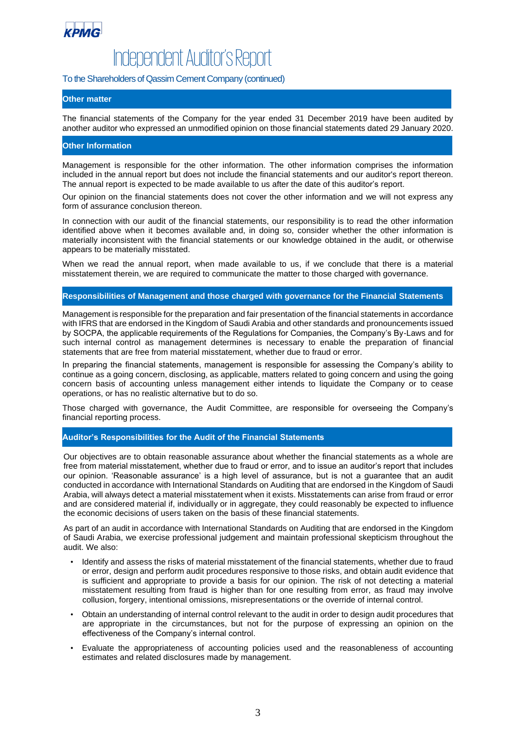# Independent Auditor's Report

To the Shareholders of Qassim Cement Company (continued)

## Other matter

The financial statements of the Company for the year ended 31 December 2019 have been audited by another auditor who expressed an unmodified opinion on those financial statements dated 29 January 2020.

## Other Information

Management is responsible for the other information. The other information comprises the information included in the annual report but does not include the financial statements and our auditor's report thereon. The annual report is expected to be made available to us after the date of this auditor's report.

Our opinion on the financial statements does not cover the other information and we will not express any form of assurance conclusion thereon.

In connection with our audit of the financial statements, our responsibility is to read the other information identified above when it becomes available and, in doing so, consider whether the other information is materially inconsistent with the financial statements or our knowledge obtained in the audit, or otherwise appears to be materially misstated.

When we read the annual report, when made available to us, if we conclude that there is a material misstatement therein, we are required to communicate the matter to those charged with governance.

## Responsibilities of Management and those charged with governance for the Financial Statements

Management is responsible for the preparation and fair presentation of the financial statements in accordance with IFRS that are endorsed in the Kingdom of Saudi Arabia and other standards and pronouncements issued by SOCPA, the applicable requirements of the Regulations for Companies, the Company's By-Laws and for such internal control as management determines is necessary to enable the preparation of financial statements that are free from material misstatement, whether due to fraud or error.

In preparing the financial statements, management is responsible for assessing the Company's ability to continue as a going concern, disclosing, as applicable, matters related to going concern and using the going concern basis of accounting unless management either intends to liquidate the Company or to cease operations, or has no realistic alternative but to do so.

Those charged with governance, the Audit Committee, are responsible for overseeing the Company's financial reporting process.

## Auditor's Responsibilities for the Audit of the Financial Statements

Our objectives are to obtain reasonable assurance about whether the financial statements as a whole are free from material misstatement, whether due to fraud or error, and to issue an auditor's report that includes our opinion. 'Reasonable assurance' is a high level of assurance, but is not a guarantee that an audit conducted in accordance with International Standards on Auditing that are endorsed in the Kingdom of Saudi Arabia, will always detect a material misstatement when it exists. Misstatements can arise from fraud or error and are considered material if, individually or in aggregate, they could reasonably be expected to influence the economic decisions of users taken on the basis of these financial statements.

As part of an audit in accordance with International Standards on Auditing that are endorsed in the Kingdom of Saudi Arabia, we exercise professional judgement and maintain professional skepticism throughout the audit. We also:

- Identify and assess the risks of material misstatement of the financial statements, whether due to fraud or error, design and perform audit procedures responsive to those risks, and obtain audit evidence that is sufficient and appropriate to provide a basis for our opinion. The risk of not detecting a material misstatement resulting from fraud is higher than for one resulting from error, as fraud may involve collusion, forgery, intentional omissions, misrepresentations or the override of internal control.
- Obtain an understanding of internal control relevant to the audit in order to design audit procedures that are appropriate in the circumstances, but not for the purpose of expressing an opinion on the effectiveness of the Company's internal control.
- Evaluate the appropriateness of accounting policies used and the reasonableness of accounting estimates and related disclosures made by management.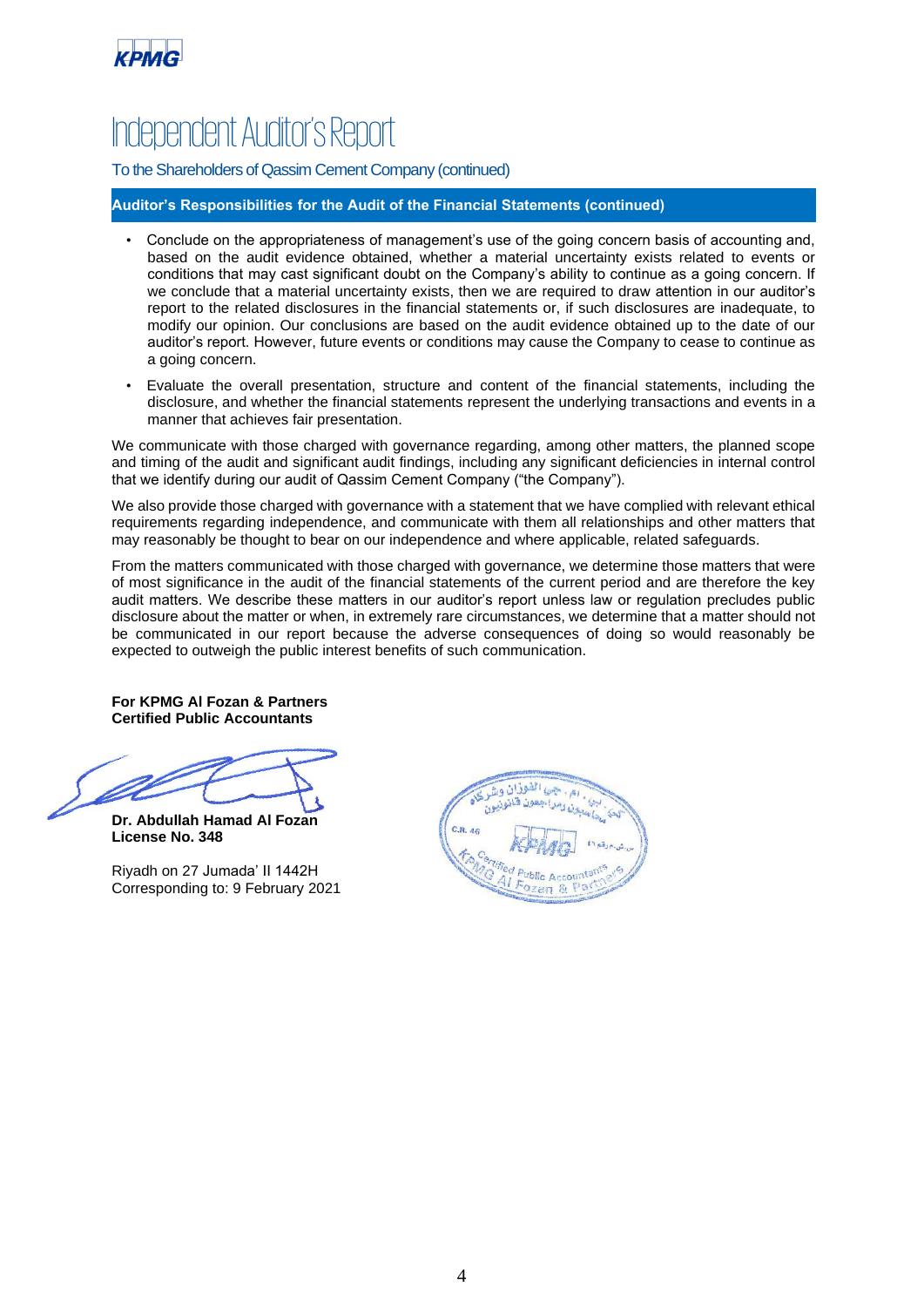# Independent Auditor's Report

To the Shareholders of Qassim Cement Company (continued)

## Auditor's Responsibilities for the Audit of the Financial Statements (continued)

- Conclude on the appropriateness of management's use of the going concern basis of accounting and, based on the audit evidence obtained, whether a material uncertainty exists related to events or conditions that may cast significant doubt on the Company's ability to continue as a going concern. If we conclude that a material uncertainty exists, then we are required to draw attention in our auditor's report to the related disclosures in the financial statements or, if such disclosures are inadequate, to modify our opinion. Our conclusions are based on the audit evidence obtained up to the date of our auditor's report. However, future events or conditions may cause the Company to cease to continue as a going concern.
- Evaluate the overall presentation, structure and content of the financial statements, including the disclosure, and whether the financial statements represent the underlying transactions and events in a manner that achieves fair presentation.

We communicate with those charged with governance regarding, among other matters, the planned scope and timing of the audit and significant audit findings, including any significant deficiencies in internal control that we identify during our audit of Qassim Cement Company ("the Company").

We also provide those charged with governance with a statement that we have complied with relevant ethical requirements regarding independence, and communicate with them all relationships and other matters that may reasonably be thought to bear on our independence and where applicable, related safeguards.

From the matters communicated with those charged with governance, we determine those matters that were of most significance in the audit of the financial statements of the current period and are therefore the key audit matters. We describe these matters in our auditor's report unless law or regulation precludes public disclosure about the matter or when, in extremely rare circumstances, we determine that a matter should not be communicated in our report because the adverse consequences of doing so would reasonably be expected to outweigh the public interest benefits of such communication.

**For KPMG Al Fozan & Partners**
**Certified Public Accountants**

**Dr. Abdullah Hamad Al Fozan**
**License No. 348**

Riyadh on 27 Jumada' II 1442H
Corresponding to: 9 February 2021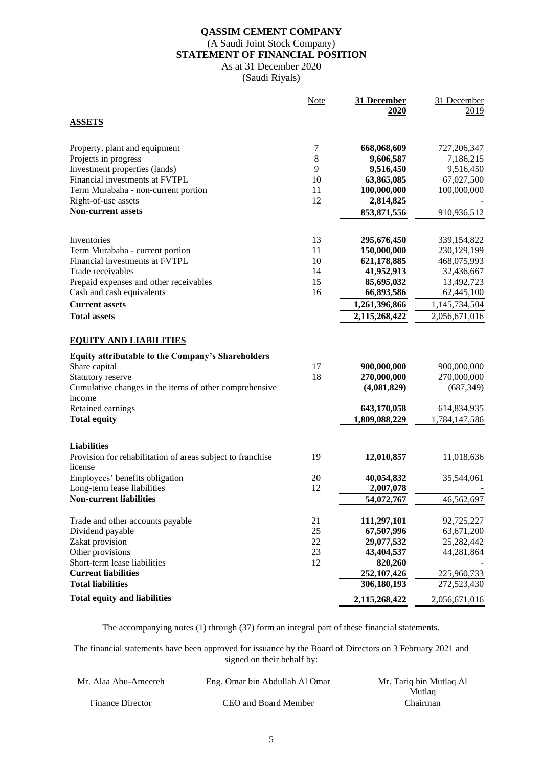# QASSIM CEMENT COMPANY

(A Saudi Joint Stock Company)

## STATEMENT OF FINANCIAL POSITION

As at 31 December 2020

(Saudi Riyals)

| | Note | **31 December 2020** | 31 December 2019 |
|---|---|---|---|
| **ASSETS** | | | |
| Property, plant and equipment | 7 | **668,068,609** | 727,206,347 |
| Projects in progress | 8 | **9,606,587** | 7,186,215 |
| Investment properties (lands) | 9 | **9,516,450** | 9,516,450 |
| Financial investments at FVTPL | 10 | **63,865,085** | 67,027,500 |
| Term Murabaha - non-current portion | 11 | **100,000,000** | 100,000,000 |
| Right-of-use assets | 12 | **2,814,825** | - |
| **Non-current assets** | | **853,871,556** | 910,936,512 |
| Inventories | 13 | **295,676,450** | 339,154,822 |
| Term Murabaha - current portion | 11 | **150,000,000** | 230,129,199 |
| Financial investments at FVTPL | 10 | **621,178,885** | 468,075,993 |
| Trade receivables | 14 | **41,952,913** | 32,436,667 |
| Prepaid expenses and other receivables | 15 | **85,695,032** | 13,492,723 |
| Cash and cash equivalents | 16 | **66,893,586** | 62,445,100 |
| **Current assets** | | **1,261,396,866** | 1,145,734,504 |
| **Total assets** | | **2,115,268,422** | 2,056,671,016 |
| **EQUITY AND LIABILITIES** | | | |
| **Equity attributable to the Company's Shareholders** | | | |
| Share capital | 17 | **900,000,000** | 900,000,000 |
| Statutory reserve | 18 | **270,000,000** | 270,000,000 |
| Cumulative changes in the items of other comprehensive income | | **(4,081,829)** | (687,349) |
| Retained earnings | | **643,170,058** | 614,834,935 |
| **Total equity** | | **1,809,088,229** | 1,784,147,586 |
| **Liabilities** | | | |
| Provision for rehabilitation of areas subject to franchise license | 19 | **12,010,857** | 11,018,636 |
| Employees' benefits obligation | 20 | **40,054,832** | 35,544,061 |
| Long-term lease liabilities | 12 | **2,007,078** | - |
| **Non-current liabilities** | | **54,072,767** | 46,562,697 |
| Trade and other accounts payable | 21 | **111,297,101** | 92,725,227 |
| Dividend payable | 25 | **67,507,996** | 63,671,200 |
| Zakat provision | 22 | **29,077,532** | 25,282,442 |
| Other provisions | 23 | **43,404,537** | 44,281,864 |
| Short-term lease liabilities | 12 | **820,260** | - |
| **Current liabilities** | | **252,107,426** | 225,960,733 |
| **Total liabilities** | | **306,180,193** | 272,523,430 |
| **Total equity and liabilities** | | **2,115,268,422** | 2,056,671,016 |

The accompanying notes (1) through (37) form an integral part of these financial statements.

The financial statements have been approved for issuance by the Board of Directors on 3 February 2021 and signed on their behalf by:

| Mr. Alaa Abu-Ameereh | Eng. Omar bin Abdullah Al Omar | Mr. Tariq bin Mutlaq Al Mutlaq |
|---|---|---|
| Finance Director | CEO and Board Member | Chairman |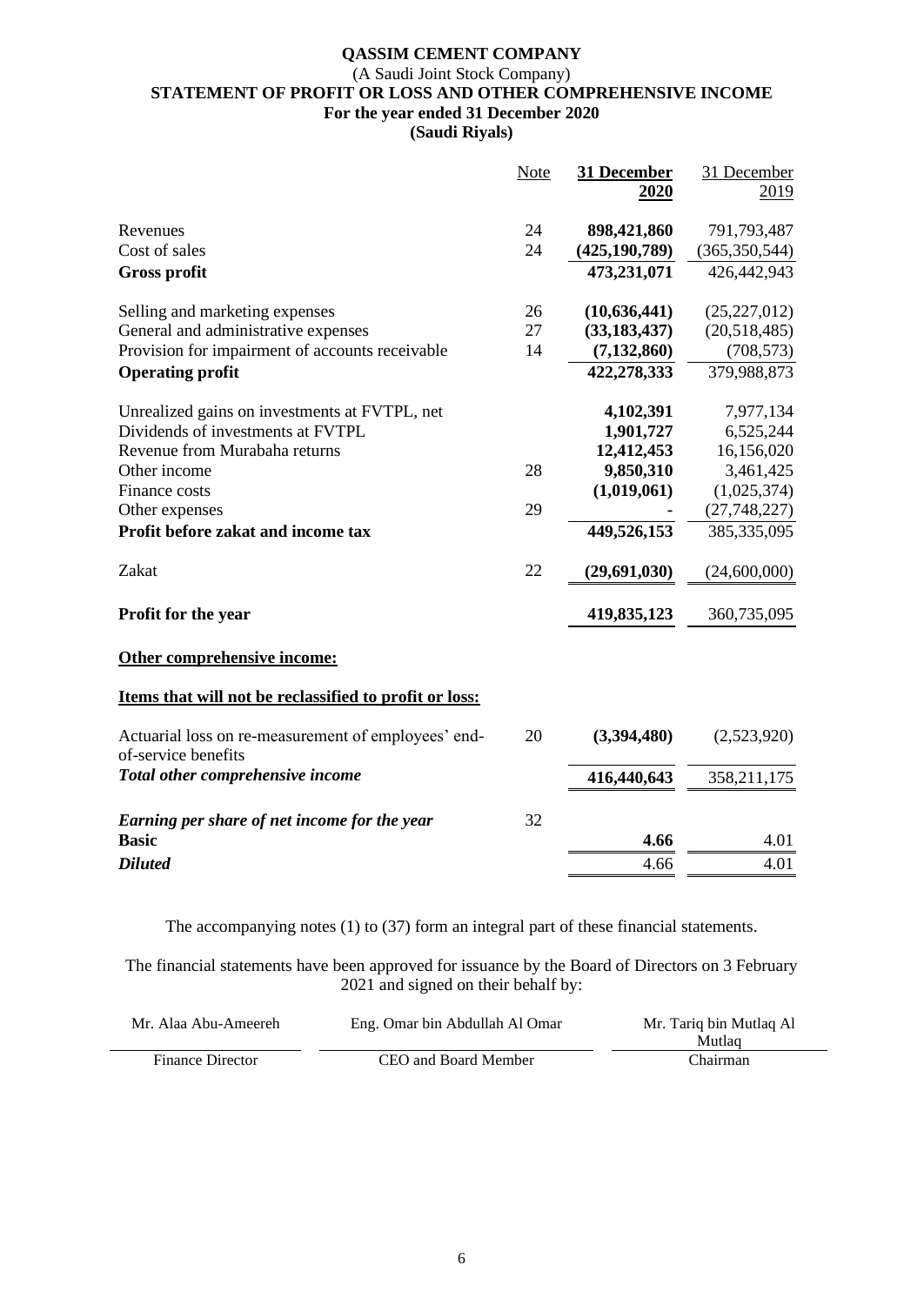# QASSIM CEMENT COMPANY

(A Saudi Joint Stock Company)

## STATEMENT OF PROFIT OR LOSS AND OTHER COMPREHENSIVE INCOME

**For the year ended 31 December 2020**

**(Saudi Riyals)**

| | Note | **31 December 2020** | 31 December 2019 |
|---|---|---|---|
| Revenues | 24 | **898,421,860** | 791,793,487 |
| Cost of sales | 24 | **(425,190,789)** | (365,350,544) |
| **Gross profit** | | **473,231,071** | 426,442,943 |
| Selling and marketing expenses | 26 | **(10,636,441)** | (25,227,012) |
| General and administrative expenses | 27 | **(33,183,437)** | (20,518,485) |
| Provision for impairment of accounts receivable | 14 | **(7,132,860)** | (708,573) |
| **Operating profit** | | **422,278,333** | 379,988,873 |
| Unrealized gains on investments at FVTPL, net | | **4,102,391** | 7,977,134 |
| Dividends of investments at FVTPL | | **1,901,727** | 6,525,244 |
| Revenue from Murabaha returns | | **12,412,453** | 16,156,020 |
| Other income | 28 | **9,850,310** | 3,461,425 |
| Finance costs | | **(1,019,061)** | (1,025,374) |
| Other expenses | 29 | **-** | (27,748,227) |
| **Profit before zakat and income tax** | | **449,526,153** | 385,335,095 |
| Zakat | 22 | **(29,691,030)** | (24,600,000) |
| **Profit for the year** | | **419,835,123** | 360,735,095 |
| **Other comprehensive income:** | | | |
| **Items that will not be reclassified to profit or loss:** | | | |
| Actuarial loss on re-measurement of employees' end-of-service benefits | 20 | **(3,394,480)** | (2,523,920) |
| ***Total other comprehensive income*** | | **416,440,643** | 358,211,175 |
| ***Earning per share of net income for the year*** | 32 | | |
| **Basic** | | **4.66** | 4.01 |
| ***Diluted*** | | 4.66 | 4.01 |

The accompanying notes (1) to (37) form an integral part of these financial statements.

The financial statements have been approved for issuance by the Board of Directors on 3 February 2021 and signed on their behalf by:

| Mr. Alaa Abu-Ameereh | Eng. Omar bin Abdullah Al Omar | Mr. Tariq bin Mutlaq Al Mutlaq |
|---|---|---|
| Finance Director | CEO and Board Member | Chairman |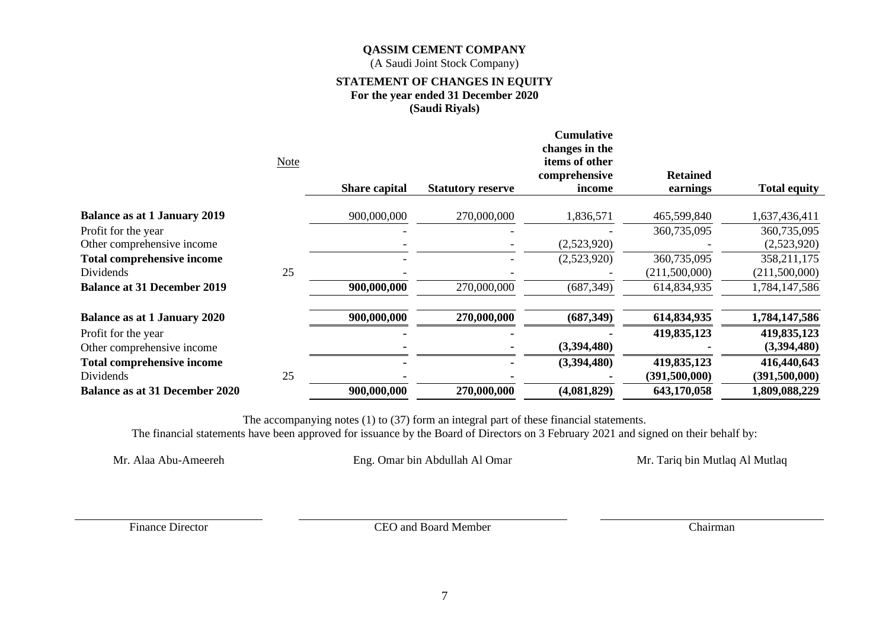**QASSIM CEMENT COMPANY**
(A Saudi Joint Stock Company)

**STATEMENT OF CHANGES IN EQUITY**
**For the year ended 31 December 2020**
**(Saudi Riyals)**

| | Note | Share capital | Statutory reserve | Cumulative changes in the items of other comprehensive income | Retained earnings | Total equity |
|---|---|---|---|---|---|---|
| **Balance as at 1 January 2019** | | 900,000,000 | 270,000,000 | 1,836,571 | 465,599,840 | 1,637,436,411 |
| Profit for the year | | - | - | - | 360,735,095 | 360,735,095 |
| Other comprehensive income | | - | - | (2,523,920) | - | (2,523,920) |
| **Total comprehensive income** | | - | - | (2,523,920) | 360,735,095 | 358,211,175 |
| Dividends | 25 | - | - | - | (211,500,000) | (211,500,000) |
| **Balance at 31 December 2019** | | **900,000,000** | 270,000,000 | (687,349) | 614,834,935 | 1,784,147,586 |
| | | | | | | |
| **Balance as at 1 January 2020** | | **900,000,000** | **270,000,000** | **(687,349)** | **614,834,935** | **1,784,147,586** |
| Profit for the year | | **-** | **-** | **-** | **419,835,123** | **419,835,123** |
| Other comprehensive income | | **-** | **-** | **(3,394,480)** | **-** | **(3,394,480)** |
| **Total comprehensive income** | | **-** | **-** | **(3,394,480)** | **419,835,123** | **416,440,643** |
| Dividends | 25 | **-** | **-** | **-** | **(391,500,000)** | **(391,500,000)** |
| **Balance as at 31 December 2020** | | **900,000,000** | **270,000,000** | **(4,081,829)** | **643,170,058** | **1,809,088,229** |

The accompanying notes (1) to (37) form an integral part of these financial statements.
The financial statements have been approved for issuance by the Board of Directors on 3 February 2021 and signed on their behalf by:

| Mr. Alaa Abu-Ameereh | Eng. Omar bin Abdullah Al Omar | Mr. Tariq bin Mutlaq Al Mutlaq |
|---|---|---|
| Finance Director | CEO and Board Member | Chairman |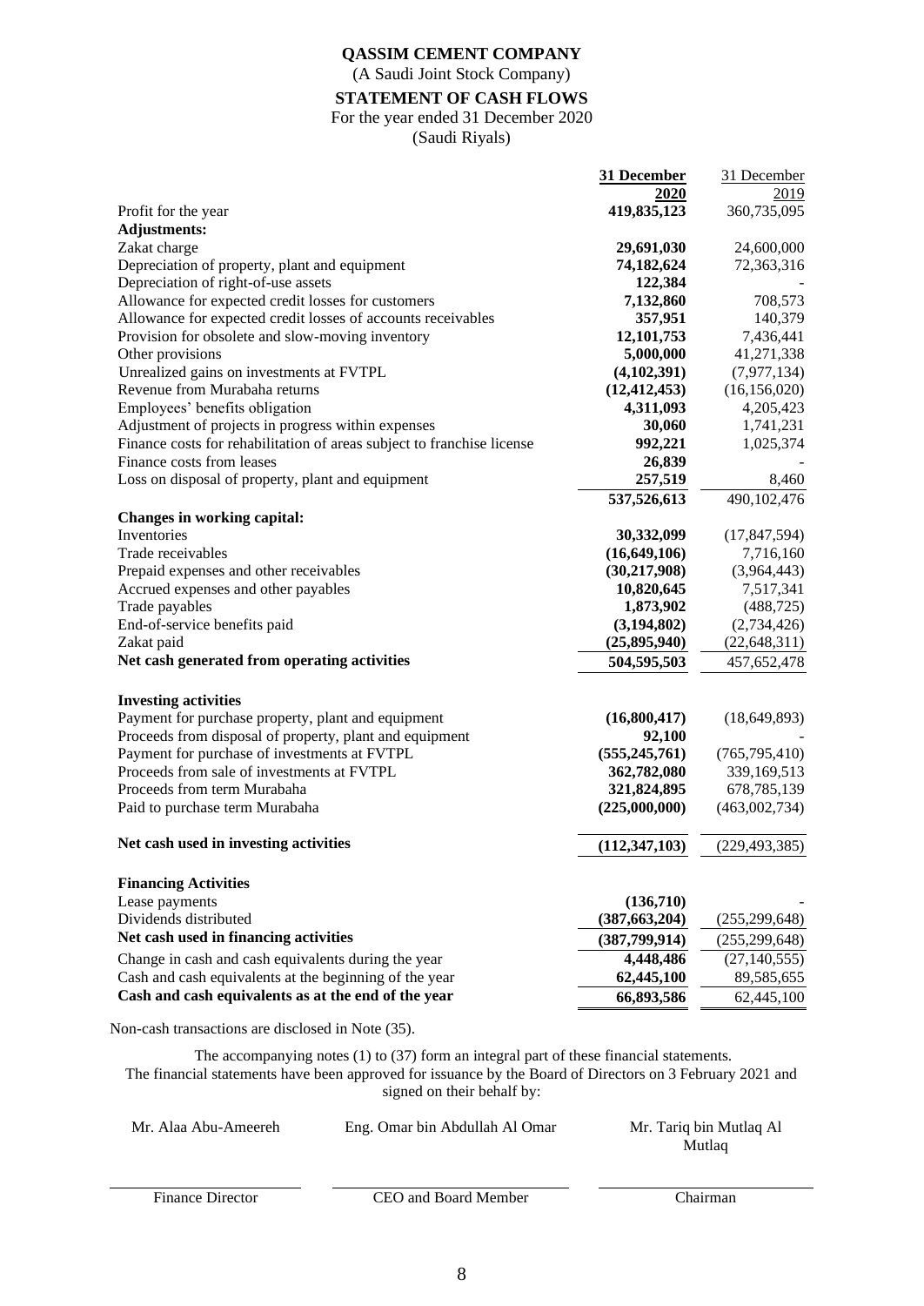# QASSIM CEMENT COMPANY

(A Saudi Joint Stock Company)

## STATEMENT OF CASH FLOWS

For the year ended 31 December 2020

(Saudi Riyals)

| | **31 December 2020** | 31 December 2019 |
|---|---|---|
| Profit for the year | **419,835,123** | 360,735,095 |
| **Adjustments:** | | |
| Zakat charge | **29,691,030** | 24,600,000 |
| Depreciation of property, plant and equipment | **74,182,624** | 72,363,316 |
| Depreciation of right-of-use assets | **122,384** | - |
| Allowance for expected credit losses for customers | **7,132,860** | 708,573 |
| Allowance for expected credit losses of accounts receivables | **357,951** | 140,379 |
| Provision for obsolete and slow-moving inventory | **12,101,753** | 7,436,441 |
| Other provisions | **5,000,000** | 41,271,338 |
| Unrealized gains on investments at FVTPL | **(4,102,391)** | (7,977,134) |
| Revenue from Murabaha returns | **(12,412,453)** | (16,156,020) |
| Employees' benefits obligation | **4,311,093** | 4,205,423 |
| Adjustment of projects in progress within expenses | **30,060** | 1,741,231 |
| Finance costs for rehabilitation of areas subject to franchise license | **992,221** | 1,025,374 |
| Finance costs from leases | **26,839** | - |
| Loss on disposal of property, plant and equipment | **257,519** | 8,460 |
| | **537,526,613** | 490,102,476 |
| **Changes in working capital:** | | |
| Inventories | **30,332,099** | (17,847,594) |
| Trade receivables | **(16,649,106)** | 7,716,160 |
| Prepaid expenses and other receivables | **(30,217,908)** | (3,964,443) |
| Accrued expenses and other payables | **10,820,645** | 7,517,341 |
| Trade payables | **1,873,902** | (488,725) |
| End-of-service benefits paid | **(3,194,802)** | (2,734,426) |
| Zakat paid | **(25,895,940)** | (22,648,311) |
| **Net cash generated from operating activities** | **504,595,503** | 457,652,478 |
| | | |
| **Investing activities** | | |
| Payment for purchase property, plant and equipment | **(16,800,417)** | (18,649,893) |
| Proceeds from disposal of property, plant and equipment | **92,100** | - |
| Payment for purchase of investments at FVTPL | **(555,245,761)** | (765,795,410) |
| Proceeds from sale of investments at FVTPL | **362,782,080** | 339,169,513 |
| Proceeds from term Murabaha | **321,824,895** | 678,785,139 |
| Paid to purchase term Murabaha | **(225,000,000)** | (463,002,734) |
| | | |
| **Net cash used in investing activities** | **(112,347,103)** | (229,493,385) |
| | | |
| **Financing Activities** | | |
| Lease payments | **(136,710)** | - |
| Dividends distributed | **(387,663,204)** | (255,299,648) |
| **Net cash used in financing activities** | **(387,799,914)** | (255,299,648) |
| Change in cash and cash equivalents during the year | **4,448,486** | (27,140,555) |
| Cash and cash equivalents at the beginning of the year | **62,445,100** | 89,585,655 |
| **Cash and cash equivalents as at the end of the year** | **66,893,586** | 62,445,100 |

Non-cash transactions are disclosed in Note (35).

The accompanying notes (1) to (37) form an integral part of these financial statements.
The financial statements have been approved for issuance by the Board of Directors on 3 February 2021 and signed on their behalf by:

| Mr. Alaa Abu-Ameereh | Eng. Omar bin Abdullah Al Omar | Mr. Tariq bin Mutlaq Al Mutlaq |
|---|---|---|
| Finance Director | CEO and Board Member | Chairman |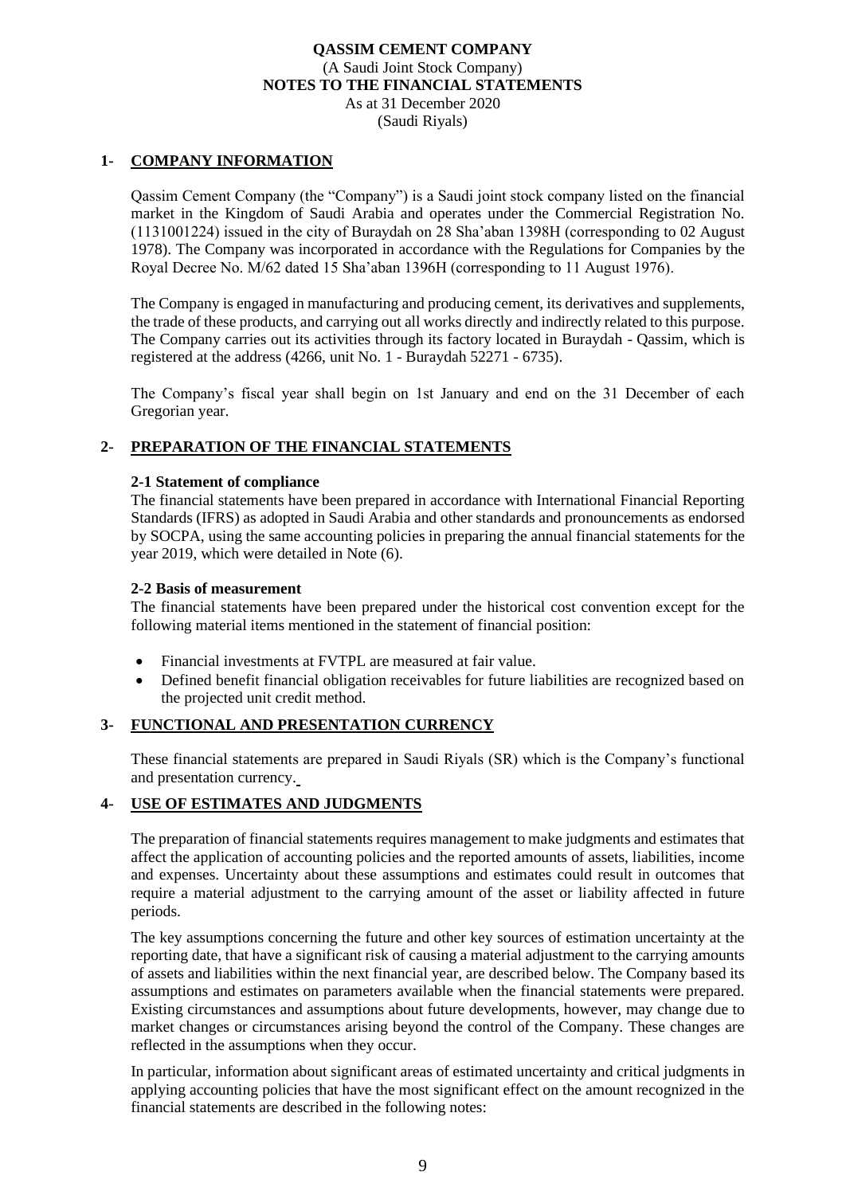**QASSIM CEMENT COMPANY**
(A Saudi Joint Stock Company)
**NOTES TO THE FINANCIAL STATEMENTS**
As at 31 December 2020
(Saudi Riyals)

## 1- COMPANY INFORMATION

Qassim Cement Company (the "Company") is a Saudi joint stock company listed on the financial market in the Kingdom of Saudi Arabia and operates under the Commercial Registration No. (1131001224) issued in the city of Buraydah on 28 Sha'aban 1398H (corresponding to 02 August 1978). The Company was incorporated in accordance with the Regulations for Companies by the Royal Decree No. M/62 dated 15 Sha'aban 1396H (corresponding to 11 August 1976).

The Company is engaged in manufacturing and producing cement, its derivatives and supplements, the trade of these products, and carrying out all works directly and indirectly related to this purpose. The Company carries out its activities through its factory located in Buraydah - Qassim, which is registered at the address (4266, unit No. 1 - Buraydah 52271 - 6735).

The Company's fiscal year shall begin on 1st January and end on the 31 December of each Gregorian year.

## 2- PREPARATION OF THE FINANCIAL STATEMENTS

### 2-1 Statement of compliance

The financial statements have been prepared in accordance with International Financial Reporting Standards (IFRS) as adopted in Saudi Arabia and other standards and pronouncements as endorsed by SOCPA, using the same accounting policies in preparing the annual financial statements for the year 2019, which were detailed in Note (6).

### 2-2 Basis of measurement

The financial statements have been prepared under the historical cost convention except for the following material items mentioned in the statement of financial position:

- Financial investments at FVTPL are measured at fair value.
- Defined benefit financial obligation receivables for future liabilities are recognized based on the projected unit credit method.

## 3- FUNCTIONAL AND PRESENTATION CURRENCY

These financial statements are prepared in Saudi Riyals (SR) which is the Company's functional and presentation currency.

## 4- USE OF ESTIMATES AND JUDGMENTS

The preparation of financial statements requires management to make judgments and estimates that affect the application of accounting policies and the reported amounts of assets, liabilities, income and expenses. Uncertainty about these assumptions and estimates could result in outcomes that require a material adjustment to the carrying amount of the asset or liability affected in future periods.

The key assumptions concerning the future and other key sources of estimation uncertainty at the reporting date, that have a significant risk of causing a material adjustment to the carrying amounts of assets and liabilities within the next financial year, are described below. The Company based its assumptions and estimates on parameters available when the financial statements were prepared. Existing circumstances and assumptions about future developments, however, may change due to market changes or circumstances arising beyond the control of the Company. These changes are reflected in the assumptions when they occur.

In particular, information about significant areas of estimated uncertainty and critical judgments in applying accounting policies that have the most significant effect on the amount recognized in the financial statements are described in the following notes: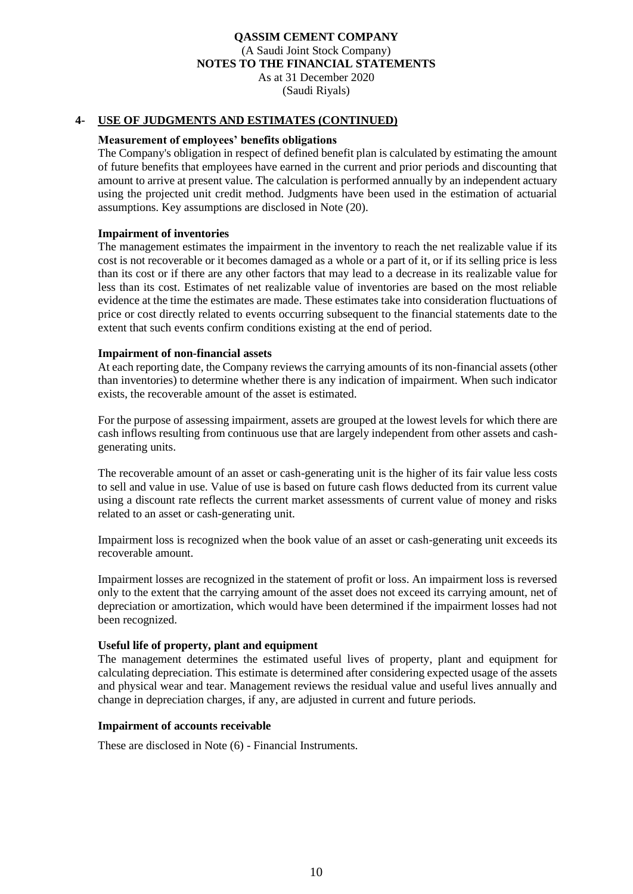## 4- USE OF JUDGMENTS AND ESTIMATES (CONTINUED)

**Measurement of employees' benefits obligations**

The Company's obligation in respect of defined benefit plan is calculated by estimating the amount of future benefits that employees have earned in the current and prior periods and discounting that amount to arrive at present value. The calculation is performed annually by an independent actuary using the projected unit credit method. Judgments have been used in the estimation of actuarial assumptions. Key assumptions are disclosed in Note (20).

**Impairment of inventories**

The management estimates the impairment in the inventory to reach the net realizable value if its cost is not recoverable or it becomes damaged as a whole or a part of it, or if its selling price is less than its cost or if there are any other factors that may lead to a decrease in its realizable value for less than its cost. Estimates of net realizable value of inventories are based on the most reliable evidence at the time the estimates are made. These estimates take into consideration fluctuations of price or cost directly related to events occurring subsequent to the financial statements date to the extent that such events confirm conditions existing at the end of period.

**Impairment of non-financial assets**

At each reporting date, the Company reviews the carrying amounts of its non-financial assets (other than inventories) to determine whether there is any indication of impairment. When such indicator exists, the recoverable amount of the asset is estimated.

For the purpose of assessing impairment, assets are grouped at the lowest levels for which there are cash inflows resulting from continuous use that are largely independent from other assets and cash-generating units.

The recoverable amount of an asset or cash-generating unit is the higher of its fair value less costs to sell and value in use. Value of use is based on future cash flows deducted from its current value using a discount rate reflects the current market assessments of current value of money and risks related to an asset or cash-generating unit.

Impairment loss is recognized when the book value of an asset or cash-generating unit exceeds its recoverable amount.

Impairment losses are recognized in the statement of profit or loss. An impairment loss is reversed only to the extent that the carrying amount of the asset does not exceed its carrying amount, net of depreciation or amortization, which would have been determined if the impairment losses had not been recognized.

**Useful life of property, plant and equipment**

The management determines the estimated useful lives of property, plant and equipment for calculating depreciation. This estimate is determined after considering expected usage of the assets and physical wear and tear. Management reviews the residual value and useful lives annually and change in depreciation charges, if any, are adjusted in current and future periods.

**Impairment of accounts receivable**

These are disclosed in Note (6) - Financial Instruments.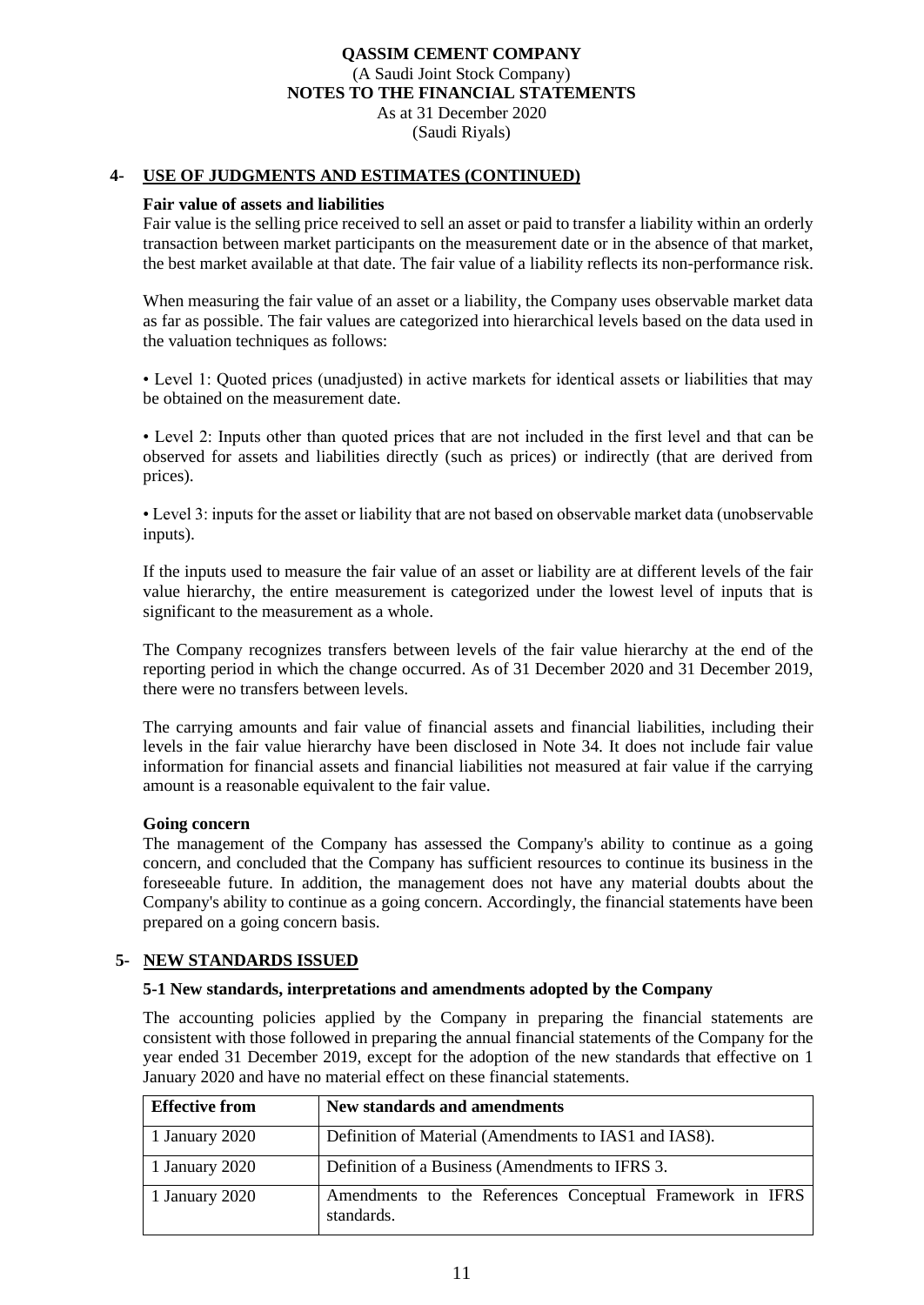## 4- USE OF JUDGMENTS AND ESTIMATES (CONTINUED)

**Fair value of assets and liabilities**

Fair value is the selling price received to sell an asset or paid to transfer a liability within an orderly transaction between market participants on the measurement date or in the absence of that market, the best market available at that date. The fair value of a liability reflects its non-performance risk.

When measuring the fair value of an asset or a liability, the Company uses observable market data as far as possible. The fair values are categorized into hierarchical levels based on the data used in the valuation techniques as follows:

• Level 1: Quoted prices (unadjusted) in active markets for identical assets or liabilities that may be obtained on the measurement date.

• Level 2: Inputs other than quoted prices that are not included in the first level and that can be observed for assets and liabilities directly (such as prices) or indirectly (that are derived from prices).

• Level 3: inputs for the asset or liability that are not based on observable market data (unobservable inputs).

If the inputs used to measure the fair value of an asset or liability are at different levels of the fair value hierarchy, the entire measurement is categorized under the lowest level of inputs that is significant to the measurement as a whole.

The Company recognizes transfers between levels of the fair value hierarchy at the end of the reporting period in which the change occurred. As of 31 December 2020 and 31 December 2019, there were no transfers between levels.

The carrying amounts and fair value of financial assets and financial liabilities, including their levels in the fair value hierarchy have been disclosed in Note 34. It does not include fair value information for financial assets and financial liabilities not measured at fair value if the carrying amount is a reasonable equivalent to the fair value.

**Going concern**

The management of the Company has assessed the Company's ability to continue as a going concern, and concluded that the Company has sufficient resources to continue its business in the foreseeable future. In addition, the management does not have any material doubts about the Company's ability to continue as a going concern. Accordingly, the financial statements have been prepared on a going concern basis.

## 5- NEW STANDARDS ISSUED

### 5-1 New standards, interpretations and amendments adopted by the Company

The accounting policies applied by the Company in preparing the financial statements are consistent with those followed in preparing the annual financial statements of the Company for the year ended 31 December 2019, except for the adoption of the new standards that effective on 1 January 2020 and have no material effect on these financial statements.

| Effective from | New standards and amendments |
|---|---|
| 1 January 2020 | Definition of Material (Amendments to IAS1 and IAS8). |
| 1 January 2020 | Definition of a Business (Amendments to IFRS 3. |
| 1 January 2020 | Amendments to the References Conceptual Framework in IFRS standards. |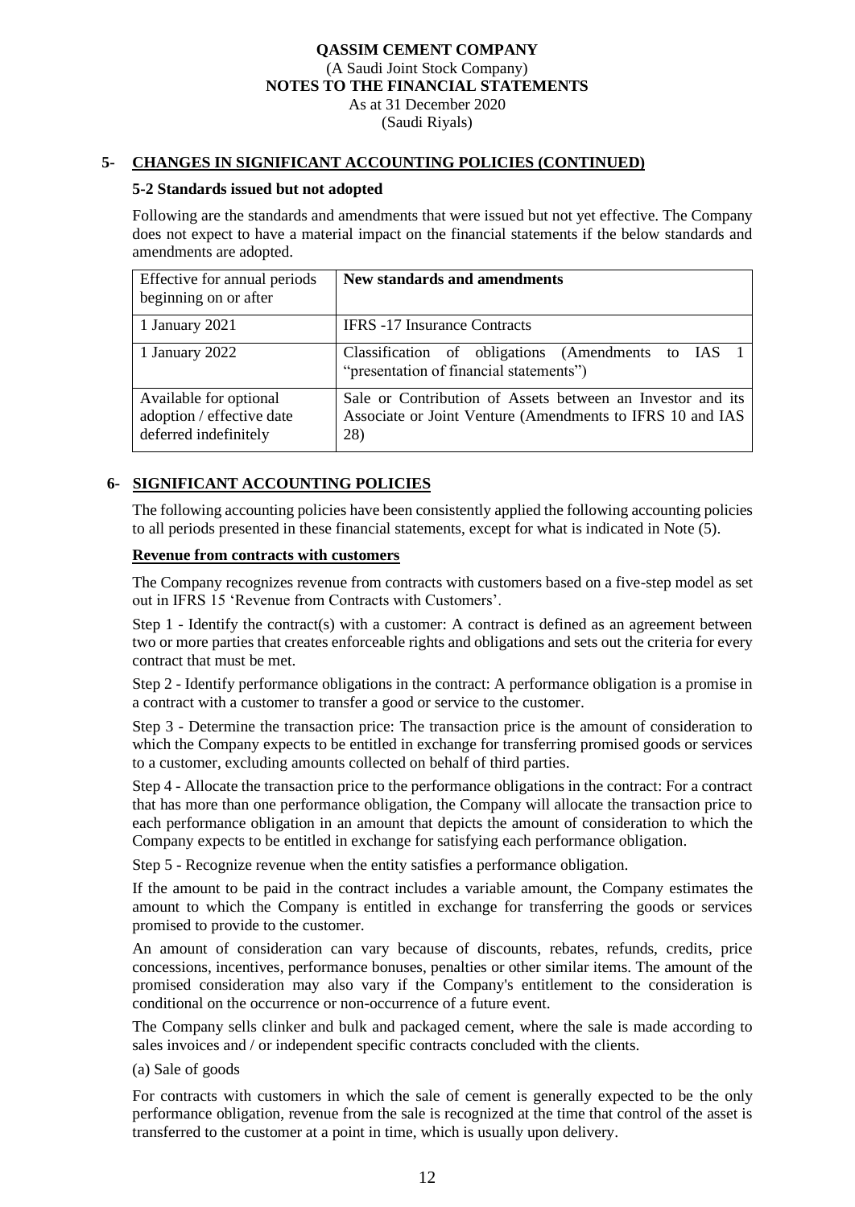## 5- CHANGES IN SIGNIFICANT ACCOUNTING POLICIES (CONTINUED)

### 5-2 Standards issued but not adopted

Following are the standards and amendments that were issued but not yet effective. The Company does not expect to have a material impact on the financial statements if the below standards and amendments are adopted.

| Effective for annual periods beginning on or after | **New standards and amendments** |
|---|---|
| 1 January 2021 | IFRS -17 Insurance Contracts |
| 1 January 2022 | Classification of obligations (Amendments to IAS 1 "presentation of financial statements") |
| Available for optional adoption / effective date deferred indefinitely | Sale or Contribution of Assets between an Investor and its Associate or Joint Venture (Amendments to IFRS 10 and IAS 28) |

## 6- SIGNIFICANT ACCOUNTING POLICIES

The following accounting policies have been consistently applied the following accounting policies to all periods presented in these financial statements, except for what is indicated in Note (5).

**Revenue from contracts with customers**

The Company recognizes revenue from contracts with customers based on a five-step model as set out in IFRS 15 'Revenue from Contracts with Customers'.

Step 1 - Identify the contract(s) with a customer: A contract is defined as an agreement between two or more parties that creates enforceable rights and obligations and sets out the criteria for every contract that must be met.

Step 2 - Identify performance obligations in the contract: A performance obligation is a promise in a contract with a customer to transfer a good or service to the customer.

Step 3 - Determine the transaction price: The transaction price is the amount of consideration to which the Company expects to be entitled in exchange for transferring promised goods or services to a customer, excluding amounts collected on behalf of third parties.

Step 4 - Allocate the transaction price to the performance obligations in the contract: For a contract that has more than one performance obligation, the Company will allocate the transaction price to each performance obligation in an amount that depicts the amount of consideration to which the Company expects to be entitled in exchange for satisfying each performance obligation.

Step 5 - Recognize revenue when the entity satisfies a performance obligation.

If the amount to be paid in the contract includes a variable amount, the Company estimates the amount to which the Company is entitled in exchange for transferring the goods or services promised to provide to the customer.

An amount of consideration can vary because of discounts, rebates, refunds, credits, price concessions, incentives, performance bonuses, penalties or other similar items. The amount of the promised consideration may also vary if the Company's entitlement to the consideration is conditional on the occurrence or non-occurrence of a future event.

The Company sells clinker and bulk and packaged cement, where the sale is made according to sales invoices and / or independent specific contracts concluded with the clients.

(a) Sale of goods

For contracts with customers in which the sale of cement is generally expected to be the only performance obligation, revenue from the sale is recognized at the time that control of the asset is transferred to the customer at a point in time, which is usually upon delivery.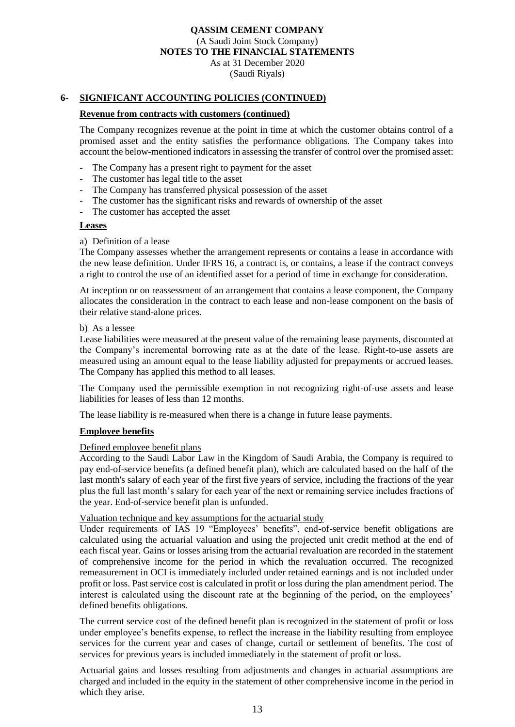## 6- SIGNIFICANT ACCOUNTING POLICIES (CONTINUED)

### Revenue from contracts with customers (continued)

The Company recognizes revenue at the point in time at which the customer obtains control of a promised asset and the entity satisfies the performance obligations. The Company takes into account the below-mentioned indicators in assessing the transfer of control over the promised asset:

- The Company has a present right to payment for the asset
- The customer has legal title to the asset
- The Company has transferred physical possession of the asset
- The customer has the significant risks and rewards of ownership of the asset
- The customer has accepted the asset

### Leases

a) Definition of a lease

The Company assesses whether the arrangement represents or contains a lease in accordance with the new lease definition. Under IFRS 16, a contract is, or contains, a lease if the contract conveys a right to control the use of an identified asset for a period of time in exchange for consideration.

At inception or on reassessment of an arrangement that contains a lease component, the Company allocates the consideration in the contract to each lease and non-lease component on the basis of their relative stand-alone prices.

b) As a lessee

Lease liabilities were measured at the present value of the remaining lease payments, discounted at the Company's incremental borrowing rate as at the date of the lease. Right-to-use assets are measured using an amount equal to the lease liability adjusted for prepayments or accrued leases. The Company has applied this method to all leases.

The Company used the permissible exemption in not recognizing right-of-use assets and lease liabilities for leases of less than 12 months.

The lease liability is re-measured when there is a change in future lease payments.

### Employee benefits

Defined employee benefit plans

According to the Saudi Labor Law in the Kingdom of Saudi Arabia, the Company is required to pay end-of-service benefits (a defined benefit plan), which are calculated based on the half of the last month's salary of each year of the first five years of service, including the fractions of the year plus the full last month's salary for each year of the next or remaining service includes fractions of the year. End-of-service benefit plan is unfunded.

Valuation technique and key assumptions for the actuarial study

Under requirements of IAS 19 "Employees' benefits", end-of-service benefit obligations are calculated using the actuarial valuation and using the projected unit credit method at the end of each fiscal year. Gains or losses arising from the actuarial revaluation are recorded in the statement of comprehensive income for the period in which the revaluation occurred. The recognized remeasurement in OCI is immediately included under retained earnings and is not included under profit or loss. Past service cost is calculated in profit or loss during the plan amendment period. The interest is calculated using the discount rate at the beginning of the period, on the employees' defined benefits obligations.

The current service cost of the defined benefit plan is recognized in the statement of profit or loss under employee's benefits expense, to reflect the increase in the liability resulting from employee services for the current year and cases of change, curtail or settlement of benefits. The cost of services for previous years is included immediately in the statement of profit or loss.

Actuarial gains and losses resulting from adjustments and changes in actuarial assumptions are charged and included in the equity in the statement of other comprehensive income in the period in which they arise.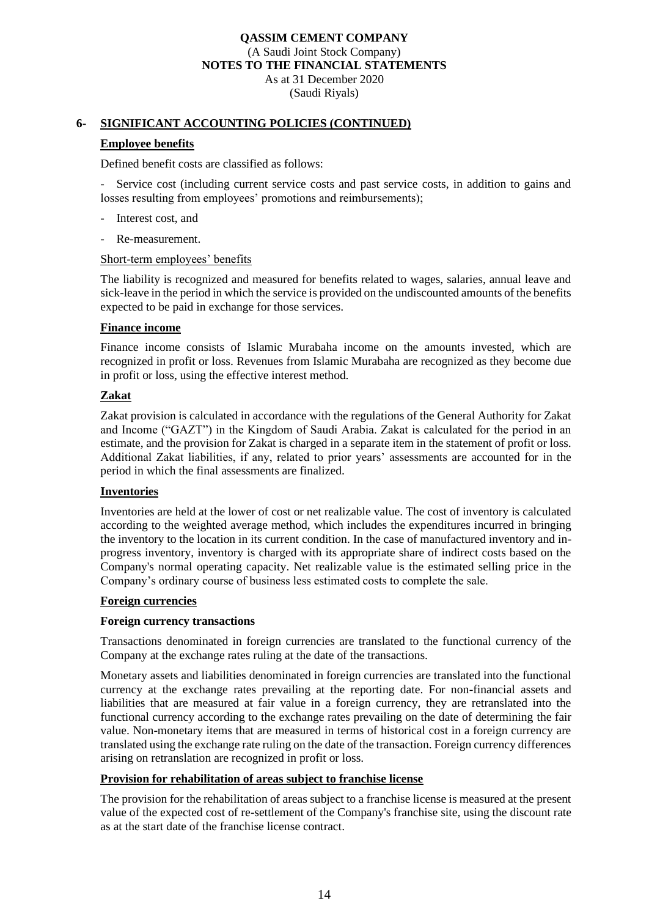## 6- SIGNIFICANT ACCOUNTING POLICIES (CONTINUED)

### Employee benefits

Defined benefit costs are classified as follows:

- Service cost (including current service costs and past service costs, in addition to gains and losses resulting from employees' promotions and reimbursements);
- Interest cost, and
- Re-measurement.

Short-term employees' benefits

The liability is recognized and measured for benefits related to wages, salaries, annual leave and sick-leave in the period in which the service is provided on the undiscounted amounts of the benefits expected to be paid in exchange for those services.

### Finance income

Finance income consists of Islamic Murabaha income on the amounts invested, which are recognized in profit or loss. Revenues from Islamic Murabaha are recognized as they become due in profit or loss, using the effective interest method.

### Zakat

Zakat provision is calculated in accordance with the regulations of the General Authority for Zakat and Income ("GAZT") in the Kingdom of Saudi Arabia. Zakat is calculated for the period in an estimate, and the provision for Zakat is charged in a separate item in the statement of profit or loss. Additional Zakat liabilities, if any, related to prior years' assessments are accounted for in the period in which the final assessments are finalized.

### Inventories

Inventories are held at the lower of cost or net realizable value. The cost of inventory is calculated according to the weighted average method, which includes the expenditures incurred in bringing the inventory to the location in its current condition. In the case of manufactured inventory and in-progress inventory, inventory is charged with its appropriate share of indirect costs based on the Company's normal operating capacity. Net realizable value is the estimated selling price in the Company's ordinary course of business less estimated costs to complete the sale.

### Foreign currencies

**Foreign currency transactions**

Transactions denominated in foreign currencies are translated to the functional currency of the Company at the exchange rates ruling at the date of the transactions.

Monetary assets and liabilities denominated in foreign currencies are translated into the functional currency at the exchange rates prevailing at the reporting date. For non-financial assets and liabilities that are measured at fair value in a foreign currency, they are retranslated into the functional currency according to the exchange rates prevailing on the date of determining the fair value. Non-monetary items that are measured in terms of historical cost in a foreign currency are translated using the exchange rate ruling on the date of the transaction. Foreign currency differences arising on retranslation are recognized in profit or loss.

### Provision for rehabilitation of areas subject to franchise license

The provision for the rehabilitation of areas subject to a franchise license is measured at the present value of the expected cost of re-settlement of the Company's franchise site, using the discount rate as at the start date of the franchise license contract.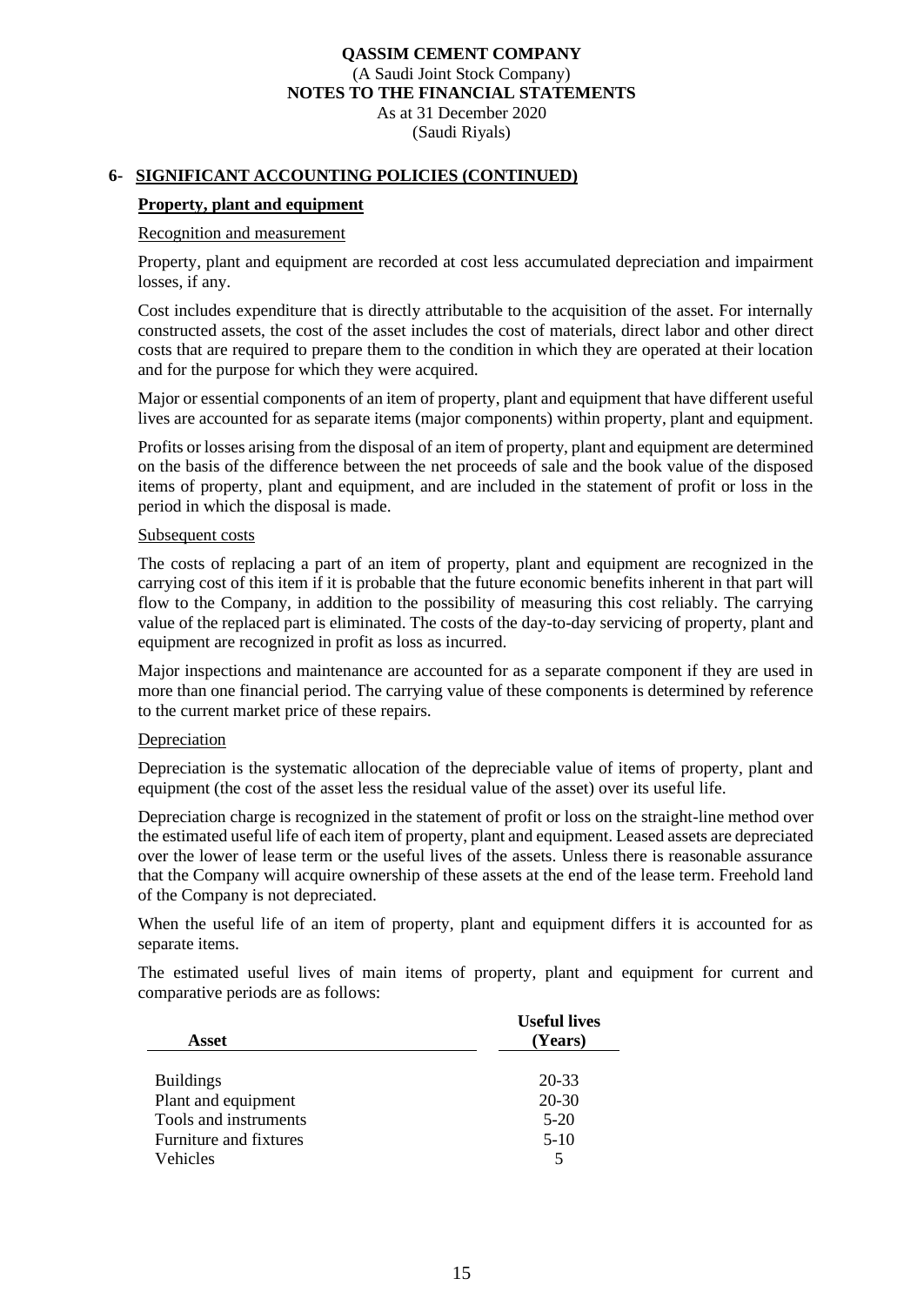## 6- SIGNIFICANT ACCOUNTING POLICIES (CONTINUED)

### Property, plant and equipment

Recognition and measurement

Property, plant and equipment are recorded at cost less accumulated depreciation and impairment losses, if any.

Cost includes expenditure that is directly attributable to the acquisition of the asset. For internally constructed assets, the cost of the asset includes the cost of materials, direct labor and other direct costs that are required to prepare them to the condition in which they are operated at their location and for the purpose for which they were acquired.

Major or essential components of an item of property, plant and equipment that have different useful lives are accounted for as separate items (major components) within property, plant and equipment.

Profits or losses arising from the disposal of an item of property, plant and equipment are determined on the basis of the difference between the net proceeds of sale and the book value of the disposed items of property, plant and equipment, and are included in the statement of profit or loss in the period in which the disposal is made.

Subsequent costs

The costs of replacing a part of an item of property, plant and equipment are recognized in the carrying cost of this item if it is probable that the future economic benefits inherent in that part will flow to the Company, in addition to the possibility of measuring this cost reliably. The carrying value of the replaced part is eliminated. The costs of the day-to-day servicing of property, plant and equipment are recognized in profit as loss as incurred.

Major inspections and maintenance are accounted for as a separate component if they are used in more than one financial period. The carrying value of these components is determined by reference to the current market price of these repairs.

Depreciation

Depreciation is the systematic allocation of the depreciable value of items of property, plant and equipment (the cost of the asset less the residual value of the asset) over its useful life.

Depreciation charge is recognized in the statement of profit or loss on the straight-line method over the estimated useful life of each item of property, plant and equipment. Leased assets are depreciated over the lower of lease term or the useful lives of the assets. Unless there is reasonable assurance that the Company will acquire ownership of these assets at the end of the lease term. Freehold land of the Company is not depreciated.

When the useful life of an item of property, plant and equipment differs it is accounted for as separate items.

The estimated useful lives of main items of property, plant and equipment for current and comparative periods are as follows:

| Asset | Useful lives (Years) |
|---|---|
| Buildings | 20-33 |
| Plant and equipment | 20-30 |
| Tools and instruments | 5-20 |
| Furniture and fixtures | 5-10 |
| Vehicles | 5 |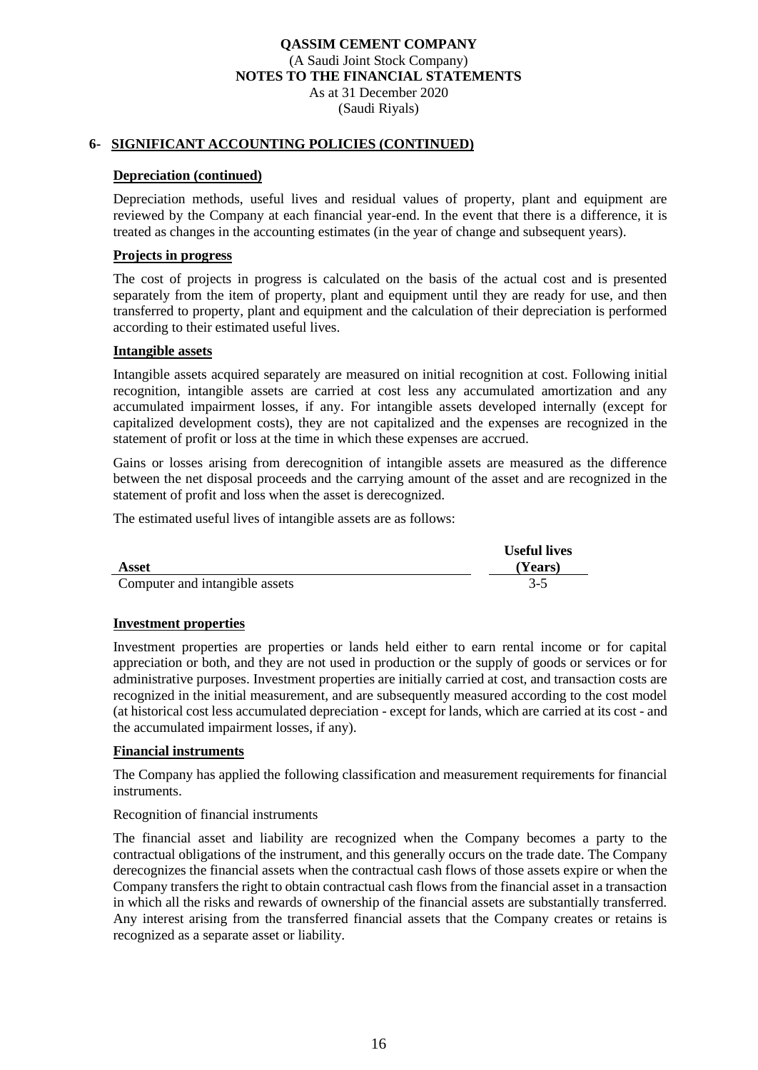## 6- SIGNIFICANT ACCOUNTING POLICIES (CONTINUED)

### Depreciation (continued)

Depreciation methods, useful lives and residual values of property, plant and equipment are reviewed by the Company at each financial year-end. In the event that there is a difference, it is treated as changes in the accounting estimates (in the year of change and subsequent years).

### Projects in progress

The cost of projects in progress is calculated on the basis of the actual cost and is presented separately from the item of property, plant and equipment until they are ready for use, and then transferred to property, plant and equipment and the calculation of their depreciation is performed according to their estimated useful lives.

### Intangible assets

Intangible assets acquired separately are measured on initial recognition at cost. Following initial recognition, intangible assets are carried at cost less any accumulated amortization and any accumulated impairment losses, if any. For intangible assets developed internally (except for capitalized development costs), they are not capitalized and the expenses are recognized in the statement of profit or loss at the time in which these expenses are accrued.

Gains or losses arising from derecognition of intangible assets are measured as the difference between the net disposal proceeds and the carrying amount of the asset and are recognized in the statement of profit and loss when the asset is derecognized.

The estimated useful lives of intangible assets are as follows:

| Asset | Useful lives (Years) |
|---|---|
| Computer and intangible assets | 3-5 |

### Investment properties

Investment properties are properties or lands held either to earn rental income or for capital appreciation or both, and they are not used in production or the supply of goods or services or for administrative purposes. Investment properties are initially carried at cost, and transaction costs are recognized in the initial measurement, and are subsequently measured according to the cost model (at historical cost less accumulated depreciation - except for lands, which are carried at its cost - and the accumulated impairment losses, if any).

### Financial instruments

The Company has applied the following classification and measurement requirements for financial instruments.

Recognition of financial instruments

The financial asset and liability are recognized when the Company becomes a party to the contractual obligations of the instrument, and this generally occurs on the trade date. The Company derecognizes the financial assets when the contractual cash flows of those assets expire or when the Company transfers the right to obtain contractual cash flows from the financial asset in a transaction in which all the risks and rewards of ownership of the financial assets are substantially transferred. Any interest arising from the transferred financial assets that the Company creates or retains is recognized as a separate asset or liability.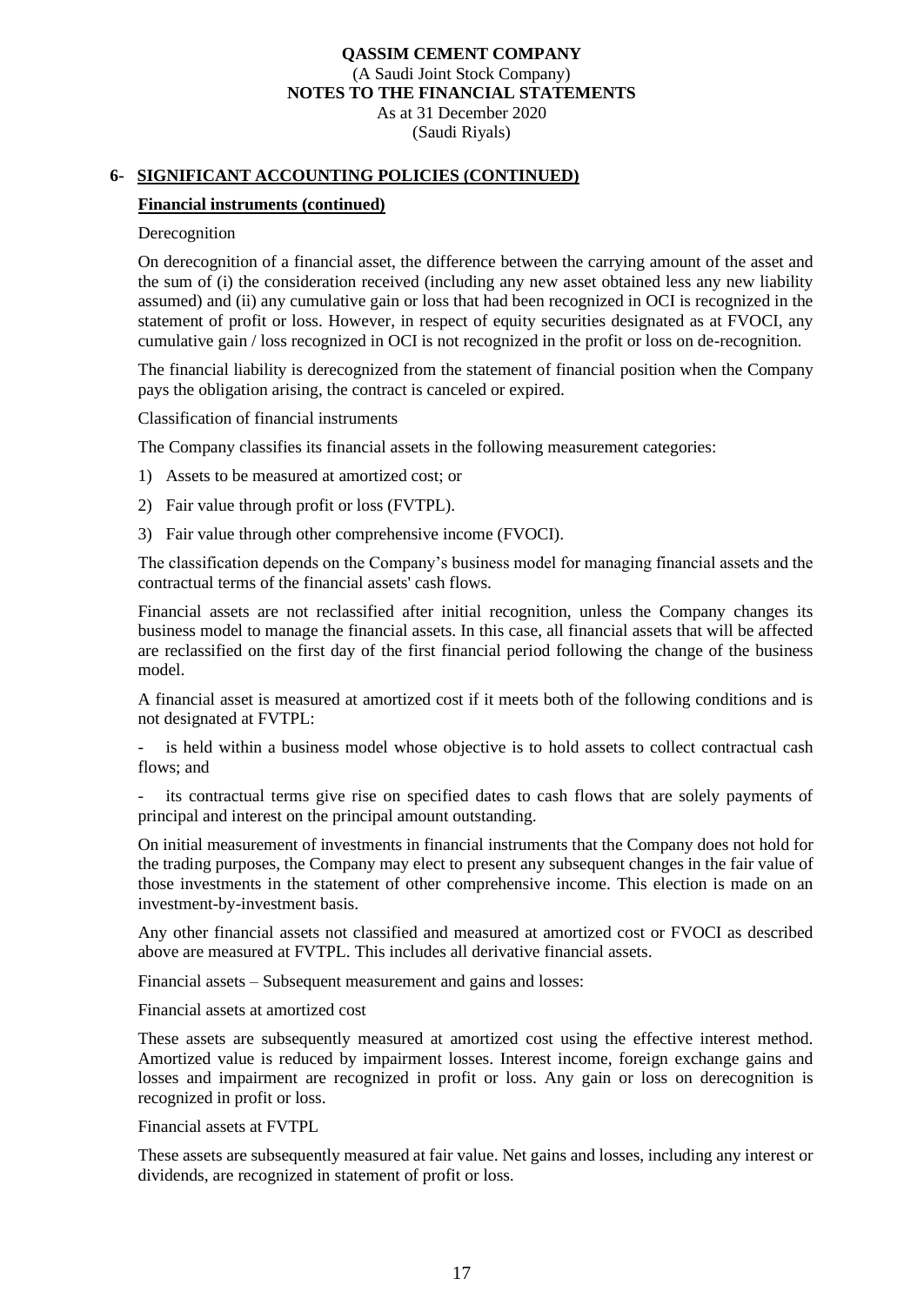## 6- SIGNIFICANT ACCOUNTING POLICIES (CONTINUED)

### Financial instruments (continued)

Derecognition

On derecognition of a financial asset, the difference between the carrying amount of the asset and the sum of (i) the consideration received (including any new asset obtained less any new liability assumed) and (ii) any cumulative gain or loss that had been recognized in OCI is recognized in the statement of profit or loss. However, in respect of equity securities designated as at FVOCI, any cumulative gain / loss recognized in OCI is not recognized in the profit or loss on de-recognition.

The financial liability is derecognized from the statement of financial position when the Company pays the obligation arising, the contract is canceled or expired.

Classification of financial instruments

The Company classifies its financial assets in the following measurement categories:

1) Assets to be measured at amortized cost; or
2) Fair value through profit or loss (FVTPL).
3) Fair value through other comprehensive income (FVOCI).

The classification depends on the Company's business model for managing financial assets and the contractual terms of the financial assets' cash flows.

Financial assets are not reclassified after initial recognition, unless the Company changes its business model to manage the financial assets. In this case, all financial assets that will be affected are reclassified on the first day of the first financial period following the change of the business model.

A financial asset is measured at amortized cost if it meets both of the following conditions and is not designated at FVTPL:

- is held within a business model whose objective is to hold assets to collect contractual cash flows; and
- its contractual terms give rise on specified dates to cash flows that are solely payments of principal and interest on the principal amount outstanding.

On initial measurement of investments in financial instruments that the Company does not hold for the trading purposes, the Company may elect to present any subsequent changes in the fair value of those investments in the statement of other comprehensive income. This election is made on an investment-by-investment basis.

Any other financial assets not classified and measured at amortized cost or FVOCI as described above are measured at FVTPL. This includes all derivative financial assets.

Financial assets – Subsequent measurement and gains and losses:

Financial assets at amortized cost

These assets are subsequently measured at amortized cost using the effective interest method. Amortized value is reduced by impairment losses. Interest income, foreign exchange gains and losses and impairment are recognized in profit or loss. Any gain or loss on derecognition is recognized in profit or loss.

Financial assets at FVTPL

These assets are subsequently measured at fair value. Net gains and losses, including any interest or dividends, are recognized in statement of profit or loss.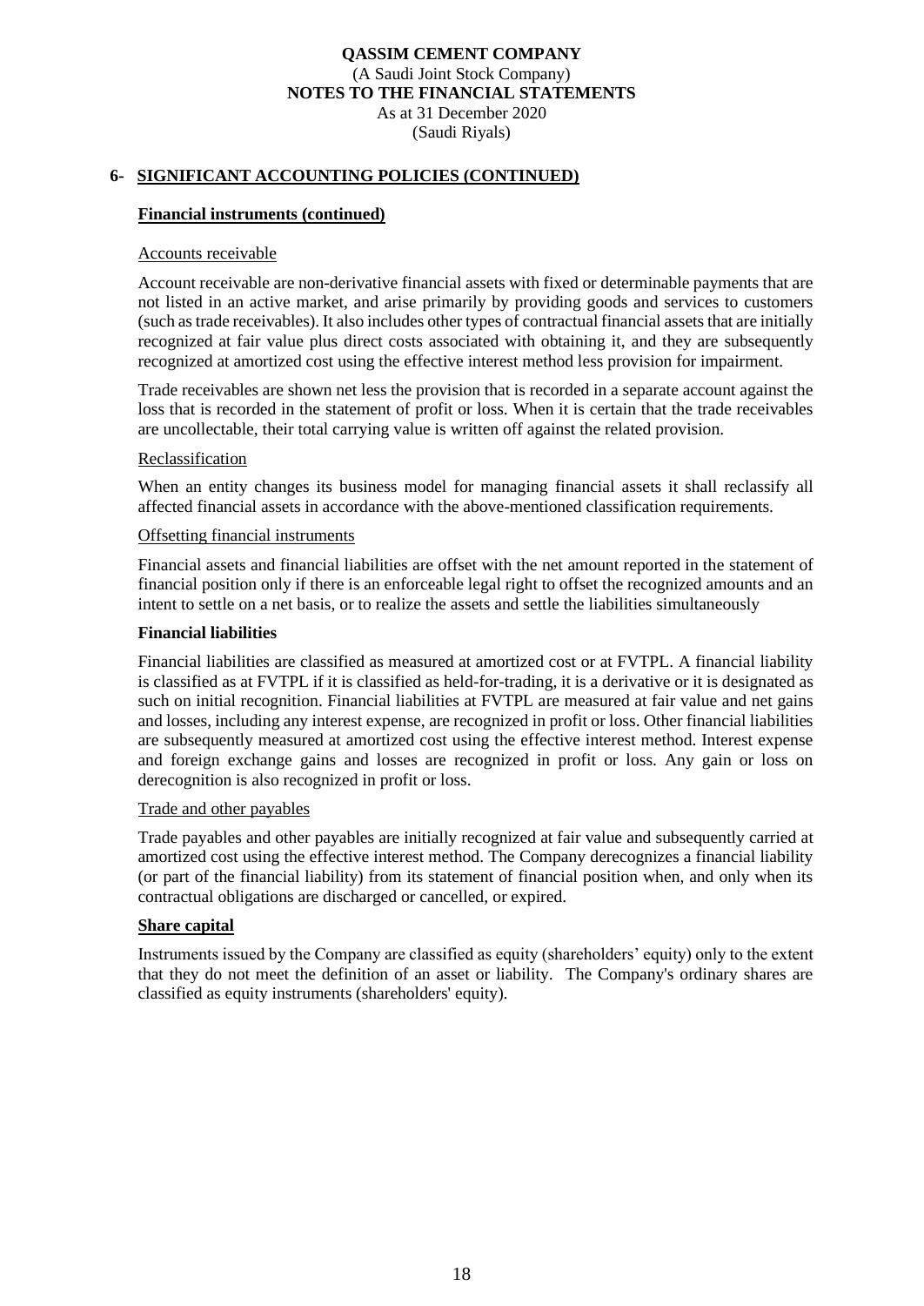## 6- SIGNIFICANT ACCOUNTING POLICIES (CONTINUED)

### Financial instruments (continued)

Accounts receivable

Account receivable are non-derivative financial assets with fixed or determinable payments that are not listed in an active market, and arise primarily by providing goods and services to customers (such as trade receivables). It also includes other types of contractual financial assets that are initially recognized at fair value plus direct costs associated with obtaining it, and they are subsequently recognized at amortized cost using the effective interest method less provision for impairment.

Trade receivables are shown net less the provision that is recorded in a separate account against the loss that is recorded in the statement of profit or loss. When it is certain that the trade receivables are uncollectable, their total carrying value is written off against the related provision.

Reclassification

When an entity changes its business model for managing financial assets it shall reclassify all affected financial assets in accordance with the above-mentioned classification requirements.

Offsetting financial instruments

Financial assets and financial liabilities are offset with the net amount reported in the statement of financial position only if there is an enforceable legal right to offset the recognized amounts and an intent to settle on a net basis, or to realize the assets and settle the liabilities simultaneously

**Financial liabilities**

Financial liabilities are classified as measured at amortized cost or at FVTPL. A financial liability is classified as at FVTPL if it is classified as held-for-trading, it is a derivative or it is designated as such on initial recognition. Financial liabilities at FVTPL are measured at fair value and net gains and losses, including any interest expense, are recognized in profit or loss. Other financial liabilities are subsequently measured at amortized cost using the effective interest method. Interest expense and foreign exchange gains and losses are recognized in profit or loss. Any gain or loss on derecognition is also recognized in profit or loss.

Trade and other payables

Trade payables and other payables are initially recognized at fair value and subsequently carried at amortized cost using the effective interest method. The Company derecognizes a financial liability (or part of the financial liability) from its statement of financial position when, and only when its contractual obligations are discharged or cancelled, or expired.

### Share capital

Instruments issued by the Company are classified as equity (shareholders' equity) only to the extent that they do not meet the definition of an asset or liability. The Company's ordinary shares are classified as equity instruments (shareholders' equity).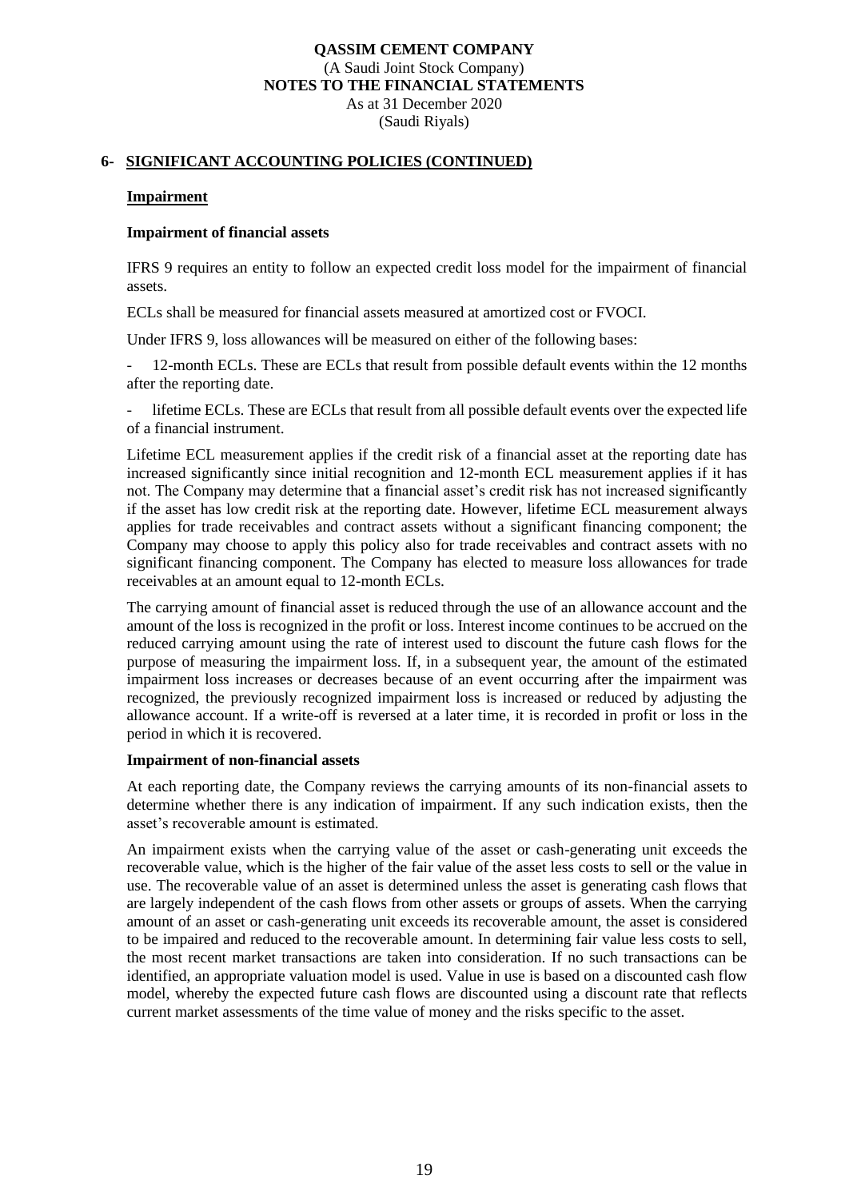## 6- SIGNIFICANT ACCOUNTING POLICIES (CONTINUED)

### Impairment

#### Impairment of financial assets

IFRS 9 requires an entity to follow an expected credit loss model for the impairment of financial assets.

ECLs shall be measured for financial assets measured at amortized cost or FVOCI.

Under IFRS 9, loss allowances will be measured on either of the following bases:

- 12-month ECLs. These are ECLs that result from possible default events within the 12 months after the reporting date.
- lifetime ECLs. These are ECLs that result from all possible default events over the expected life of a financial instrument.

Lifetime ECL measurement applies if the credit risk of a financial asset at the reporting date has increased significantly since initial recognition and 12-month ECL measurement applies if it has not. The Company may determine that a financial asset's credit risk has not increased significantly if the asset has low credit risk at the reporting date. However, lifetime ECL measurement always applies for trade receivables and contract assets without a significant financing component; the Company may choose to apply this policy also for trade receivables and contract assets with no significant financing component. The Company has elected to measure loss allowances for trade receivables at an amount equal to 12-month ECLs.

The carrying amount of financial asset is reduced through the use of an allowance account and the amount of the loss is recognized in the profit or loss. Interest income continues to be accrued on the reduced carrying amount using the rate of interest used to discount the future cash flows for the purpose of measuring the impairment loss. If, in a subsequent year, the amount of the estimated impairment loss increases or decreases because of an event occurring after the impairment was recognized, the previously recognized impairment loss is increased or reduced by adjusting the allowance account. If a write-off is reversed at a later time, it is recorded in profit or loss in the period in which it is recovered.

#### Impairment of non-financial assets

At each reporting date, the Company reviews the carrying amounts of its non-financial assets to determine whether there is any indication of impairment. If any such indication exists, then the asset's recoverable amount is estimated.

An impairment exists when the carrying value of the asset or cash-generating unit exceeds the recoverable value, which is the higher of the fair value of the asset less costs to sell or the value in use. The recoverable value of an asset is determined unless the asset is generating cash flows that are largely independent of the cash flows from other assets or groups of assets. When the carrying amount of an asset or cash-generating unit exceeds its recoverable amount, the asset is considered to be impaired and reduced to the recoverable amount. In determining fair value less costs to sell, the most recent market transactions are taken into consideration. If no such transactions can be identified, an appropriate valuation model is used. Value in use is based on a discounted cash flow model, whereby the expected future cash flows are discounted using a discount rate that reflects current market assessments of the time value of money and the risks specific to the asset.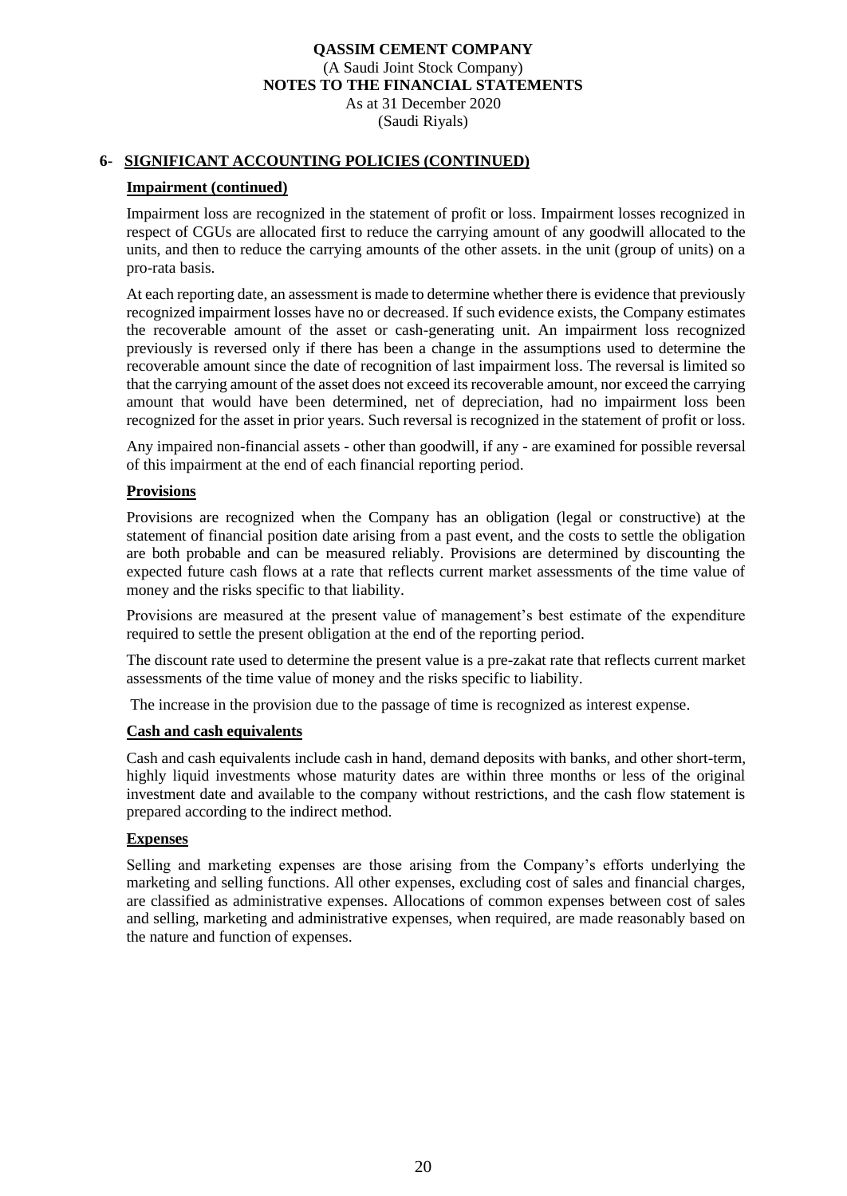## 6- SIGNIFICANT ACCOUNTING POLICIES (CONTINUED)

### Impairment (continued)

Impairment loss are recognized in the statement of profit or loss. Impairment losses recognized in respect of CGUs are allocated first to reduce the carrying amount of any goodwill allocated to the units, and then to reduce the carrying amounts of the other assets. in the unit (group of units) on a pro-rata basis.

At each reporting date, an assessment is made to determine whether there is evidence that previously recognized impairment losses have no or decreased. If such evidence exists, the Company estimates the recoverable amount of the asset or cash-generating unit. An impairment loss recognized previously is reversed only if there has been a change in the assumptions used to determine the recoverable amount since the date of recognition of last impairment loss. The reversal is limited so that the carrying amount of the asset does not exceed its recoverable amount, nor exceed the carrying amount that would have been determined, net of depreciation, had no impairment loss been recognized for the asset in prior years. Such reversal is recognized in the statement of profit or loss.

Any impaired non-financial assets - other than goodwill, if any - are examined for possible reversal of this impairment at the end of each financial reporting period.

### Provisions

Provisions are recognized when the Company has an obligation (legal or constructive) at the statement of financial position date arising from a past event, and the costs to settle the obligation are both probable and can be measured reliably. Provisions are determined by discounting the expected future cash flows at a rate that reflects current market assessments of the time value of money and the risks specific to that liability.

Provisions are measured at the present value of management's best estimate of the expenditure required to settle the present obligation at the end of the reporting period.

The discount rate used to determine the present value is a pre-zakat rate that reflects current market assessments of the time value of money and the risks specific to liability.

The increase in the provision due to the passage of time is recognized as interest expense.

### Cash and cash equivalents

Cash and cash equivalents include cash in hand, demand deposits with banks, and other short-term, highly liquid investments whose maturity dates are within three months or less of the original investment date and available to the company without restrictions, and the cash flow statement is prepared according to the indirect method.

### Expenses

Selling and marketing expenses are those arising from the Company's efforts underlying the marketing and selling functions. All other expenses, excluding cost of sales and financial charges, are classified as administrative expenses. Allocations of common expenses between cost of sales and selling, marketing and administrative expenses, when required, are made reasonably based on the nature and function of expenses.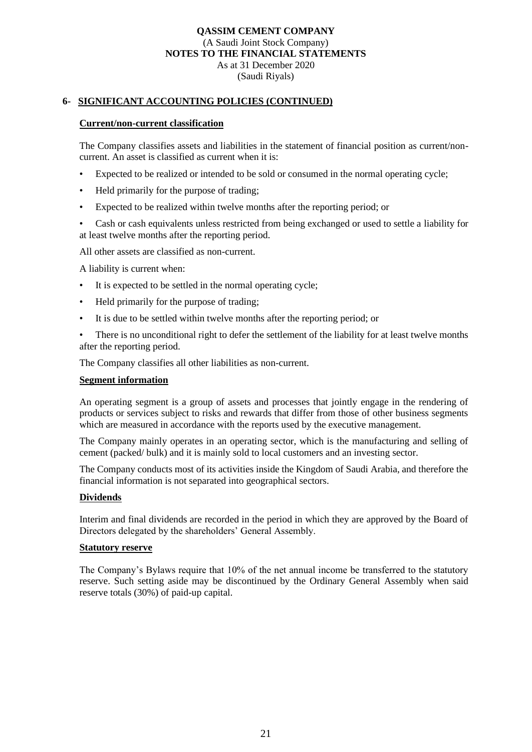## 6- SIGNIFICANT ACCOUNTING POLICIES (CONTINUED)

### Current/non-current classification

The Company classifies assets and liabilities in the statement of financial position as current/non-current. An asset is classified as current when it is:

- Expected to be realized or intended to be sold or consumed in the normal operating cycle;
- Held primarily for the purpose of trading;
- Expected to be realized within twelve months after the reporting period; or
- Cash or cash equivalents unless restricted from being exchanged or used to settle a liability for at least twelve months after the reporting period.

All other assets are classified as non-current.

A liability is current when:

- It is expected to be settled in the normal operating cycle;
- Held primarily for the purpose of trading;
- It is due to be settled within twelve months after the reporting period; or
- There is no unconditional right to defer the settlement of the liability for at least twelve months after the reporting period.

The Company classifies all other liabilities as non-current.

### Segment information

An operating segment is a group of assets and processes that jointly engage in the rendering of products or services subject to risks and rewards that differ from those of other business segments which are measured in accordance with the reports used by the executive management.

The Company mainly operates in an operating sector, which is the manufacturing and selling of cement (packed/ bulk) and it is mainly sold to local customers and an investing sector.

The Company conducts most of its activities inside the Kingdom of Saudi Arabia, and therefore the financial information is not separated into geographical sectors.

### Dividends

Interim and final dividends are recorded in the period in which they are approved by the Board of Directors delegated by the shareholders' General Assembly.

### Statutory reserve

The Company's Bylaws require that 10% of the net annual income be transferred to the statutory reserve. Such setting aside may be discontinued by the Ordinary General Assembly when said reserve totals (30%) of paid-up capital.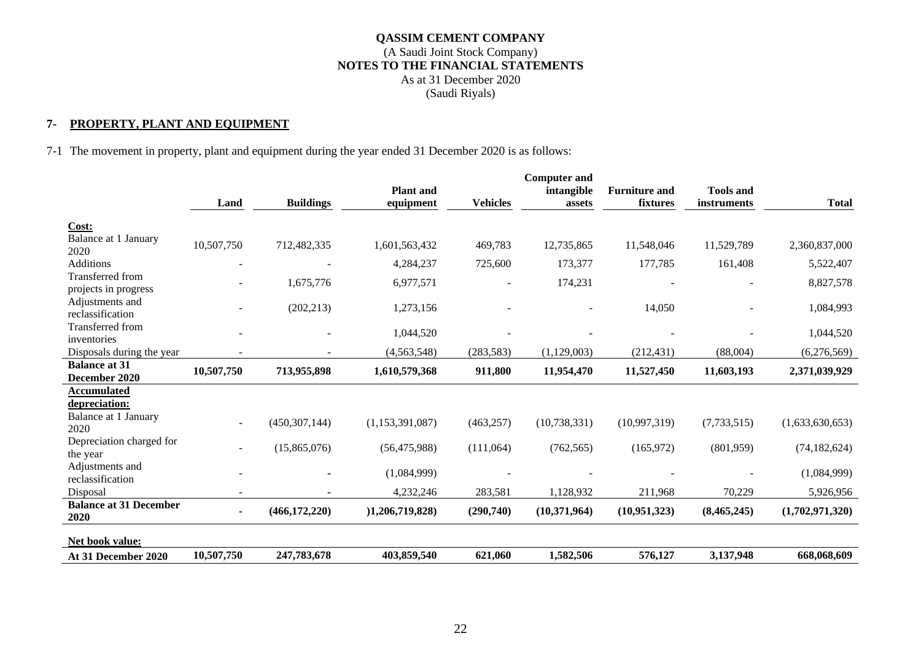**QASSIM CEMENT COMPANY**
(A Saudi Joint Stock Company)
**NOTES TO THE FINANCIAL STATEMENTS**
As at 31 December 2020
(Saudi Riyals)

## 7- PROPERTY, PLANT AND EQUIPMENT

7-1 The movement in property, plant and equipment during the year ended 31 December 2020 is as follows:

| | Land | Buildings | Plant and equipment | Vehicles | Computer and intangible assets | Furniture and fixtures | Tools and instruments | Total |
|---|---|---|---|---|---|---|---|---|
| **Cost:** | | | | | | | | |
| Balance at 1 January 2020 | 10,507,750 | 712,482,335 | 1,601,563,432 | 469,783 | 12,735,865 | 11,548,046 | 11,529,789 | 2,360,837,000 |
| Additions | - | - | 4,284,237 | 725,600 | 173,377 | 177,785 | 161,408 | 5,522,407 |
| Transferred from projects in progress | - | 1,675,776 | 6,977,571 | - | 174,231 | - | - | 8,827,578 |
| Adjustments and reclassification | - | (202,213) | 1,273,156 | - | - | 14,050 | - | 1,084,993 |
| Transferred from inventories | - | - | 1,044,520 | - | - | - | - | 1,044,520 |
| Disposals during the year | - | - | (4,563,548) | (283,583) | (1,129,003) | (212,431) | (88,004) | (6,276,569) |
| **Balance at 31 December 2020** | **10,507,750** | **713,955,898** | **1,610,579,368** | **911,800** | **11,954,470** | **11,527,450** | **11,603,193** | **2,371,039,929** |
| **Accumulated depreciation:** | | | | | | | | |
| Balance at 1 January 2020 | - | (450,307,144) | (1,153,391,087) | (463,257) | (10,738,331) | (10,997,319) | (7,733,515) | (1,633,630,653) |
| Depreciation charged for the year | - | (15,865,076) | (56,475,988) | (111,064) | (762,565) | (165,972) | (801,959) | (74,182,624) |
| Adjustments and reclassification | - | - | (1,084,999) | - | - | - | - | (1,084,999) |
| Disposal | - | - | 4,232,246 | 283,581 | 1,128,932 | 211,968 | 70,229 | 5,926,956 |
| **Balance at 31 December 2020** | **-** | **(466,172,220)** | **)1,206,719,828)** | **(290,740)** | **(10,371,964)** | **(10,951,323)** | **(8,465,245)** | **(1,702,971,320)** |
| **Net book value:** | | | | | | | | |
| **At 31 December 2020** | **10,507,750** | **247,783,678** | **403,859,540** | **621,060** | **1,582,506** | **576,127** | **3,137,948** | **668,068,609** |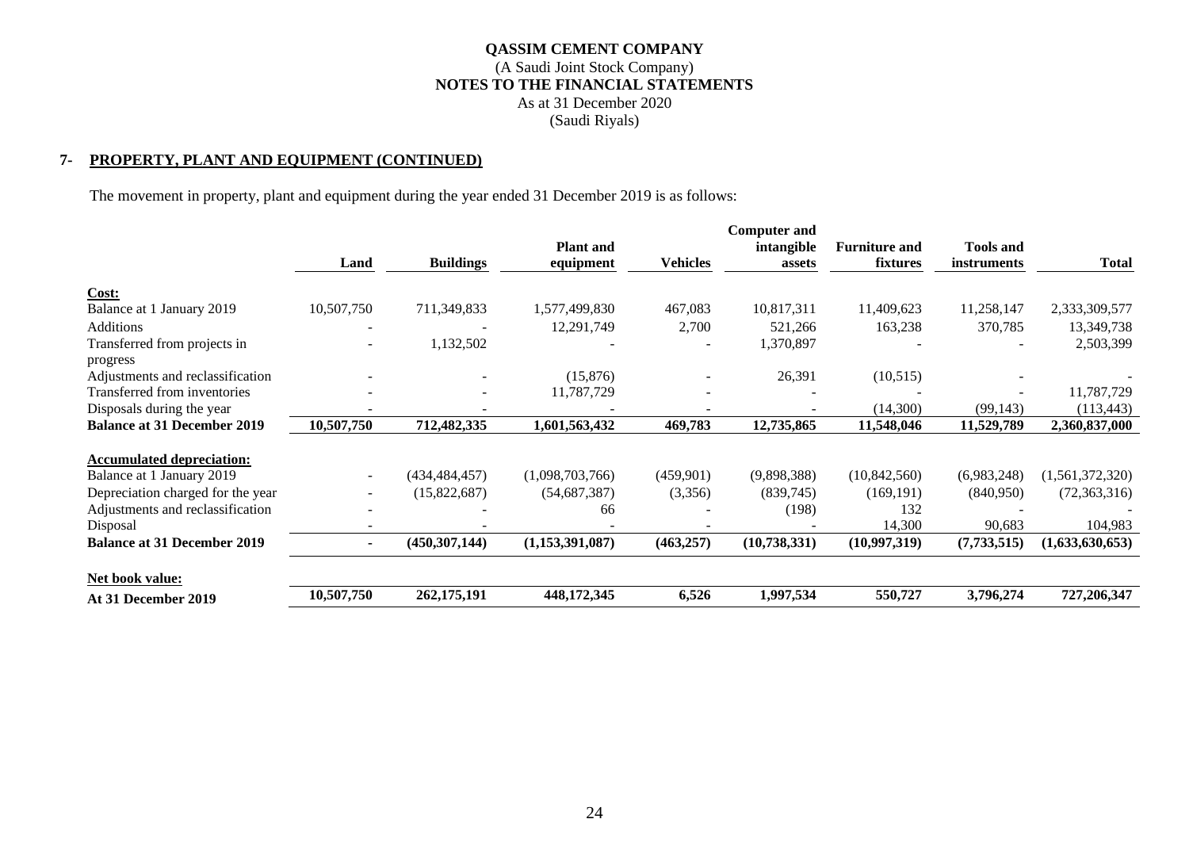**QASSIM CEMENT COMPANY**
(A Saudi Joint Stock Company)
**NOTES TO THE FINANCIAL STATEMENTS**
As at 31 December 2020
(Saudi Riyals)

## 7- PROPERTY, PLANT AND EQUIPMENT (CONTINUED)

The movement in property, plant and equipment during the year ended 31 December 2019 is as follows:

| | Land | Buildings | Plant and equipment | Vehicles | Computer and intangible assets | Furniture and fixtures | Tools and instruments | Total |
|---|---|---|---|---|---|---|---|---|
| **Cost:** | | | | | | | | |
| Balance at 1 January 2019 | 10,507,750 | 711,349,833 | 1,577,499,830 | 467,083 | 10,817,311 | 11,409,623 | 11,258,147 | 2,333,309,577 |
| Additions | - | - | 12,291,749 | 2,700 | 521,266 | 163,238 | 370,785 | 13,349,738 |
| Transferred from projects in progress | - | 1,132,502 | - | - | 1,370,897 | - | - | 2,503,399 |
| Adjustments and reclassification | - | - | (15,876) | - | 26,391 | (10,515) | - | - |
| Transferred from inventories | - | - | 11,787,729 | - | - | - | - | 11,787,729 |
| Disposals during the year | - | - | - | - | - | (14,300) | (99,143) | (113,443) |
| **Balance at 31 December 2019** | **10,507,750** | **712,482,335** | **1,601,563,432** | **469,783** | **12,735,865** | **11,548,046** | **11,529,789** | **2,360,837,000** |
| **Accumulated depreciation:** | | | | | | | | |
| Balance at 1 January 2019 | - | (434,484,457) | (1,098,703,766) | (459,901) | (9,898,388) | (10,842,560) | (6,983,248) | (1,561,372,320) |
| Depreciation charged for the year | - | (15,822,687) | (54,687,387) | (3,356) | (839,745) | (169,191) | (840,950) | (72,363,316) |
| Adjustments and reclassification | - | - | 66 | - | (198) | 132 | - | - |
| Disposal | - | - | - | - | - | 14,300 | 90,683 | 104,983 |
| **Balance at 31 December 2019** | **-** | **(450,307,144)** | **(1,153,391,087)** | **(463,257)** | **(10,738,331)** | **(10,997,319)** | **(7,733,515)** | **(1,633,630,653)** |
| **Net book value:** | | | | | | | | |
| **At 31 December 2019** | **10,507,750** | **262,175,191** | **448,172,345** | **6,526** | **1,997,534** | **550,727** | **3,796,274** | **727,206,347** |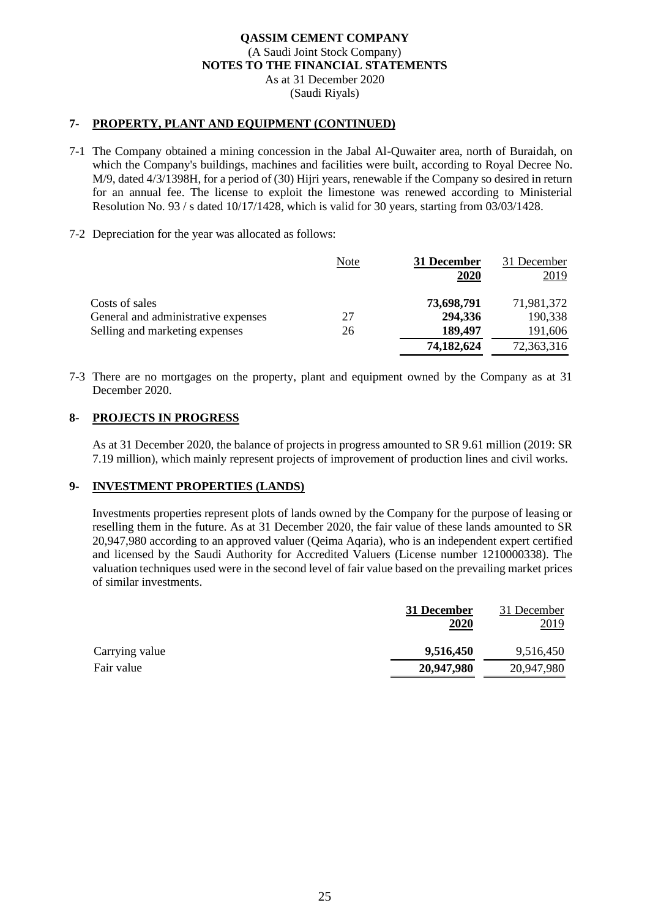## 7- PROPERTY, PLANT AND EQUIPMENT (CONTINUED)

7-1 The Company obtained a mining concession in the Jabal Al-Quwaiter area, north of Buraidah, on which the Company's buildings, machines and facilities were built, according to Royal Decree No. M/9, dated 4/3/1398H, for a period of (30) Hijri years, renewable if the Company so desired in return for an annual fee. The license to exploit the limestone was renewed according to Ministerial Resolution No. 93 / s dated 10/17/1428, which is valid for 30 years, starting from 03/03/1428.

7-2 Depreciation for the year was allocated as follows:

| | Note | **31 December 2020** | 31 December 2019 |
|---|---|---|---|
| Costs of sales | | **73,698,791** | 71,981,372 |
| General and administrative expenses | 27 | **294,336** | 190,338 |
| Selling and marketing expenses | 26 | **189,497** | 191,606 |
| | | **74,182,624** | 72,363,316 |

7-3 There are no mortgages on the property, plant and equipment owned by the Company as at 31 December 2020.

## 8- PROJECTS IN PROGRESS

As at 31 December 2020, the balance of projects in progress amounted to SR 9.61 million (2019: SR 7.19 million), which mainly represent projects of improvement of production lines and civil works.

## 9- INVESTMENT PROPERTIES (LANDS)

Investments properties represent plots of lands owned by the Company for the purpose of leasing or reselling them in the future. As at 31 December 2020, the fair value of these lands amounted to SR 20,947,980 according to an approved valuer (Qeima Aqaria), who is an independent expert certified and licensed by the Saudi Authority for Accredited Valuers (License number 1210000338). The valuation techniques used were in the second level of fair value based on the prevailing market prices of similar investments.

| | **31 December 2020** | 31 December 2019 |
|---|---|---|
| Carrying value | **9,516,450** | 9,516,450 |
| Fair value | **20,947,980** | 20,947,980 |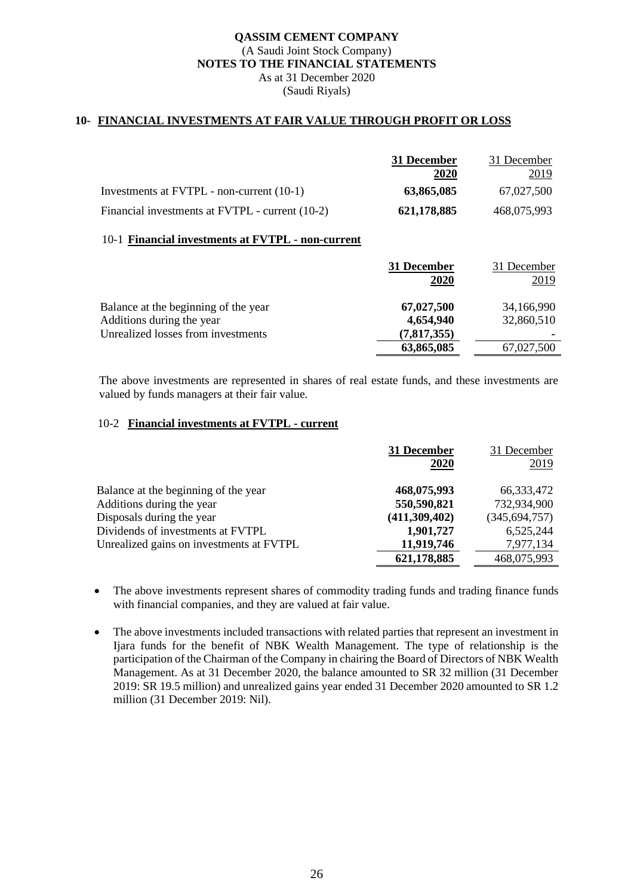**QASSIM CEMENT COMPANY**
(A Saudi Joint Stock Company)
**NOTES TO THE FINANCIAL STATEMENTS**
As at 31 December 2020
(Saudi Riyals)

## 10- FINANCIAL INVESTMENTS AT FAIR VALUE THROUGH PROFIT OR LOSS

| | 31 December 2020 | 31 December 2019 |
|---|---|---|
| Investments at FVTPL - non-current (10-1) | **63,865,085** | 67,027,500 |
| Financial investments at FVTPL - current (10-2) | **621,178,885** | 468,075,993 |

### 10-1 Financial investments at FVTPL - non-current

| | 31 December 2020 | 31 December 2019 |
|---|---|---|
| Balance at the beginning of the year | **67,027,500** | 34,166,990 |
| Additions during the year | **4,654,940** | 32,860,510 |
| Unrealized losses from investments | **(7,817,355)** | - |
| | **63,865,085** | 67,027,500 |

The above investments are represented in shares of real estate funds, and these investments are valued by funds managers at their fair value.

### 10-2 Financial investments at FVTPL - current

| | 31 December 2020 | 31 December 2019 |
|---|---|---|
| Balance at the beginning of the year | **468,075,993** | 66,333,472 |
| Additions during the year | **550,590,821** | 732,934,900 |
| Disposals during the year | **(411,309,402)** | (345,694,757) |
| Dividends of investments at FVTPL | **1,901,727** | 6,525,244 |
| Unrealized gains on investments at FVTPL | **11,919,746** | 7,977,134 |
| | **621,178,885** | 468,075,993 |

- The above investments represent shares of commodity trading funds and trading finance funds with financial companies, and they are valued at fair value.
- The above investments included transactions with related parties that represent an investment in Ijara funds for the benefit of NBK Wealth Management. The type of relationship is the participation of the Chairman of the Company in chairing the Board of Directors of NBK Wealth Management. As at 31 December 2020, the balance amounted to SR 32 million (31 December 2019: SR 19.5 million) and unrealized gains year ended 31 December 2020 amounted to SR 1.2 million (31 December 2019: Nil).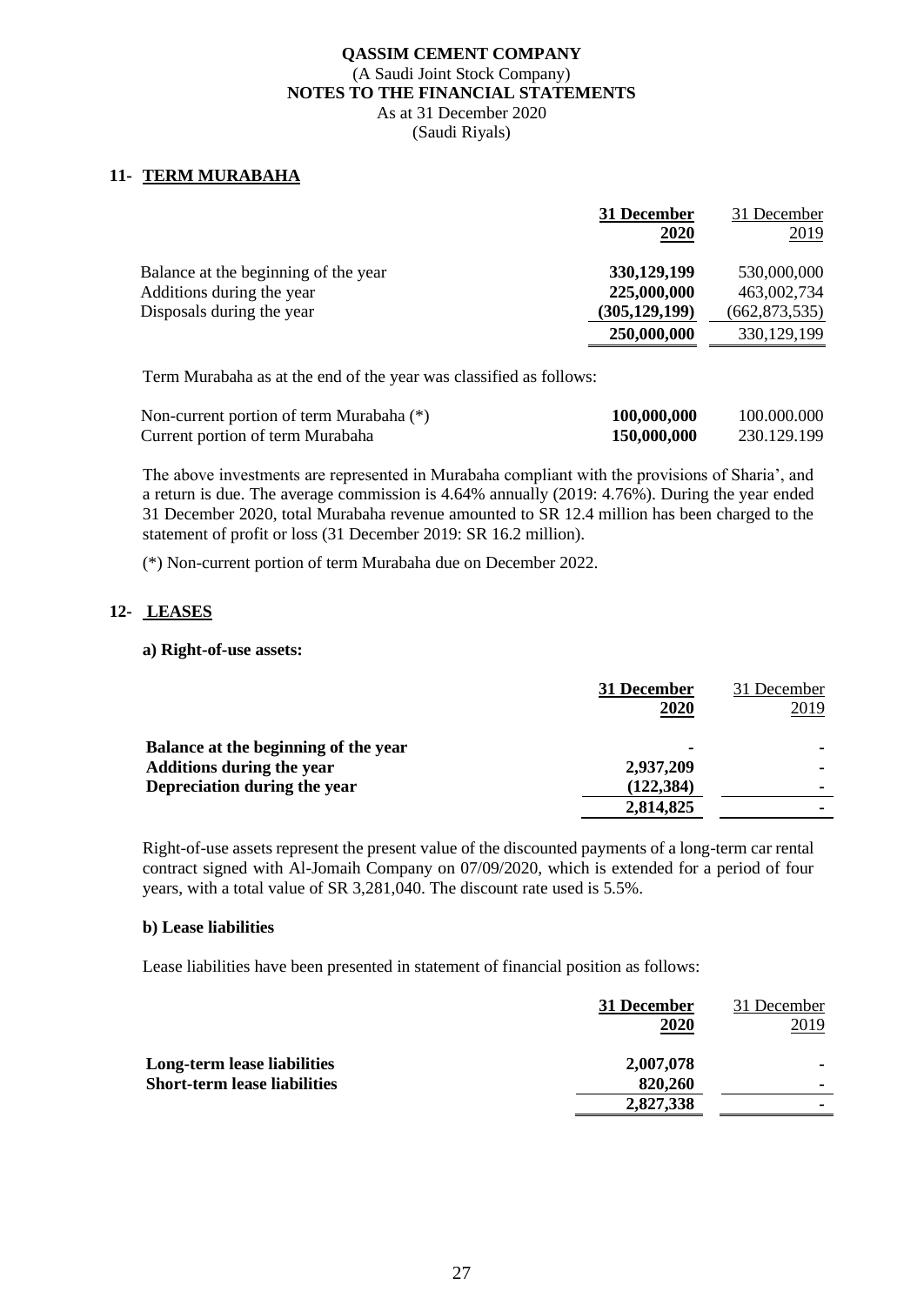## 11- TERM MURABAHA

| | 31 December 2020 | 31 December 2019 |
|---|---|---|
| Balance at the beginning of the year | 330,129,199 | 530,000,000 |
| Additions during the year | 225,000,000 | 463,002,734 |
| Disposals during the year | (305,129,199) | (662,873,535) |
| | 250,000,000 | 330,129,199 |

Term Murabaha as at the end of the year was classified as follows:

| | | |
|---|---|---|
| Non-current portion of term Murabaha (*) | 100,000,000 | 100.000.000 |
| Current portion of term Murabaha | 150,000,000 | 230.129.199 |

The above investments are represented in Murabaha compliant with the provisions of Sharia', and a return is due. The average commission is 4.64% annually (2019: 4.76%). During the year ended 31 December 2020, total Murabaha revenue amounted to SR 12.4 million has been charged to the statement of profit or loss (31 December 2019: SR 16.2 million).

(*) Non-current portion of term Murabaha due on December 2022.

## 12- LEASES

**a) Right-of-use assets:**

| | 31 December 2020 | 31 December 2019 |
|---|---|---|
| **Balance at the beginning of the year** | - | - |
| **Additions during the year** | 2,937,209 | - |
| **Depreciation during the year** | (122,384) | - |
| | 2,814,825 | - |

Right-of-use assets represent the present value of the discounted payments of a long-term car rental contract signed with Al-Jomaih Company on 07/09/2020, which is extended for a period of four years, with a total value of SR 3,281,040. The discount rate used is 5.5%.

**b) Lease liabilities**

Lease liabilities have been presented in statement of financial position as follows:

| | 31 December 2020 | 31 December 2019 |
|---|---|---|
| **Long-term lease liabilities** | 2,007,078 | - |
| **Short-term lease liabilities** | 820,260 | - |
| | 2,827,338 | - |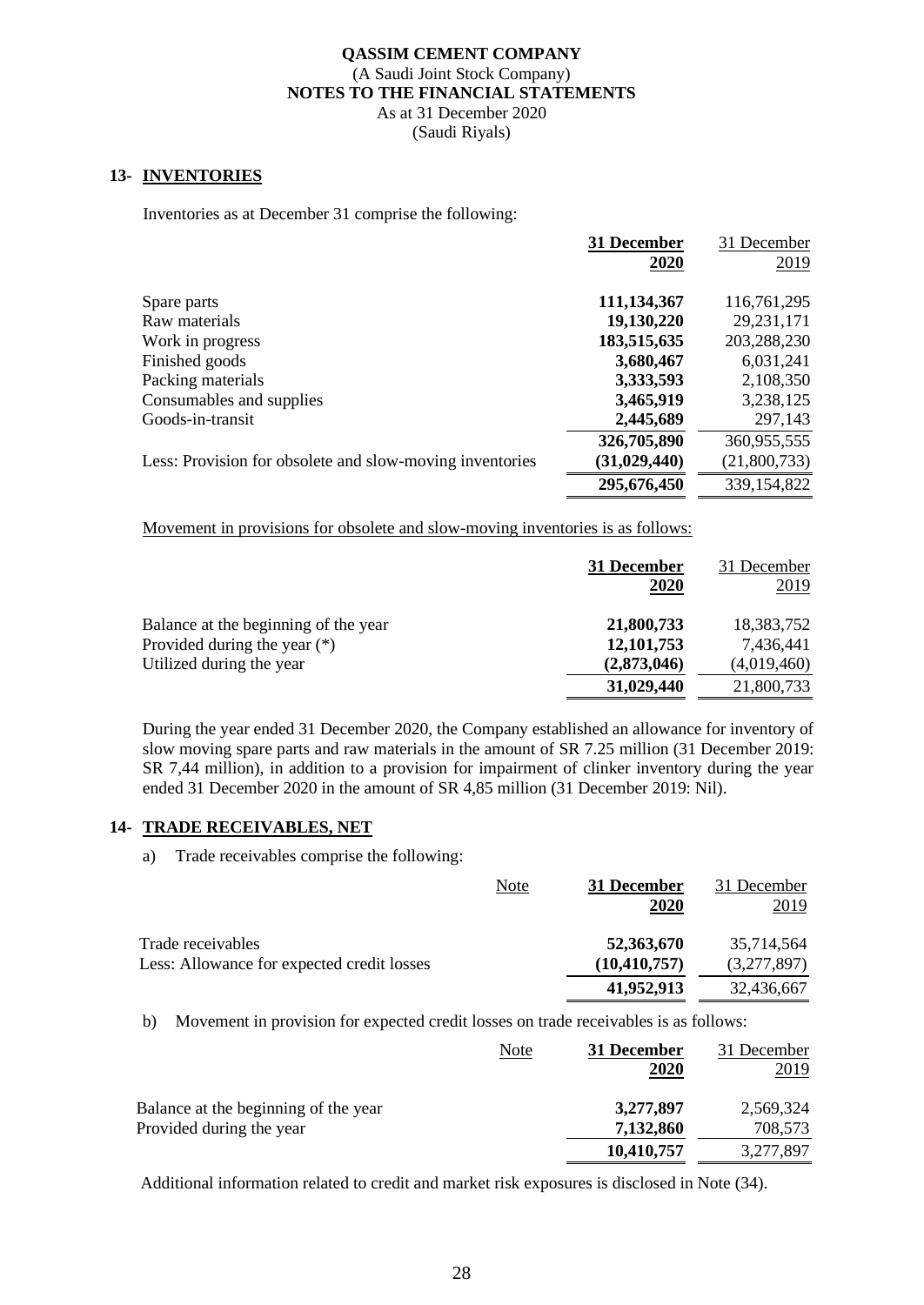## 13- INVENTORIES

Inventories as at December 31 comprise the following:

| | 31 December 2020 | 31 December 2019 |
|---|---|---|
| Spare parts | **111,134,367** | 116,761,295 |
| Raw materials | **19,130,220** | 29,231,171 |
| Work in progress | **183,515,635** | 203,288,230 |
| Finished goods | **3,680,467** | 6,031,241 |
| Packing materials | **3,333,593** | 2,108,350 |
| Consumables and supplies | **3,465,919** | 3,238,125 |
| Goods-in-transit | **2,445,689** | 297,143 |
| | **326,705,890** | 360,955,555 |
| Less: Provision for obsolete and slow-moving inventories | **(31,029,440)** | (21,800,733) |
| | **295,676,450** | 339,154,822 |

Movement in provisions for obsolete and slow-moving inventories is as follows:

| | 31 December 2020 | 31 December 2019 |
|---|---|---|
| Balance at the beginning of the year | **21,800,733** | 18,383,752 |
| Provided during the year (*) | **12,101,753** | 7,436,441 |
| Utilized during the year | **(2,873,046)** | (4,019,460) |
| | **31,029,440** | 21,800,733 |

During the year ended 31 December 2020, the Company established an allowance for inventory of slow moving spare parts and raw materials in the amount of SR 7.25 million (31 December 2019: SR 7,44 million), in addition to a provision for impairment of clinker inventory during the year ended 31 December 2020 in the amount of SR 4,85 million (31 December 2019: Nil).

## 14- TRADE RECEIVABLES, NET

a) Trade receivables comprise the following:

| | Note | 31 December 2020 | 31 December 2019 |
|---|---|---|---|
| Trade receivables | | **52,363,670** | 35,714,564 |
| Less: Allowance for expected credit losses | | **(10,410,757)** | (3,277,897) |
| | | **41,952,913** | 32,436,667 |

b) Movement in provision for expected credit losses on trade receivables is as follows:

| | Note | 31 December 2020 | 31 December 2019 |
|---|---|---|---|
| Balance at the beginning of the year | | **3,277,897** | 2,569,324 |
| Provided during the year | | **7,132,860** | 708,573 |
| | | **10,410,757** | 3,277,897 |

Additional information related to credit and market risk exposures is disclosed in Note (34).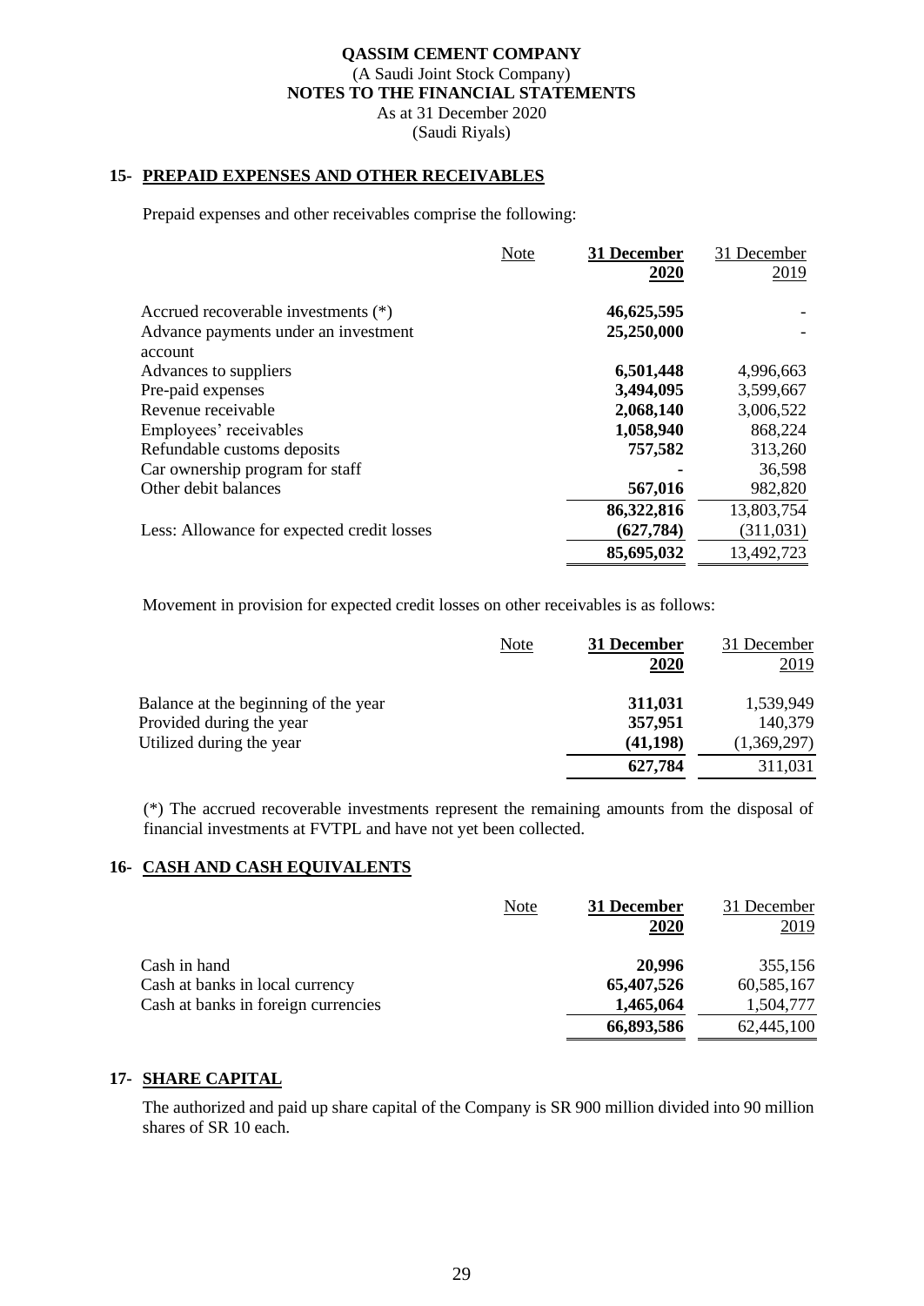**QASSIM CEMENT COMPANY**
(A Saudi Joint Stock Company)
**NOTES TO THE FINANCIAL STATEMENTS**
As at 31 December 2020
(Saudi Riyals)

## 15- PREPAID EXPENSES AND OTHER RECEIVABLES

Prepaid expenses and other receivables comprise the following:

| | Note | **31 December 2020** | 31 December 2019 |
|---|---|---|---|
| Accrued recoverable investments (*) | | **46,625,595** | - |
| Advance payments under an investment account | | **25,250,000** | - |
| Advances to suppliers | | **6,501,448** | 4,996,663 |
| Pre-paid expenses | | **3,494,095** | 3,599,667 |
| Revenue receivable | | **2,068,140** | 3,006,522 |
| Employees' receivables | | **1,058,940** | 868,224 |
| Refundable customs deposits | | **757,582** | 313,260 |
| Car ownership program for staff | | **-** | 36,598 |
| Other debit balances | | **567,016** | 982,820 |
| | | **86,322,816** | 13,803,754 |
| Less: Allowance for expected credit losses | | **(627,784)** | (311,031) |
| | | **85,695,032** | 13,492,723 |

Movement in provision for expected credit losses on other receivables is as follows:

| | Note | **31 December 2020** | 31 December 2019 |
|---|---|---|---|
| Balance at the beginning of the year | | **311,031** | 1,539,949 |
| Provided during the year | | **357,951** | 140,379 |
| Utilized during the year | | **(41,198)** | (1,369,297) |
| | | **627,784** | 311,031 |

(*) The accrued recoverable investments represent the remaining amounts from the disposal of financial investments at FVTPL and have not yet been collected.

## 16- CASH AND CASH EQUIVALENTS

| | Note | **31 December 2020** | 31 December 2019 |
|---|---|---|---|
| Cash in hand | | **20,996** | 355,156 |
| Cash at banks in local currency | | **65,407,526** | 60,585,167 |
| Cash at banks in foreign currencies | | **1,465,064** | 1,504,777 |
| | | **66,893,586** | 62,445,100 |

## 17- SHARE CAPITAL

The authorized and paid up share capital of the Company is SR 900 million divided into 90 million shares of SR 10 each.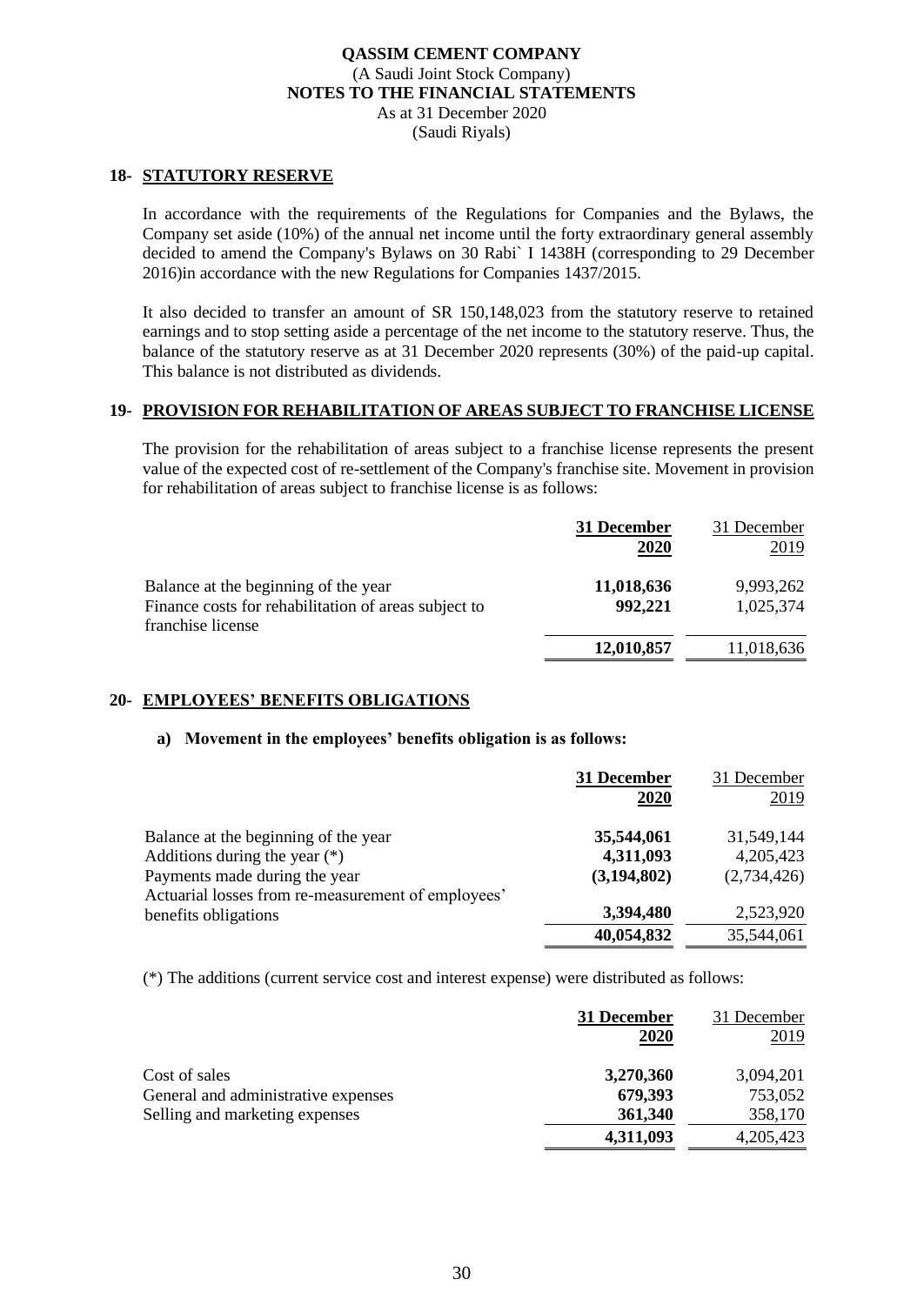## 18- STATUTORY RESERVE

In accordance with the requirements of the Regulations for Companies and the Bylaws, the Company set aside (10%) of the annual net income until the forty extraordinary general assembly decided to amend the Company's Bylaws on 30 Rabi` I 1438H (corresponding to 29 December 2016)in accordance with the new Regulations for Companies 1437/2015.

It also decided to transfer an amount of SR 150,148,023 from the statutory reserve to retained earnings and to stop setting aside a percentage of the net income to the statutory reserve. Thus, the balance of the statutory reserve as at 31 December 2020 represents (30%) of the paid-up capital. This balance is not distributed as dividends.

## 19- PROVISION FOR REHABILITATION OF AREAS SUBJECT TO FRANCHISE LICENSE

The provision for the rehabilitation of areas subject to a franchise license represents the present value of the expected cost of re-settlement of the Company's franchise site. Movement in provision for rehabilitation of areas subject to franchise license is as follows:

| | **31 December 2020** | 31 December 2019 |
|---|---|---|
| Balance at the beginning of the year | **11,018,636** | 9,993,262 |
| Finance costs for rehabilitation of areas subject to franchise license | **992,221** | 1,025,374 |
| | **12,010,857** | 11,018,636 |

## 20- EMPLOYEES' BENEFITS OBLIGATIONS

### a) Movement in the employees' benefits obligation is as follows:

| | **31 December 2020** | 31 December 2019 |
|---|---|---|
| Balance at the beginning of the year | **35,544,061** | 31,549,144 |
| Additions during the year (*) | **4,311,093** | 4,205,423 |
| Payments made during the year | **(3,194,802)** | (2,734,426) |
| Actuarial losses from re-measurement of employees' benefits obligations | **3,394,480** | 2,523,920 |
| | **40,054,832** | 35,544,061 |

(*) The additions (current service cost and interest expense) were distributed as follows:

| | **31 December 2020** | 31 December 2019 |
|---|---|---|
| Cost of sales | **3,270,360** | 3,094,201 |
| General and administrative expenses | **679,393** | 753,052 |
| Selling and marketing expenses | **361,340** | 358,170 |
| | **4,311,093** | 4,205,423 |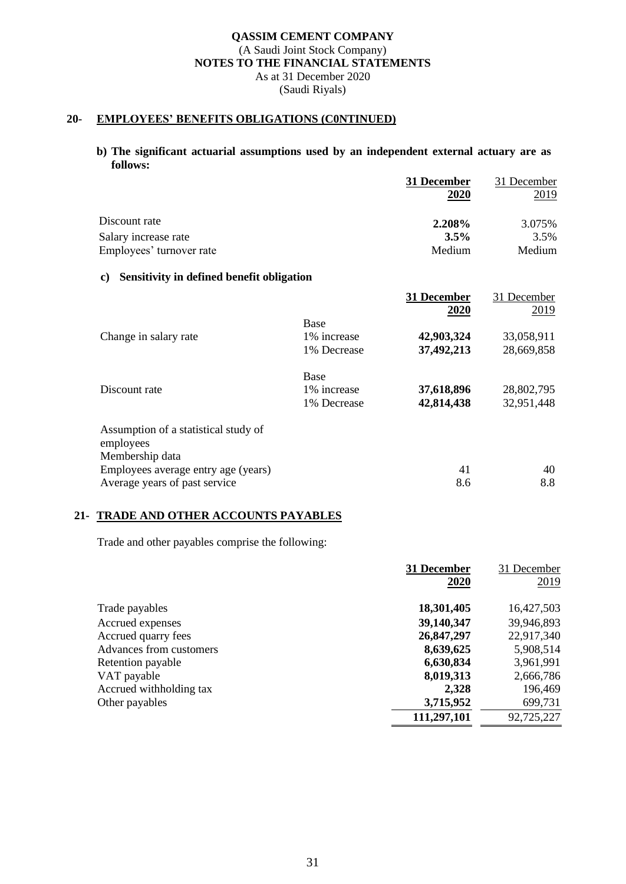**QASSIM CEMENT COMPANY**
(A Saudi Joint Stock Company)
**NOTES TO THE FINANCIAL STATEMENTS**
As at 31 December 2020
(Saudi Riyals)

## 20- EMPLOYEES' BENEFITS OBLIGATIONS (C0NTINUED)

**b) The significant actuarial assumptions used by an independent external actuary are as follows:**

| | **31 December 2020** | 31 December 2019 |
|---|---|---|
| Discount rate | **2.208%** | 3.075% |
| Salary increase rate | **3.5%** | 3.5% |
| Employees' turnover rate | Medium | Medium |

**c) Sensitivity in defined benefit obligation**

| | | **31 December 2020** | 31 December 2019 |
|---|---|---|---|
| | Base | | |
| Change in salary rate | 1% increase | **42,903,324** | 33,058,911 |
| | 1% Decrease | **37,492,213** | 28,669,858 |
| | Base | | |
| Discount rate | 1% increase | **37,618,896** | 28,802,795 |
| | 1% Decrease | **42,814,438** | 32,951,448 |
| Assumption of a statistical study of employees | | | |
| Membership data | | | |
| Employees average entry age (years) | | 41 | 40 |
| Average years of past service | | 8.6 | 8.8 |

## 21- TRADE AND OTHER ACCOUNTS PAYABLES

Trade and other payables comprise the following:

| | **31 December 2020** | 31 December 2019 |
|---|---|---|
| Trade payables | **18,301,405** | 16,427,503 |
| Accrued expenses | **39,140,347** | 39,946,893 |
| Accrued quarry fees | **26,847,297** | 22,917,340 |
| Advances from customers | **8,639,625** | 5,908,514 |
| Retention payable | **6,630,834** | 3,961,991 |
| VAT payable | **8,019,313** | 2,666,786 |
| Accrued withholding tax | **2,328** | 196,469 |
| Other payables | **3,715,952** | 699,731 |
| | **111,297,101** | 92,725,227 |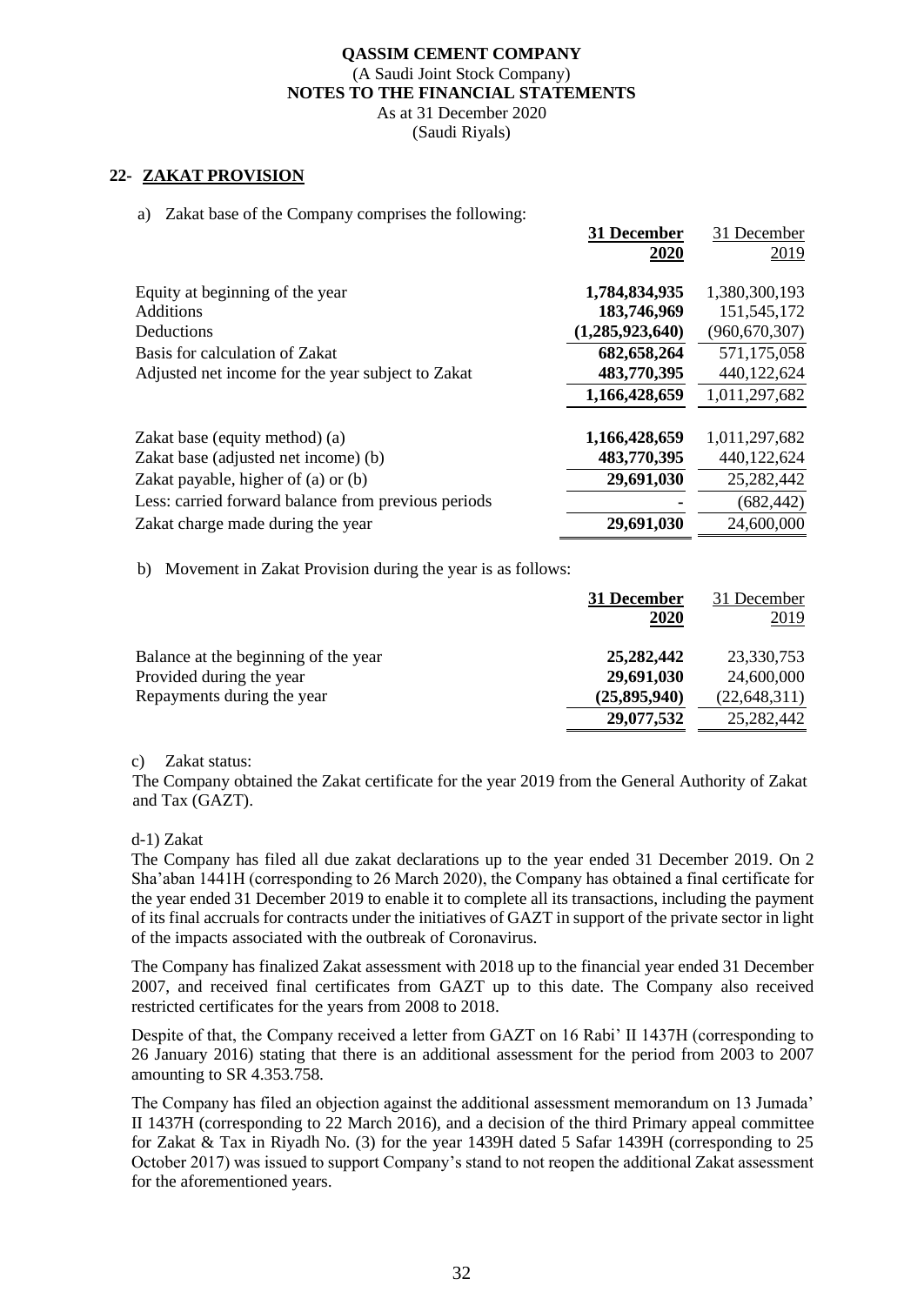## 22- ZAKAT PROVISION

a) Zakat base of the Company comprises the following:

| | **31 December 2020** | 31 December 2019 |
|---|---|---|
| Equity at beginning of the year | **1,784,834,935** | 1,380,300,193 |
| Additions | **183,746,969** | 151,545,172 |
| Deductions | **(1,285,923,640)** | (960,670,307) |
| Basis for calculation of Zakat | **682,658,264** | 571,175,058 |
| Adjusted net income for the year subject to Zakat | **483,770,395** | 440,122,624 |
| | **1,166,428,659** | 1,011,297,682 |
| Zakat base (equity method) (a) | **1,166,428,659** | 1,011,297,682 |
| Zakat base (adjusted net income) (b) | **483,770,395** | 440,122,624 |
| Zakat payable, higher of (a) or (b) | **29,691,030** | 25,282,442 |
| Less: carried forward balance from previous periods | **-** | (682,442) |
| Zakat charge made during the year | **29,691,030** | 24,600,000 |

b) Movement in Zakat Provision during the year is as follows:

| | **31 December 2020** | 31 December 2019 |
|---|---|---|
| Balance at the beginning of the year | **25,282,442** | 23,330,753 |
| Provided during the year | **29,691,030** | 24,600,000 |
| Repayments during the year | **(25,895,940)** | (22,648,311) |
| | **29,077,532** | 25,282,442 |

c) Zakat status:

The Company obtained the Zakat certificate for the year 2019 from the General Authority of Zakat and Tax (GAZT).

d-1) Zakat

The Company has filed all due zakat declarations up to the year ended 31 December 2019. On 2 Sha'aban 1441H (corresponding to 26 March 2020), the Company has obtained a final certificate for the year ended 31 December 2019 to enable it to complete all its transactions, including the payment of its final accruals for contracts under the initiatives of GAZT in support of the private sector in light of the impacts associated with the outbreak of Coronavirus.

The Company has finalized Zakat assessment with 2018 up to the financial year ended 31 December 2007, and received final certificates from GAZT up to this date. The Company also received restricted certificates for the years from 2008 to 2018.

Despite of that, the Company received a letter from GAZT on 16 Rabi' II 1437H (corresponding to 26 January 2016) stating that there is an additional assessment for the period from 2003 to 2007 amounting to SR 4.353.758.

The Company has filed an objection against the additional assessment memorandum on 13 Jumada' II 1437H (corresponding to 22 March 2016), and a decision of the third Primary appeal committee for Zakat & Tax in Riyadh No. (3) for the year 1439H dated 5 Safar 1439H (corresponding to 25 October 2017) was issued to support Company's stand to not reopen the additional Zakat assessment for the aforementioned years.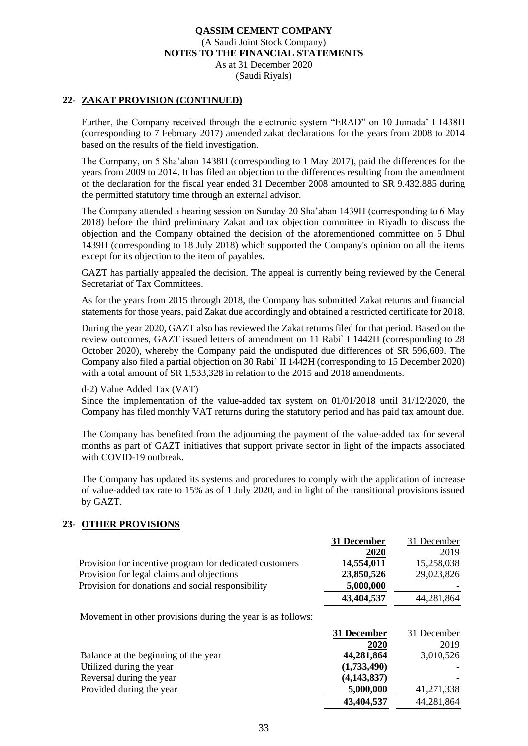## 22- ZAKAT PROVISION (CONTINUED)

Further, the Company received through the electronic system "ERAD" on 10 Jumada' I 1438H (corresponding to 7 February 2017) amended zakat declarations for the years from 2008 to 2014 based on the results of the field investigation.

The Company, on 5 Sha'aban 1438H (corresponding to 1 May 2017), paid the differences for the years from 2009 to 2014. It has filed an objection to the differences resulting from the amendment of the declaration for the fiscal year ended 31 December 2008 amounted to SR 9.432.885 during the permitted statutory time through an external advisor.

The Company attended a hearing session on Sunday 20 Sha'aban 1439H (corresponding to 6 May 2018) before the third preliminary Zakat and tax objection committee in Riyadh to discuss the objection and the Company obtained the decision of the aforementioned committee on 5 Dhul 1439H (corresponding to 18 July 2018) which supported the Company's opinion on all the items except for its objection to the item of payables.

GAZT has partially appealed the decision. The appeal is currently being reviewed by the General Secretariat of Tax Committees.

As for the years from 2015 through 2018, the Company has submitted Zakat returns and financial statements for those years, paid Zakat due accordingly and obtained a restricted certificate for 2018.

During the year 2020, GAZT also has reviewed the Zakat returns filed for that period. Based on the review outcomes, GAZT issued letters of amendment on 11 Rabi` I 1442H (corresponding to 28 October 2020), whereby the Company paid the undisputed due differences of SR 596,609. The Company also filed a partial objection on 30 Rabi` II 1442H (corresponding to 15 December 2020) with a total amount of SR 1,533,328 in relation to the 2015 and 2018 amendments.

d-2) Value Added Tax (VAT)

Since the implementation of the value-added tax system on 01/01/2018 until 31/12/2020, the Company has filed monthly VAT returns during the statutory period and has paid tax amount due.

The Company has benefited from the adjourning the payment of the value-added tax for several months as part of GAZT initiatives that support private sector in light of the impacts associated with COVID-19 outbreak.

The Company has updated its systems and procedures to comply with the application of increase of value-added tax rate to 15% as of 1 July 2020, and in light of the transitional provisions issued by GAZT.

## 23- OTHER PROVISIONS

| | **31 December 2020** | 31 December 2019 |
|---|---|---|
| Provision for incentive program for dedicated customers | **14,554,011** | 15,258,038 |
| Provision for legal claims and objections | **23,850,526** | 29,023,826 |
| Provision for donations and social responsibility | **5,000,000** | - |
| | **43,404,537** | 44,281,864 |

Movement in other provisions during the year is as follows:

| | **31 December 2020** | 31 December 2019 |
|---|---|---|
| Balance at the beginning of the year | **44,281,864** | 3,010,526 |
| Utilized during the year | **(1,733,490)** | - |
| Reversal during the year | **(4,143,837)** | - |
| Provided during the year | **5,000,000** | 41,271,338 |
| | **43,404,537** | 44,281,864 |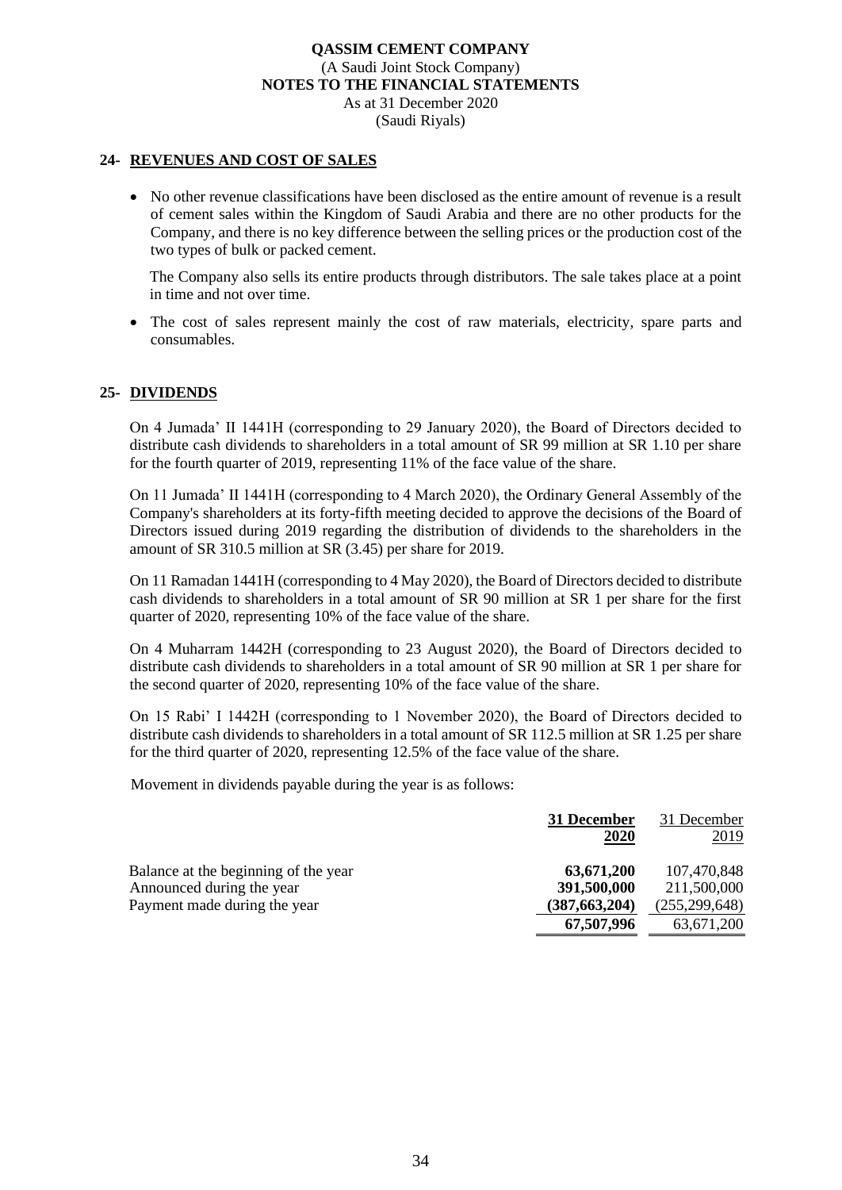**QASSIM CEMENT COMPANY**
(A Saudi Joint Stock Company)
**NOTES TO THE FINANCIAL STATEMENTS**
As at 31 December 2020
(Saudi Riyals)

## 24- REVENUES AND COST OF SALES

- No other revenue classifications have been disclosed as the entire amount of revenue is a result of cement sales within the Kingdom of Saudi Arabia and there are no other products for the Company, and there is no key difference between the selling prices or the production cost of the two types of bulk or packed cement.

  The Company also sells its entire products through distributors. The sale takes place at a point in time and not over time.

- The cost of sales represent mainly the cost of raw materials, electricity, spare parts and consumables.

## 25- DIVIDENDS

On 4 Jumada' II 1441H (corresponding to 29 January 2020), the Board of Directors decided to distribute cash dividends to shareholders in a total amount of SR 99 million at SR 1.10 per share for the fourth quarter of 2019, representing 11% of the face value of the share.

On 11 Jumada' II 1441H (corresponding to 4 March 2020), the Ordinary General Assembly of the Company's shareholders at its forty-fifth meeting decided to approve the decisions of the Board of Directors issued during 2019 regarding the distribution of dividends to the shareholders in the amount of SR 310.5 million at SR (3.45) per share for 2019.

On 11 Ramadan 1441H (corresponding to 4 May 2020), the Board of Directors decided to distribute cash dividends to shareholders in a total amount of SR 90 million at SR 1 per share for the first quarter of 2020, representing 10% of the face value of the share.

On 4 Muharram 1442H (corresponding to 23 August 2020), the Board of Directors decided to distribute cash dividends to shareholders in a total amount of SR 90 million at SR 1 per share for the second quarter of 2020, representing 10% of the face value of the share.

On 15 Rabi' I 1442H (corresponding to 1 November 2020), the Board of Directors decided to distribute cash dividends to shareholders in a total amount of SR 112.5 million at SR 1.25 per share for the third quarter of 2020, representing 12.5% of the face value of the share.

Movement in dividends payable during the year is as follows:

| | **31 December 2020** | 31 December 2019 |
|---|---|---|
| Balance at the beginning of the year | **63,671,200** | 107,470,848 |
| Announced during the year | **391,500,000** | 211,500,000 |
| Payment made during the year | **(387,663,204)** | (255,299,648) |
| | **67,507,996** | 63,671,200 |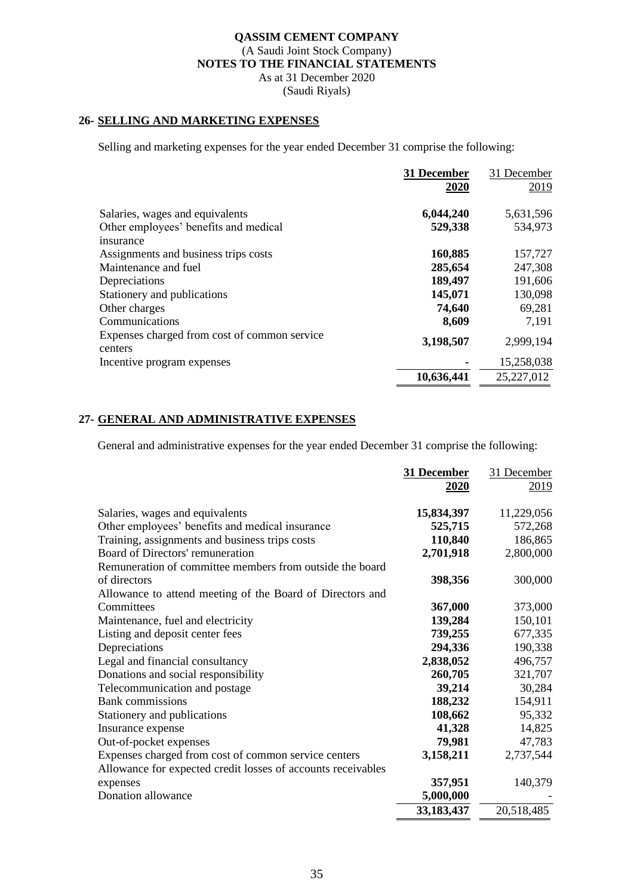**QASSIM CEMENT COMPANY**
(A Saudi Joint Stock Company)
**NOTES TO THE FINANCIAL STATEMENTS**
As at 31 December 2020
(Saudi Riyals)

## 26- SELLING AND MARKETING EXPENSES

Selling and marketing expenses for the year ended December 31 comprise the following:

| | **31 December 2020** | 31 December 2019 |
|---|---|---|
| Salaries, wages and equivalents | **6,044,240** | 5,631,596 |
| Other employees' benefits and medical insurance | **529,338** | 534,973 |
| Assignments and business trips costs | **160,885** | 157,727 |
| Maintenance and fuel | **285,654** | 247,308 |
| Depreciations | **189,497** | 191,606 |
| Stationery and publications | **145,071** | 130,098 |
| Other charges | **74,640** | 69,281 |
| Communications | **8,609** | 7,191 |
| Expenses charged from cost of common service centers | **3,198,507** | 2,999,194 |
| Incentive program expenses | **-** | 15,258,038 |
| | **10,636,441** | 25,227,012 |

## 27- GENERAL AND ADMINISTRATIVE EXPENSES

General and administrative expenses for the year ended December 31 comprise the following:

| | **31 December 2020** | 31 December 2019 |
|---|---|---|
| Salaries, wages and equivalents | **15,834,397** | 11,229,056 |
| Other employees' benefits and medical insurance | **525,715** | 572,268 |
| Training, assignments and business trips costs | **110,840** | 186,865 |
| Board of Directors' remuneration | **2,701,918** | 2,800,000 |
| Remuneration of committee members from outside the board of directors | **398,356** | 300,000 |
| Allowance to attend meeting of the Board of Directors and Committees | **367,000** | 373,000 |
| Maintenance, fuel and electricity | **139,284** | 150,101 |
| Listing and deposit center fees | **739,255** | 677,335 |
| Depreciations | **294,336** | 190,338 |
| Legal and financial consultancy | **2,838,052** | 496,757 |
| Donations and social responsibility | **260,705** | 321,707 |
| Telecommunication and postage | **39,214** | 30,284 |
| Bank commissions | **188,232** | 154,911 |
| Stationery and publications | **108,662** | 95,332 |
| Insurance expense | **41,328** | 14,825 |
| Out-of-pocket expenses | **79,981** | 47,783 |
| Expenses charged from cost of common service centers | **3,158,211** | 2,737,544 |
| Allowance for expected credit losses of accounts receivables expenses | **357,951** | 140,379 |
| Donation allowance | **5,000,000** | - |
| | **33,183,437** | 20,518,485 |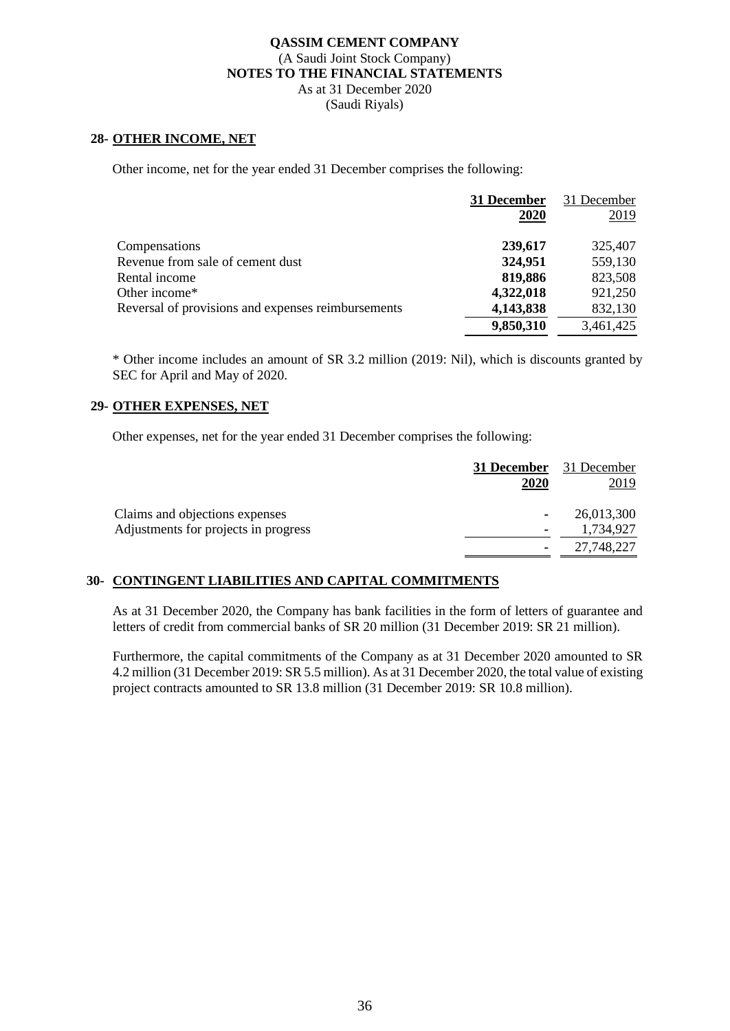## 28- OTHER INCOME, NET

Other income, net for the year ended 31 December comprises the following:

| | **31 December 2020** | 31 December 2019 |
|---|---|---|
| Compensations | **239,617** | 325,407 |
| Revenue from sale of cement dust | **324,951** | 559,130 |
| Rental income | **819,886** | 823,508 |
| Other income* | **4,322,018** | 921,250 |
| Reversal of provisions and expenses reimbursements | **4,143,838** | 832,130 |
| | **9,850,310** | 3,461,425 |

* Other income includes an amount of SR 3.2 million (2019: Nil), which is discounts granted by SEC for April and May of 2020.

## 29- OTHER EXPENSES, NET

Other expenses, net for the year ended 31 December comprises the following:

| | **31 December 2020** | 31 December 2019 |
|---|---|---|
| Claims and objections expenses | - | 26,013,300 |
| Adjustments for projects in progress | - | 1,734,927 |
| | - | 27,748,227 |

## 30- CONTINGENT LIABILITIES AND CAPITAL COMMITMENTS

As at 31 December 2020, the Company has bank facilities in the form of letters of guarantee and letters of credit from commercial banks of SR 20 million (31 December 2019: SR 21 million).

Furthermore, the capital commitments of the Company as at 31 December 2020 amounted to SR 4.2 million (31 December 2019: SR 5.5 million). As at 31 December 2020, the total value of existing project contracts amounted to SR 13.8 million (31 December 2019: SR 10.8 million).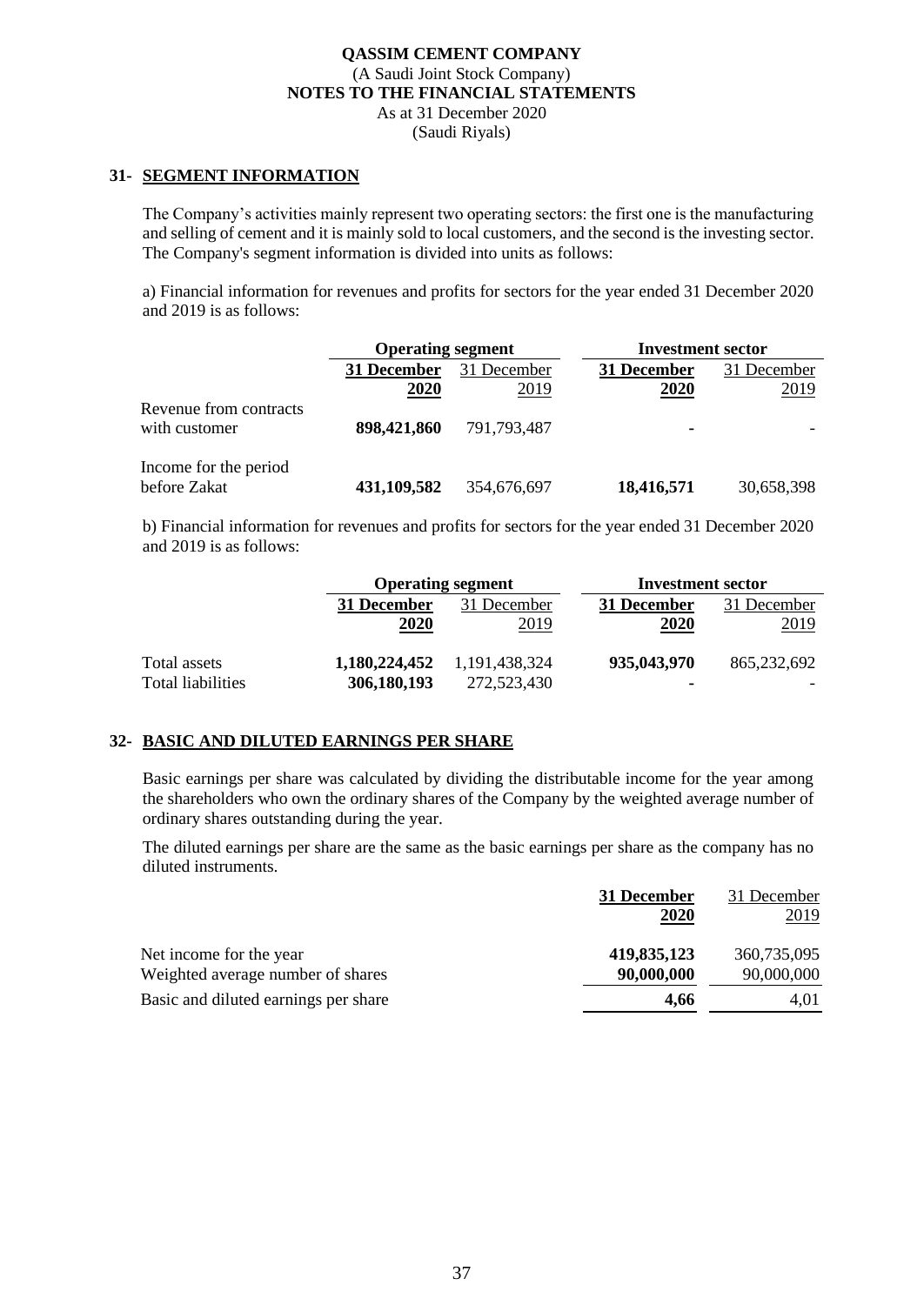**QASSIM CEMENT COMPANY**
(A Saudi Joint Stock Company)
**NOTES TO THE FINANCIAL STATEMENTS**
As at 31 December 2020
(Saudi Riyals)

## 31- SEGMENT INFORMATION

The Company's activities mainly represent two operating sectors: the first one is the manufacturing and selling of cement and it is mainly sold to local customers, and the second is the investing sector. The Company's segment information is divided into units as follows:

a) Financial information for revenues and profits for sectors for the year ended 31 December 2020 and 2019 is as follows:

| | Operating segment | | Investment sector | |
|---|---|---|---|---|
| | **31 December 2020** | 31 December 2019 | **31 December 2020** | 31 December 2019 |
| Revenue from contracts with customer | **898,421,860** | 791,793,487 | **-** | - |
| Income for the period before Zakat | **431,109,582** | 354,676,697 | **18,416,571** | 30,658,398 |

b) Financial information for revenues and profits for sectors for the year ended 31 December 2020 and 2019 is as follows:

| | Operating segment | | Investment sector | |
|---|---|---|---|---|
| | **31 December 2020** | 31 December 2019 | **31 December 2020** | 31 December 2019 |
| Total assets | **1,180,224,452** | 1,191,438,324 | **935,043,970** | 865,232,692 |
| Total liabilities | **306,180,193** | 272,523,430 | **-** | - |

## 32- BASIC AND DILUTED EARNINGS PER SHARE

Basic earnings per share was calculated by dividing the distributable income for the year among the shareholders who own the ordinary shares of the Company by the weighted average number of ordinary shares outstanding during the year.

The diluted earnings per share are the same as the basic earnings per share as the company has no diluted instruments.

| | **31 December 2020** | 31 December 2019 |
|---|---|---|
| Net income for the year | **419,835,123** | 360,735,095 |
| Weighted average number of shares | **90,000,000** | 90,000,000 |
| Basic and diluted earnings per share | **4,66** | 4,01 |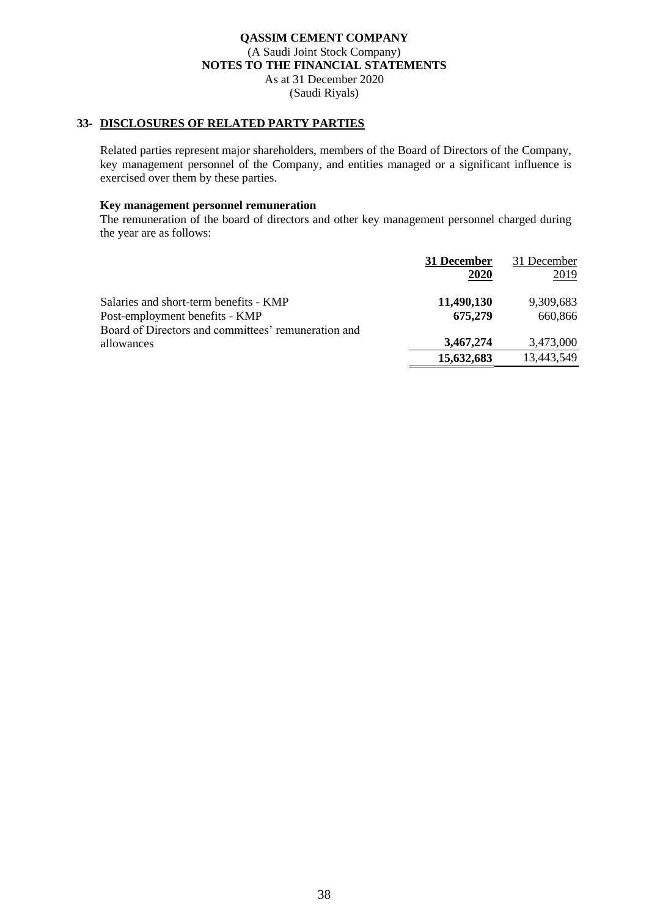**QASSIM CEMENT COMPANY**
(A Saudi Joint Stock Company)
**NOTES TO THE FINANCIAL STATEMENTS**
As at 31 December 2020
(Saudi Riyals)

## 33- DISCLOSURES OF RELATED PARTY PARTIES

Related parties represent major shareholders, members of the Board of Directors of the Company, key management personnel of the Company, and entities managed or a significant influence is exercised over them by these parties.

**Key management personnel remuneration**

The remuneration of the board of directors and other key management personnel charged during the year are as follows:

| | **31 December 2020** | 31 December 2019 |
|---|---|---|
| Salaries and short-term benefits - KMP | **11,490,130** | 9,309,683 |
| Post-employment benefits - KMP | **675,279** | 660,866 |
| Board of Directors and committees' remuneration and allowances | **3,467,274** | 3,473,000 |
| | **15,632,683** | 13,443,549 |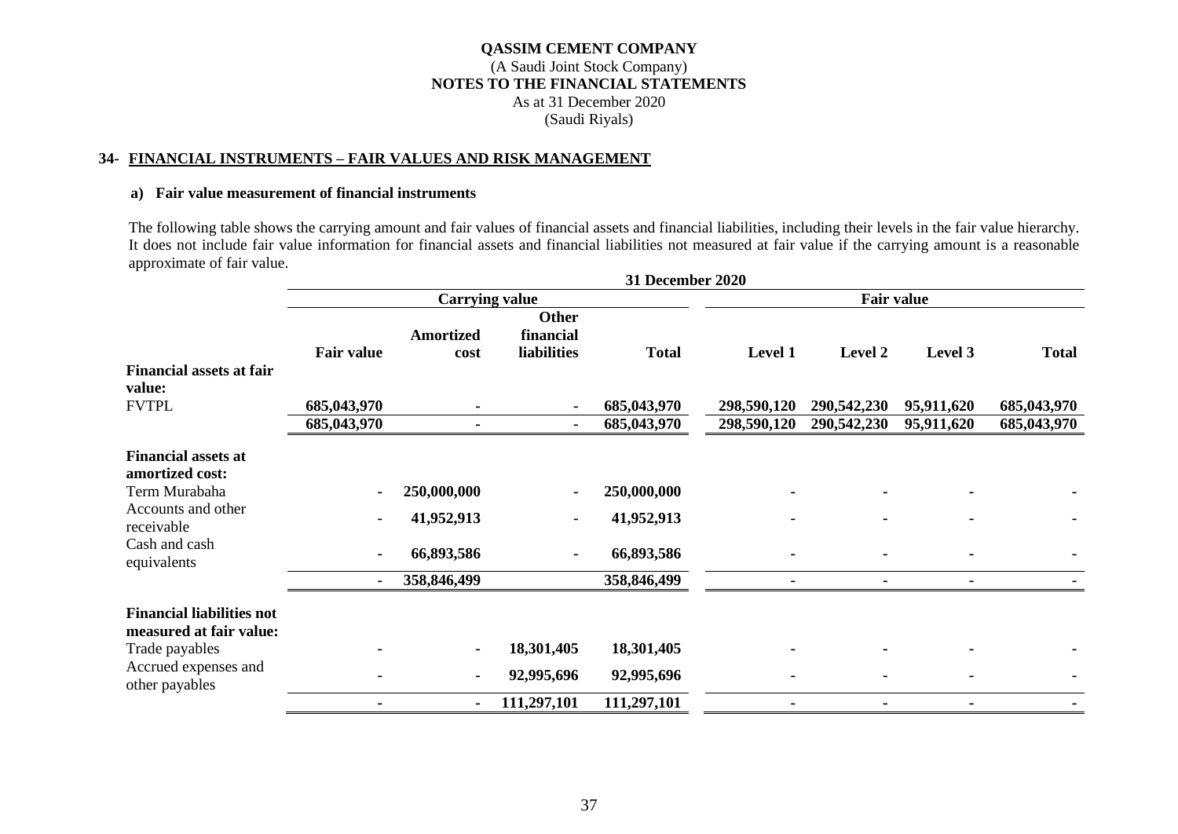## 34- FINANCIAL INSTRUMENTS – FAIR VALUES AND RISK MANAGEMENT

### a) Fair value measurement of financial instruments

The following table shows the carrying amount and fair values of financial assets and financial liabilities, including their levels in the fair value hierarchy. It does not include fair value information for financial assets and financial liabilities not measured at fair value if the carrying amount is a reasonable approximate of fair value.

| | 31 December 2020 | | | | | | | |
|---|---|---|---|---|---|---|---|---|
| | Carrying value | | | | Fair value | | | |
| | Fair value | Amortized cost | Other financial liabilities | Total | Level 1 | Level 2 | Level 3 | Total |
| **Financial assets at fair value:** | | | | | | | | |
| FVTPL | 685,043,970 | - | - | 685,043,970 | 298,590,120 | 290,542,230 | 95,911,620 | 685,043,970 |
| | 685,043,970 | - | - | 685,043,970 | 298,590,120 | 290,542,230 | 95,911,620 | 685,043,970 |
| **Financial assets at amortized cost:** | | | | | | | | |
| Term Murabaha | - | 250,000,000 | - | 250,000,000 | - | - | - | - |
| Accounts and other receivable | - | 41,952,913 | - | 41,952,913 | - | - | - | - |
| Cash and cash equivalents | - | 66,893,586 | - | 66,893,586 | - | - | - | - |
| | - | 358,846,499 | | 358,846,499 | - | - | - | - |
| **Financial liabilities not measured at fair value:** | | | | | | | | |
| Trade payables | - | - | 18,301,405 | 18,301,405 | - | - | - | - |
| Accrued expenses and other payables | - | - | 92,995,696 | 92,995,696 | - | - | - | - |
| | - | - | 111,297,101 | 111,297,101 | - | - | - | - |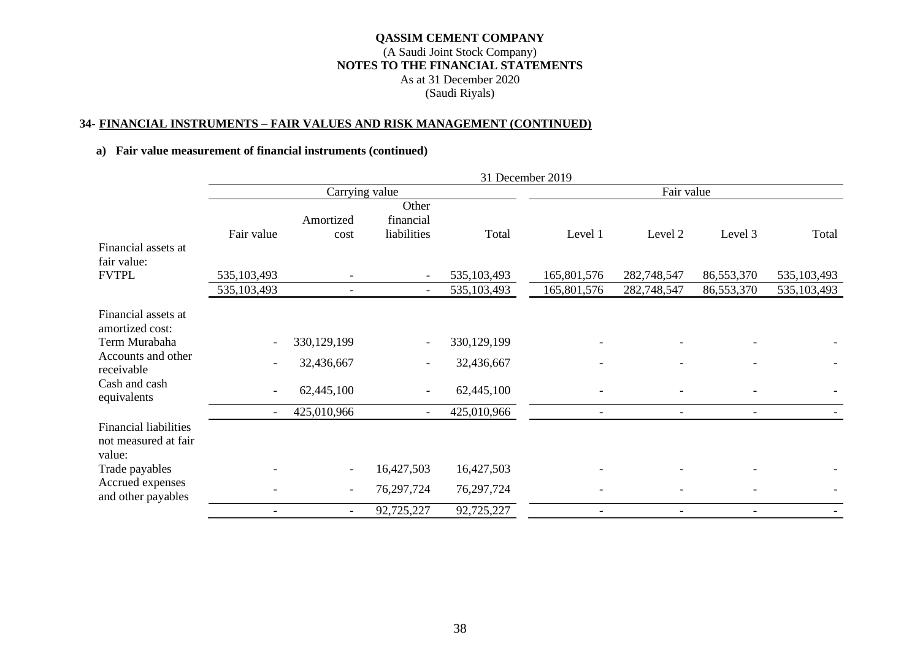**QASSIM CEMENT COMPANY**
(A Saudi Joint Stock Company)
**NOTES TO THE FINANCIAL STATEMENTS**
As at 31 December 2020
(Saudi Riyals)

## 34- FINANCIAL INSTRUMENTS – FAIR VALUES AND RISK MANAGEMENT (CONTINUED)

### a) Fair value measurement of financial instruments (continued)

| | 31 December 2019 | | | | | | | |
|---|---|---|---|---|---|---|---|---|
| | Carrying value | | | | Fair value | | | |
| | Fair value | Amortized cost | Other financial liabilities | Total | Level 1 | Level 2 | Level 3 | Total |
| Financial assets at fair value: | | | | | | | | |
| FVTPL | 535,103,493 | - | - | 535,103,493 | 165,801,576 | 282,748,547 | 86,553,370 | 535,103,493 |
| | 535,103,493 | - | - | 535,103,493 | 165,801,576 | 282,748,547 | 86,553,370 | 535,103,493 |
| Financial assets at amortized cost: | | | | | | | | |
| Term Murabaha | - | 330,129,199 | - | 330,129,199 | - | - | - | - |
| Accounts and other receivable | - | 32,436,667 | - | 32,436,667 | - | - | - | - |
| Cash and cash equivalents | - | 62,445,100 | - | 62,445,100 | - | - | - | - |
| | - | 425,010,966 | - | 425,010,966 | - | - | - | - |
| Financial liabilities not measured at fair value: | | | | | | | | |
| Trade payables | - | - | 16,427,503 | 16,427,503 | - | - | - | - |
| Accrued expenses and other payables | - | - | 76,297,724 | 76,297,724 | - | - | - | - |
| | - | - | 92,725,227 | 92,725,227 | - | - | - | - |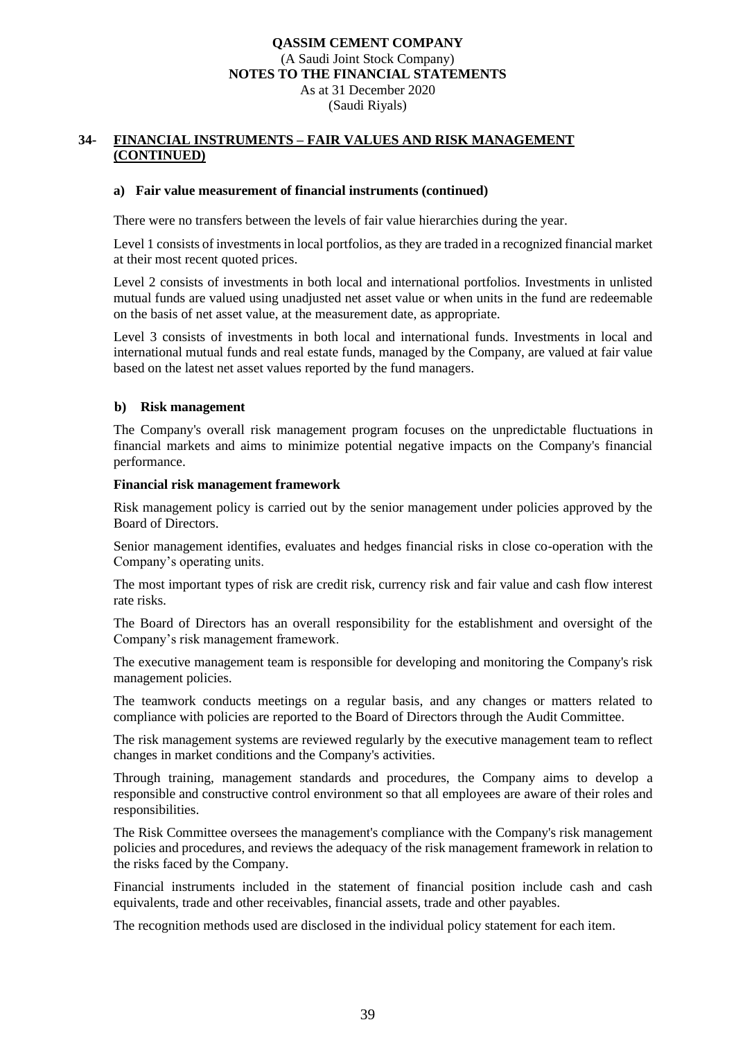## 34- FINANCIAL INSTRUMENTS – FAIR VALUES AND RISK MANAGEMENT (CONTINUED)

### a) Fair value measurement of financial instruments (continued)

There were no transfers between the levels of fair value hierarchies during the year.

Level 1 consists of investments in local portfolios, as they are traded in a recognized financial market at their most recent quoted prices.

Level 2 consists of investments in both local and international portfolios. Investments in unlisted mutual funds are valued using unadjusted net asset value or when units in the fund are redeemable on the basis of net asset value, at the measurement date, as appropriate.

Level 3 consists of investments in both local and international funds. Investments in local and international mutual funds and real estate funds, managed by the Company, are valued at fair value based on the latest net asset values reported by the fund managers.

### b) Risk management

The Company's overall risk management program focuses on the unpredictable fluctuations in financial markets and aims to minimize potential negative impacts on the Company's financial performance.

**Financial risk management framework**

Risk management policy is carried out by the senior management under policies approved by the Board of Directors.

Senior management identifies, evaluates and hedges financial risks in close co-operation with the Company's operating units.

The most important types of risk are credit risk, currency risk and fair value and cash flow interest rate risks.

The Board of Directors has an overall responsibility for the establishment and oversight of the Company's risk management framework.

The executive management team is responsible for developing and monitoring the Company's risk management policies.

The teamwork conducts meetings on a regular basis, and any changes or matters related to compliance with policies are reported to the Board of Directors through the Audit Committee.

The risk management systems are reviewed regularly by the executive management team to reflect changes in market conditions and the Company's activities.

Through training, management standards and procedures, the Company aims to develop a responsible and constructive control environment so that all employees are aware of their roles and responsibilities.

The Risk Committee oversees the management's compliance with the Company's risk management policies and procedures, and reviews the adequacy of the risk management framework in relation to the risks faced by the Company.

Financial instruments included in the statement of financial position include cash and cash equivalents, trade and other receivables, financial assets, trade and other payables.

The recognition methods used are disclosed in the individual policy statement for each item.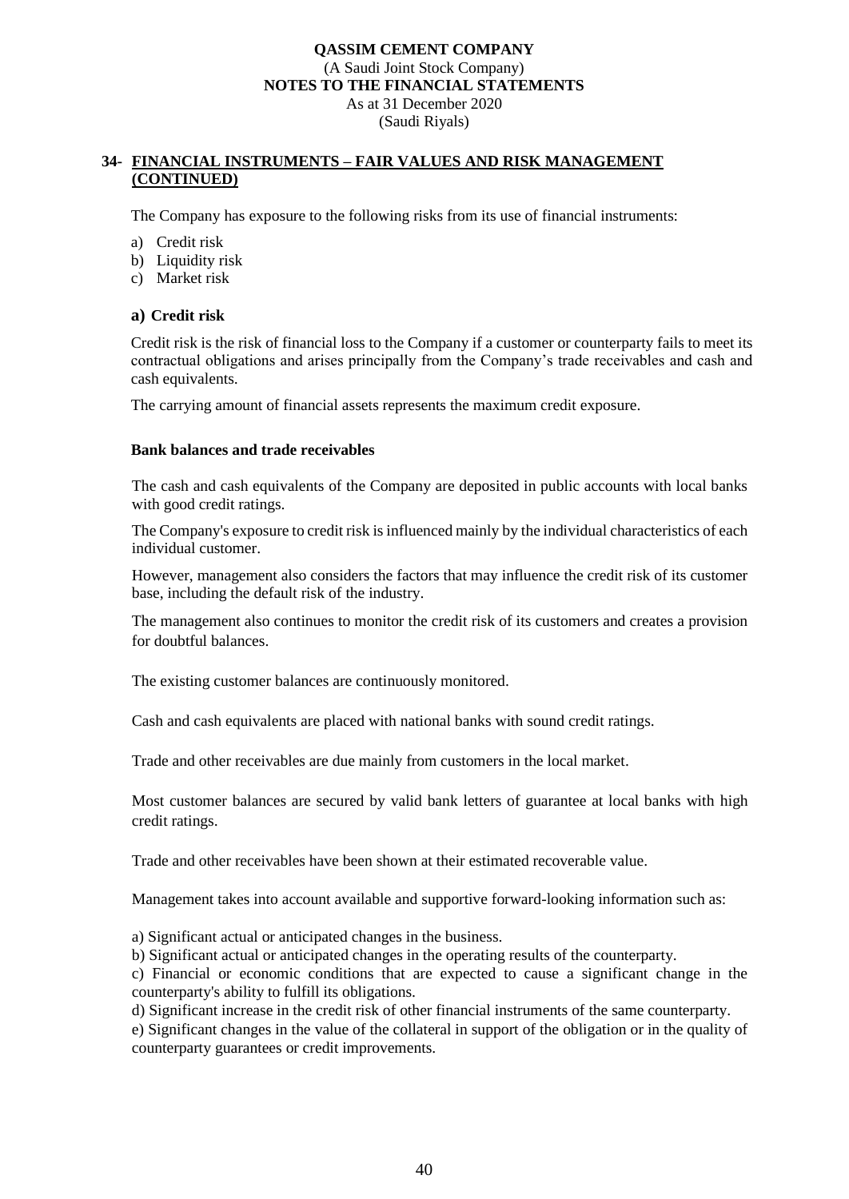## 34- FINANCIAL INSTRUMENTS – FAIR VALUES AND RISK MANAGEMENT (CONTINUED)

The Company has exposure to the following risks from its use of financial instruments:

a) Credit risk
b) Liquidity risk
c) Market risk

### a) Credit risk

Credit risk is the risk of financial loss to the Company if a customer or counterparty fails to meet its contractual obligations and arises principally from the Company's trade receivables and cash and cash equivalents.

The carrying amount of financial assets represents the maximum credit exposure.

**Bank balances and trade receivables**

The cash and cash equivalents of the Company are deposited in public accounts with local banks with good credit ratings.

The Company's exposure to credit risk is influenced mainly by the individual characteristics of each individual customer.

However, management also considers the factors that may influence the credit risk of its customer base, including the default risk of the industry.

The management also continues to monitor the credit risk of its customers and creates a provision for doubtful balances.

The existing customer balances are continuously monitored.

Cash and cash equivalents are placed with national banks with sound credit ratings.

Trade and other receivables are due mainly from customers in the local market.

Most customer balances are secured by valid bank letters of guarantee at local banks with high credit ratings.

Trade and other receivables have been shown at their estimated recoverable value.

Management takes into account available and supportive forward-looking information such as:

a) Significant actual or anticipated changes in the business.
b) Significant actual or anticipated changes in the operating results of the counterparty.
c) Financial or economic conditions that are expected to cause a significant change in the counterparty's ability to fulfill its obligations.
d) Significant increase in the credit risk of other financial instruments of the same counterparty.
e) Significant changes in the value of the collateral in support of the obligation or in the quality of counterparty guarantees or credit improvements.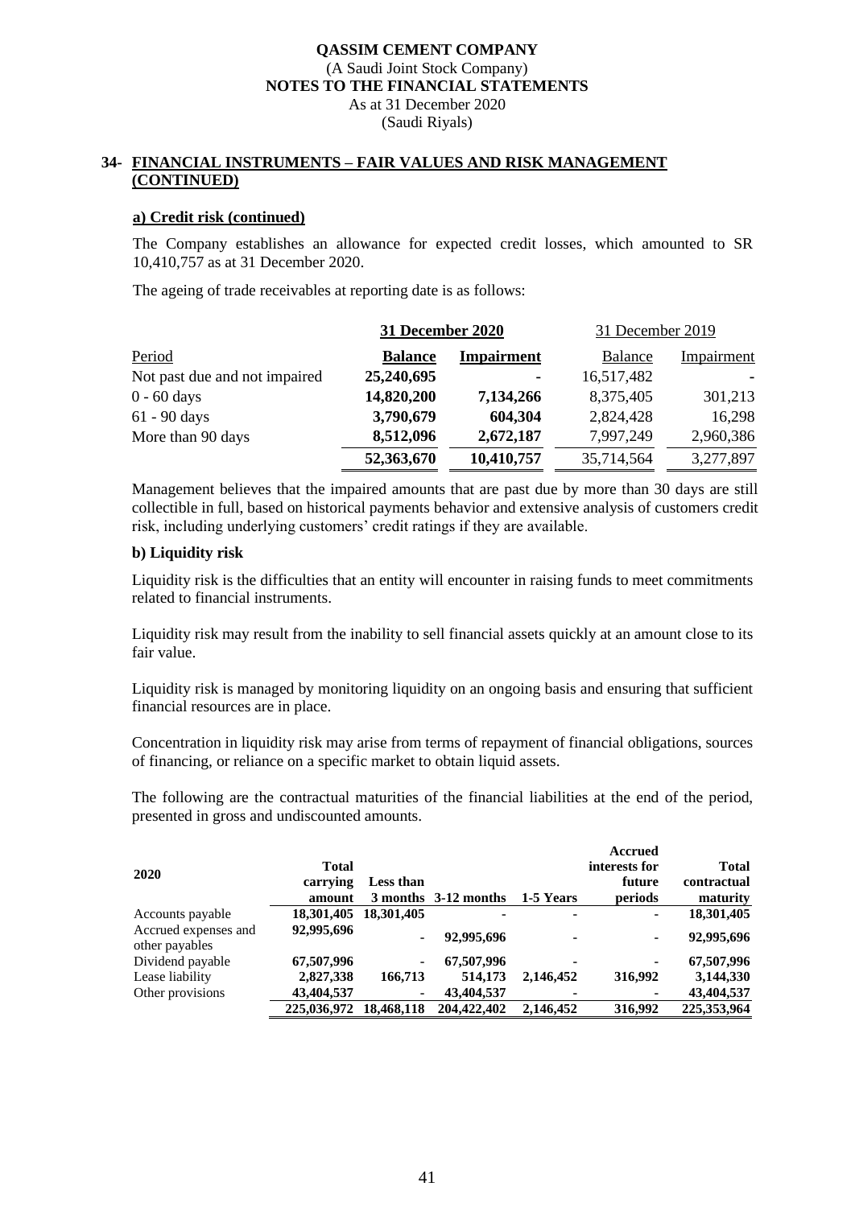## 34- FINANCIAL INSTRUMENTS – FAIR VALUES AND RISK MANAGEMENT (CONTINUED)

### a) Credit risk (continued)

The Company establishes an allowance for expected credit losses, which amounted to SR 10,410,757 as at 31 December 2020.

The ageing of trade receivables at reporting date is as follows:

| | **31 December 2020** | | 31 December 2019 | |
|---|---|---|---|---|
| Period | **Balance** | **Impairment** | Balance | Impairment |
| Not past due and not impaired | **25,240,695** | **-** | 16,517,482 | - |
| 0 - 60 days | **14,820,200** | **7,134,266** | 8,375,405 | 301,213 |
| 61 - 90 days | **3,790,679** | **604,304** | 2,824,428 | 16,298 |
| More than 90 days | **8,512,096** | **2,672,187** | 7,997,249 | 2,960,386 |
| | **52,363,670** | **10,410,757** | 35,714,564 | 3,277,897 |

Management believes that the impaired amounts that are past due by more than 30 days are still collectible in full, based on historical payments behavior and extensive analysis of customers credit risk, including underlying customers' credit ratings if they are available.

### b) Liquidity risk

Liquidity risk is the difficulties that an entity will encounter in raising funds to meet commitments related to financial instruments.

Liquidity risk may result from the inability to sell financial assets quickly at an amount close to its fair value.

Liquidity risk is managed by monitoring liquidity on an ongoing basis and ensuring that sufficient financial resources are in place.

Concentration in liquidity risk may arise from terms of repayment of financial obligations, sources of financing, or reliance on a specific market to obtain liquid assets.

The following are the contractual maturities of the financial liabilities at the end of the period, presented in gross and undiscounted amounts.

| **2020** | **Total carrying amount** | **Less than 3 months** | **3-12 months** | **1-5 Years** | **Accrued interests for future periods** | **Total contractual maturity** |
|---|---|---|---|---|---|---|
| Accounts payable | **18,301,405** | **18,301,405** | **-** | **-** | **-** | **18,301,405** |
| Accrued expenses and other payables | **92,995,696** | **-** | **92,995,696** | **-** | **-** | **92,995,696** |
| Dividend payable | **67,507,996** | **-** | **67,507,996** | **-** | **-** | **67,507,996** |
| Lease liability | **2,827,338** | **166,713** | **514,173** | **2,146,452** | **316,992** | **3,144,330** |
| Other provisions | **43,404,537** | **-** | **43,404,537** | **-** | **-** | **43,404,537** |
| | **225,036,972** | **18,468,118** | **204,422,402** | **2,146,452** | **316,992** | **225,353,964** |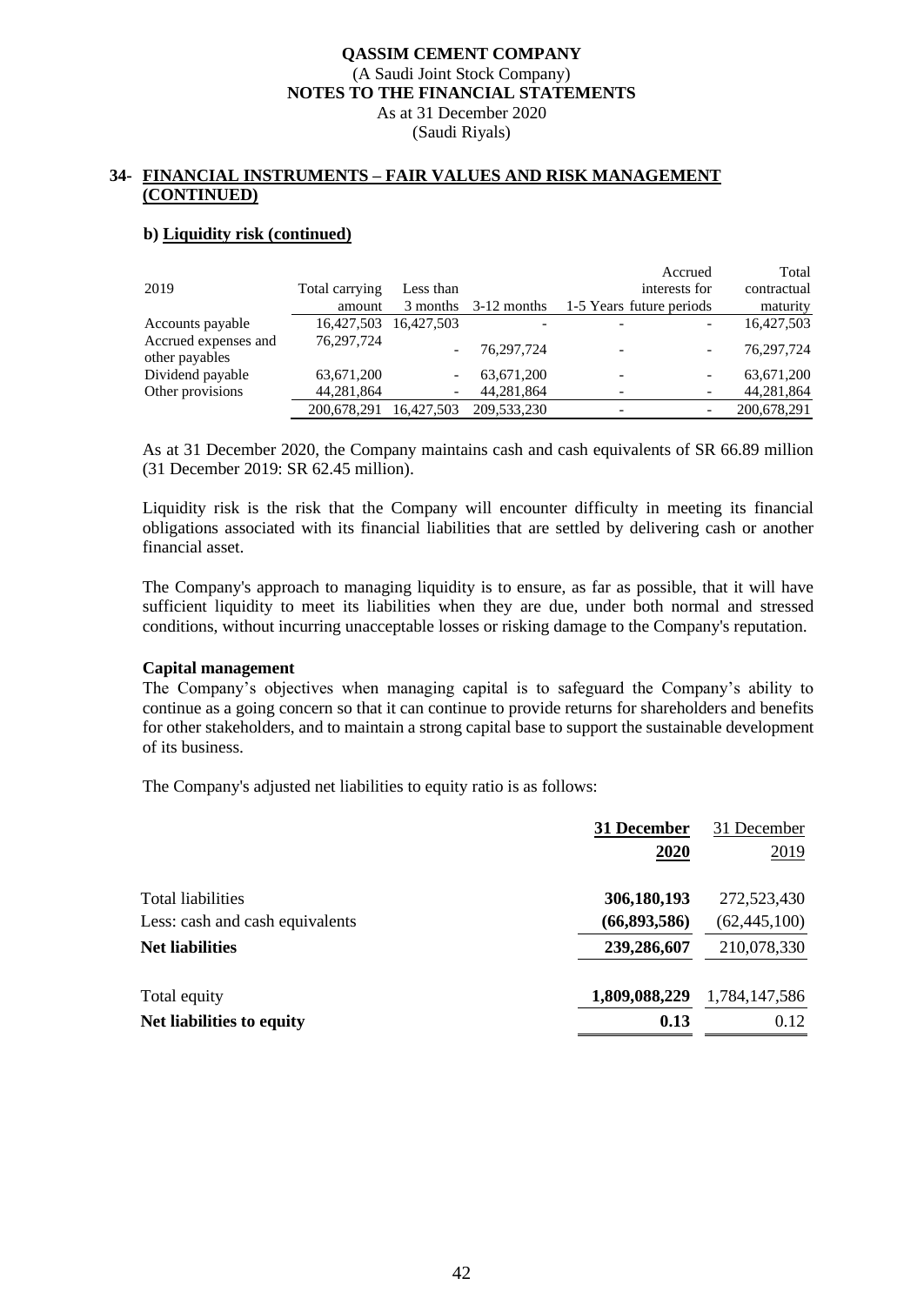**QASSIM CEMENT COMPANY**
(A Saudi Joint Stock Company)
**NOTES TO THE FINANCIAL STATEMENTS**
As at 31 December 2020
(Saudi Riyals)

## 34- FINANCIAL INSTRUMENTS – FAIR VALUES AND RISK MANAGEMENT (CONTINUED)

### b) Liquidity risk (continued)

| 2019 | Total carrying amount | Less than 3 months | 3-12 months | 1-5 Years | Accrued interests for future periods | Total contractual maturity |
|---|---|---|---|---|---|---|
| Accounts payable | 16,427,503 | 16,427,503 | - | - | - | 16,427,503 |
| Accrued expenses and other payables | 76,297,724 | - | 76,297,724 | - | - | 76,297,724 |
| Dividend payable | 63,671,200 | - | 63,671,200 | - | - | 63,671,200 |
| Other provisions | 44,281,864 | - | 44,281,864 | - | - | 44,281,864 |
| | 200,678,291 | 16,427,503 | 209,533,230 | - | - | 200,678,291 |

As at 31 December 2020, the Company maintains cash and cash equivalents of SR 66.89 million (31 December 2019: SR 62.45 million).

Liquidity risk is the risk that the Company will encounter difficulty in meeting its financial obligations associated with its financial liabilities that are settled by delivering cash or another financial asset.

The Company's approach to managing liquidity is to ensure, as far as possible, that it will have sufficient liquidity to meet its liabilities when they are due, under both normal and stressed conditions, without incurring unacceptable losses or risking damage to the Company's reputation.

**Capital management**

The Company's objectives when managing capital is to safeguard the Company's ability to continue as a going concern so that it can continue to provide returns for shareholders and benefits for other stakeholders, and to maintain a strong capital base to support the sustainable development of its business.

The Company's adjusted net liabilities to equity ratio is as follows:

| | **31 December 2020** | 31 December 2019 |
|---|---|---|
| Total liabilities | **306,180,193** | 272,523,430 |
| Less: cash and cash equivalents | **(66,893,586)** | (62,445,100) |
| **Net liabilities** | **239,286,607** | 210,078,330 |
| Total equity | **1,809,088,229** | 1,784,147,586 |
| **Net liabilities to equity** | **0.13** | 0.12 |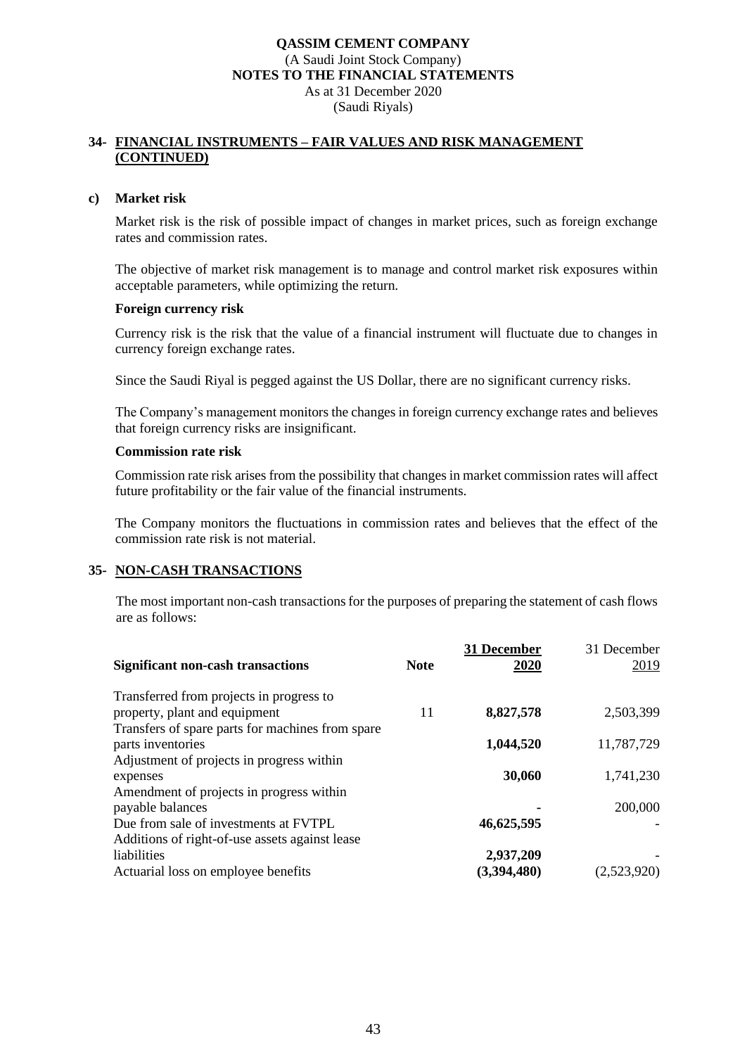## 34- FINANCIAL INSTRUMENTS – FAIR VALUES AND RISK MANAGEMENT (CONTINUED)

### c) Market risk

Market risk is the risk of possible impact of changes in market prices, such as foreign exchange rates and commission rates.

The objective of market risk management is to manage and control market risk exposures within acceptable parameters, while optimizing the return.

**Foreign currency risk**

Currency risk is the risk that the value of a financial instrument will fluctuate due to changes in currency foreign exchange rates.

Since the Saudi Riyal is pegged against the US Dollar, there are no significant currency risks.

The Company's management monitors the changes in foreign currency exchange rates and believes that foreign currency risks are insignificant.

**Commission rate risk**

Commission rate risk arises from the possibility that changes in market commission rates will affect future profitability or the fair value of the financial instruments.

The Company monitors the fluctuations in commission rates and believes that the effect of the commission rate risk is not material.

## 35- NON-CASH TRANSACTIONS

The most important non-cash transactions for the purposes of preparing the statement of cash flows are as follows:

| Significant non-cash transactions | Note | 31 December 2020 | 31 December 2019 |
|---|---|---|---|
| Transferred from projects in progress to property, plant and equipment | 11 | **8,827,578** | 2,503,399 |
| Transfers of spare parts for machines from spare parts inventories | | **1,044,520** | 11,787,729 |
| Adjustment of projects in progress within expenses | | **30,060** | 1,741,230 |
| Amendment of projects in progress within payable balances | | **-** | 200,000 |
| Due from sale of investments at FVTPL | | **46,625,595** | - |
| Additions of right-of-use assets against lease liabilities | | **2,937,209** | - |
| Actuarial loss on employee benefits | | **(3,394,480)** | (2,523,920) |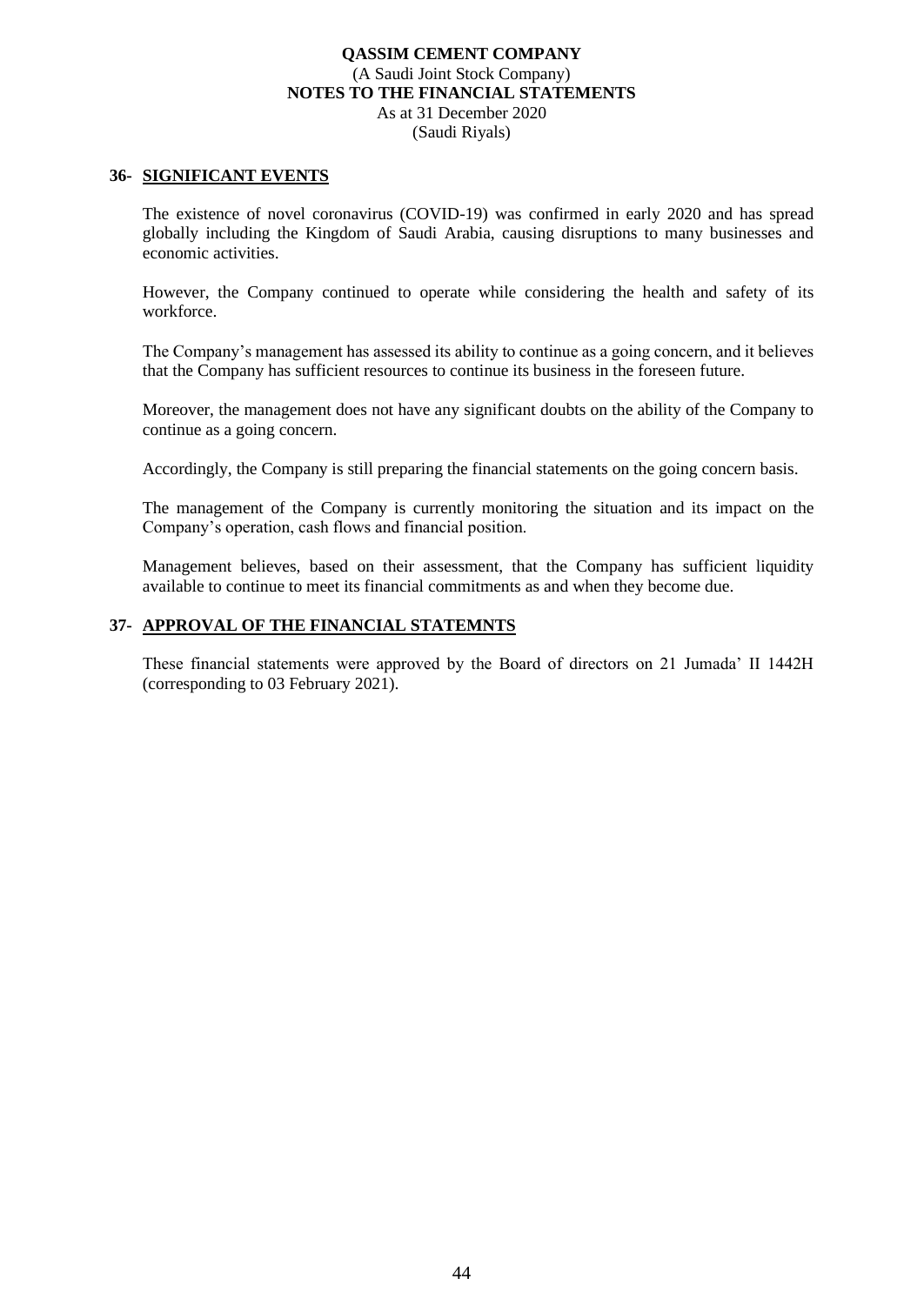## 36- SIGNIFICANT EVENTS

The existence of novel coronavirus (COVID-19) was confirmed in early 2020 and has spread globally including the Kingdom of Saudi Arabia, causing disruptions to many businesses and economic activities.

However, the Company continued to operate while considering the health and safety of its workforce.

The Company's management has assessed its ability to continue as a going concern, and it believes that the Company has sufficient resources to continue its business in the foreseen future.

Moreover, the management does not have any significant doubts on the ability of the Company to continue as a going concern.

Accordingly, the Company is still preparing the financial statements on the going concern basis.

The management of the Company is currently monitoring the situation and its impact on the Company's operation, cash flows and financial position.

Management believes, based on their assessment, that the Company has sufficient liquidity available to continue to meet its financial commitments as and when they become due.

## 37- APPROVAL OF THE FINANCIAL STATEMNTS

These financial statements were approved by the Board of directors on 21 Jumada' II 1442H (corresponding to 03 February 2021).